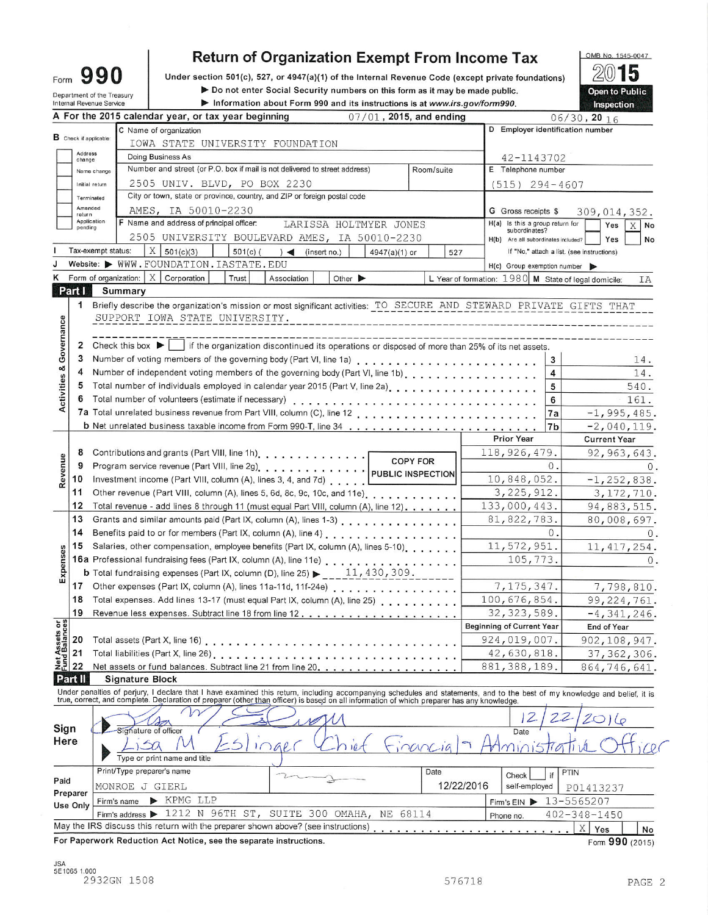Form **990**

Department of the Treasury
Internal Revenue Service

# Return of Organization Exempt From Income Tax

Under section 501(c), 527, or 4947(a)(1) of the Internal Revenue Code (except private foundations)

▶ Do not enter Social Security numbers on this form as it may be made public.

▶ Information about Form 990 and its instructions is at www.irs.gov/form990.

OMB No. 1545-0047

**2015**

**Open to Public Inspection**

**A** For the 2015 calendar year, or tax year beginning 07/01, 2015, and ending 06/30, 20 16

**B** Check if applicable: Address change / Name change / Initial return / Terminated / Amended return / Application pending

**C** Name of organization: IOWA STATE UNIVERSITY FOUNDATION

Doing Business As

Number and street (or P.O. box if mail is not delivered to street address): 2505 UNIV. BLVD, PO BOX 2230 Room/suite

City or town, state or province, country, and ZIP or foreign postal code: AMES, IA 50010-2230

**D** Employer identification number: 42-1143702

**E** Telephone number: (515) 294-4607

**G** Gross receipts $ 309,014,352.

**F** Name and address of principal officer: LARISSA HOLTMYER JONES, 2505 UNIVERSITY BOULEVARD AMES, IA 50010-2230

H(a) Is this a group return for subordinates? Yes [ ] No [X]

H(b) Are all subordinates included? Yes [ ] No [ ]
If "No," attach a list. (see instructions)

**I** Tax-exempt status: [X] 501(c)(3) [ ] 501(c) ( ) ◀ (insert no.) [ ] 4947(a)(1) or [ ] 527

**J** Website: ▶ WWW.FOUNDATION.IASTATE.EDU

H(c) Group exemption number ▶

**K** Form of organization: [X] Corporation [ ] Trust [ ] Association [ ] Other ▶

**L** Year of formation: 1980 **M** State of legal domicile: IA

## Part I Summary

**Activities & Governance**

1 Briefly describe the organization's mission or most significant activities: TO SECURE AND STEWARD PRIVATE GIFTS THAT SUPPORT IOWA STATE UNIVERSITY.

2 Check this box ▶ [ ] if the organization discontinued its operations or disposed of more than 25% of its net assets.

| | | | |
|---|---|---|---|
| 3 | Number of voting members of the governing body (Part VI, line 1a) | 3 | 14. |
| 4 | Number of independent voting members of the governing body (Part VI, line 1b) | 4 | 14. |
| 5 | Total number of individuals employed in calendar year 2015 (Part V, line 2a) | 5 | 540. |
| 6 | Total number of volunteers (estimate if necessary) | 6 | 161. |
| 7a | Total unrelated business revenue from Part VIII, column (C), line 12 | 7a | -1,995,485. |
| b | Net unrelated business taxable income from Form 990-T, line 34 | 7b | -2,040,119. |

COPY FOR PUBLIC INSPECTION

| | | | Prior Year | Current Year |
|---|---|---|---|---|
| **Revenue** | 8 | Contributions and grants (Part VIII, line 1h) | 118,926,479. | 92,963,643. |
| | 9 | Program service revenue (Part VIII, line 2g) | 0. | 0. |
| | 10 | Investment income (Part VIII, column (A), lines 3, 4, and 7d) | 10,848,052. | -1,252,838. |
| | 11 | Other revenue (Part VIII, column (A), lines 5, 6d, 8c, 9c, 10c, and 11e) | 3,225,912. | 3,172,710. |
| | 12 | Total revenue - add lines 8 through 11 (must equal Part VIII, column (A), line 12) | 133,000,443. | 94,883,515. |
| **Expenses** | 13 | Grants and similar amounts paid (Part IX, column (A), lines 1-3) | 81,822,783. | 80,008,697. |
| | 14 | Benefits paid to or for members (Part IX, column (A), line 4) | 0. | 0. |
| | 15 | Salaries, other compensation, employee benefits (Part IX, column (A), lines 5-10) | 11,572,951. | 11,417,254. |
| | 16a | Professional fundraising fees (Part IX, column (A), line 11e) | 105,773. | 0. |
| | b | Total fundraising expenses (Part IX, column (D), line 25) ▶ 11,430,309. | | |
| | 17 | Other expenses (Part IX, column (A), lines 11a-11d, 11f-24e) | 7,175,347. | 7,798,810. |
| | 18 | Total expenses. Add lines 13-17 (must equal Part IX, column (A), line 25) | 100,676,854. | 99,224,761. |
| | 19 | Revenue less expenses. Subtract line 18 from line 12 | 32,323,589. | -4,341,246. |
| | | | **Beginning of Current Year** | **End of Year** |
| **Net Assets or Fund Balances** | 20 | Total assets (Part X, line 16) | 924,019,007. | 902,108,947. |
| | 21 | Total liabilities (Part X, line 26) | 42,630,818. | 37,362,306. |
| | 22 | Net assets or fund balances. Subtract line 21 from line 20 | 881,388,189. | 864,746,641. |

## Part II Signature Block

Under penalties of perjury, I declare that I have examined this return, including accompanying schedules and statements, and to the best of my knowledge and belief, it is true, correct, and complete. Declaration of preparer (other than officer) is based on all information of which preparer has any knowledge.

**Sign Here**

Signature of officer: [signature] Date: 12/22/2016

Lisa M Eslinger Chief Financial & Administrative Officer
Type or print name and title

**Paid Preparer Use Only**

| Print/Type preparer's name | Preparer's signature | Date | Check if self-employed | PTIN |
|---|---|---|---|---|
| MONROE J GIERL | [signature] | 12/22/2016 | [ ] | P01413237 |

Firm's name ▶ KPMG LLP Firm's EIN ▶ 13-5565207

Firm's address ▶ 1212 N 96TH ST, SUITE 300 OMAHA, NE 68114 Phone no. 402-348-1450

May the IRS discuss this return with the preparer shown above? (see instructions) [X] Yes [ ] No

For Paperwork Reduction Act Notice, see the separate instructions.

Form **990** (2015)

JSA 5E1065 1.000
2932GN 1508 576718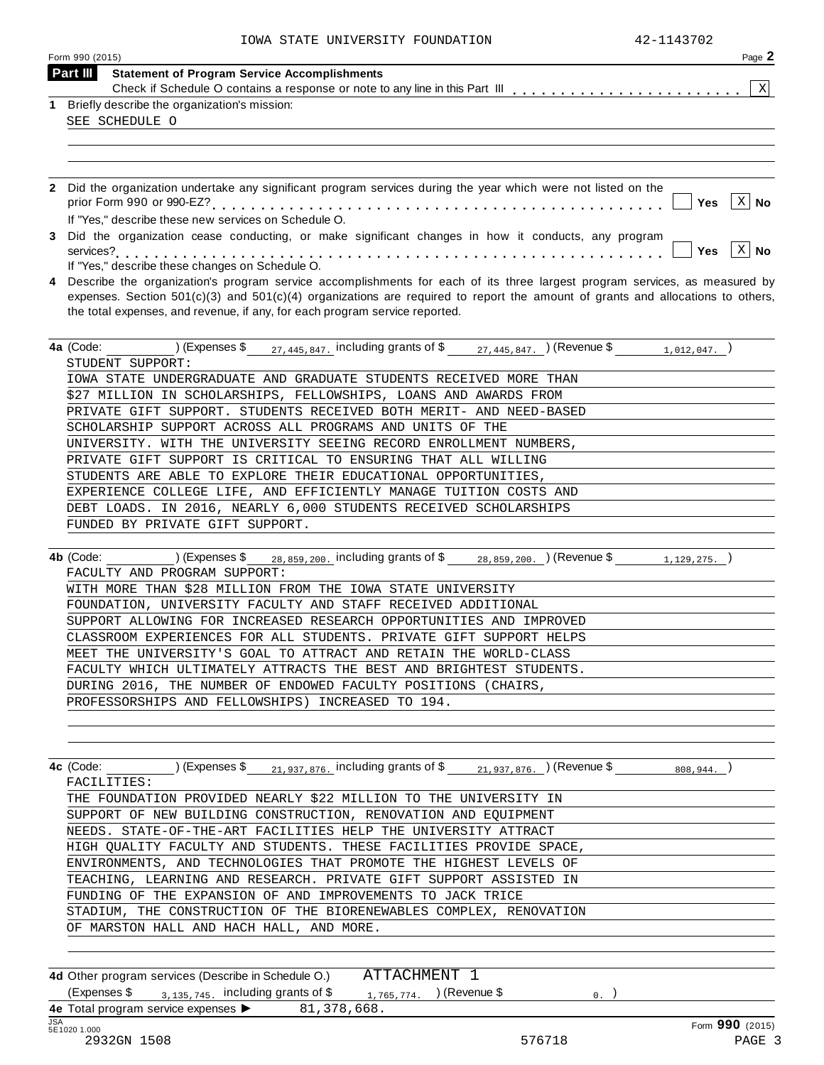IOWA STATE UNIVERSITY FOUNDATION 42-1143702

Form 990 (2015) Page **2**

## Part III Statement of Program Service Accomplishments

Check if Schedule O contains a response or note to any line in this Part III . . . . . . . . . . . . . . . . . . . . . . . [X]

**1** Briefly describe the organization's mission:

SEE SCHEDULE O

**2** Did the organization undertake any significant program services during the year which were not listed on the prior Form 990 or 990-EZ? . . . . . . . . . . . . . . . . . . . . . . . . . . . . . . . . . . . . . . . . [ ] **Yes** [X] **No**

If "Yes," describe these new services on Schedule O.

**3** Did the organization cease conducting, or make significant changes in how it conducts, any program services? . . . . . . . . . . . . . . . . . . . . . . . . . . . . . . . . . . . . . . . . . . . . . . . . . . [ ] **Yes** [X] **No**

If "Yes," describe these changes on Schedule O.

**4** Describe the organization's program service accomplishments for each of its three largest program services, as measured by expenses. Section 501(c)(3) and 501(c)(4) organizations are required to report the amount of grants and allocations to others, the total expenses, and revenue, if any, for each program service reported.

**4a** (Code: ) (Expenses $ 27,445,847. including grants of $ 27,445,847. ) (Revenue $ 1,012,047. )

STUDENT SUPPORT:
IOWA STATE UNDERGRADUATE AND GRADUATE STUDENTS RECEIVED MORE THAN $27 MILLION IN SCHOLARSHIPS, FELLOWSHIPS, LOANS AND AWARDS FROM PRIVATE GIFT SUPPORT. STUDENTS RECEIVED BOTH MERIT- AND NEED-BASED SCHOLARSHIP SUPPORT ACROSS ALL PROGRAMS AND UNITS OF THE UNIVERSITY. WITH THE UNIVERSITY SEEING RECORD ENROLLMENT NUMBERS, PRIVATE GIFT SUPPORT IS CRITICAL TO ENSURING THAT ALL WILLING STUDENTS ARE ABLE TO EXPLORE THEIR EDUCATIONAL OPPORTUNITIES, EXPERIENCE COLLEGE LIFE, AND EFFICIENTLY MANAGE TUITION COSTS AND DEBT LOADS. IN 2016, NEARLY 6,000 STUDENTS RECEIVED SCHOLARSHIPS FUNDED BY PRIVATE GIFT SUPPORT.

**4b** (Code: ) (Expenses $ 28,859,200. including grants of $ 28,859,200. ) (Revenue $ 1,129,275. )

FACULTY AND PROGRAM SUPPORT:
WITH MORE THAN $28 MILLION FROM THE IOWA STATE UNIVERSITY FOUNDATION, UNIVERSITY FACULTY AND STAFF RECEIVED ADDITIONAL SUPPORT ALLOWING FOR INCREASED RESEARCH OPPORTUNITIES AND IMPROVED CLASSROOM EXPERIENCES FOR ALL STUDENTS. PRIVATE GIFT SUPPORT HELPS MEET THE UNIVERSITY'S GOAL TO ATTRACT AND RETAIN THE WORLD-CLASS FACULTY WHICH ULTIMATELY ATTRACTS THE BEST AND BRIGHTEST STUDENTS. DURING 2016, THE NUMBER OF ENDOWED FACULTY POSITIONS (CHAIRS, PROFESSORSHIPS AND FELLOWSHIPS) INCREASED TO 194.

**4c** (Code: ) (Expenses $ 21,937,876. including grants of $ 21,937,876. ) (Revenue $ 808,944. )

FACILITIES:
THE FOUNDATION PROVIDED NEARLY $22 MILLION TO THE UNIVERSITY IN SUPPORT OF NEW BUILDING CONSTRUCTION, RENOVATION AND EQUIPMENT NEEDS. STATE-OF-THE-ART FACILITIES HELP THE UNIVERSITY ATTRACT HIGH QUALITY FACULTY AND STUDENTS. THESE FACILITIES PROVIDE SPACE, ENVIRONMENTS, AND TECHNOLOGIES THAT PROMOTE THE HIGHEST LEVELS OF TEACHING, LEARNING AND RESEARCH. PRIVATE GIFT SUPPORT ASSISTED IN FUNDING OF THE EXPANSION OF AND IMPROVEMENTS TO JACK TRICE STADIUM, THE CONSTRUCTION OF THE BIORENEWABLES COMPLEX, RENOVATION OF MARSTON HALL AND HACH HALL, AND MORE.

**4d** Other program services (Describe in Schedule O.) ATTACHMENT 1

(Expenses $ 3,135,745. including grants of $ 1,765,774. ) (Revenue $ 0. )

**4e** Total program service expenses ► 81,378,668.

JSA 5E1020 1.000

Form **990** (2015)

2932GN 1508 576718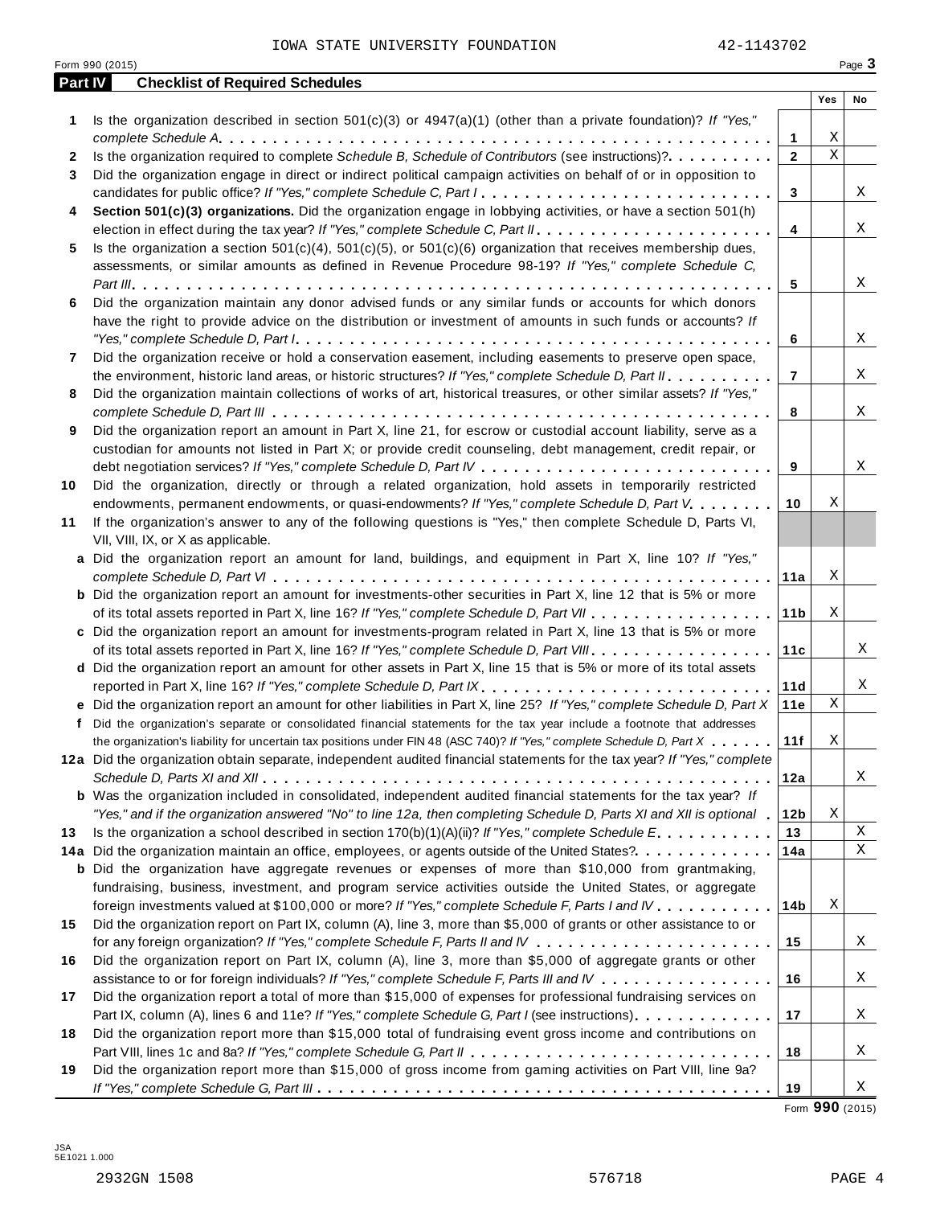IOWA STATE UNIVERSITY FOUNDATION 42-1143702

Form 990 (2015)

## Part IV Checklist of Required Schedules

| | | | Yes | No |
|---|---|---|---|---|
| 1 | Is the organization described in section 501(c)(3) or 4947(a)(1) (other than a private foundation)? *If "Yes," complete Schedule A* | 1 | X | |
| 2 | Is the organization required to complete *Schedule B, Schedule of Contributors* (see instructions)? | 2 | X | |
| 3 | Did the organization engage in direct or indirect political campaign activities on behalf of or in opposition to candidates for public office? *If "Yes," complete Schedule C, Part I* | 3 | | X |
| 4 | **Section 501(c)(3) organizations.** Did the organization engage in lobbying activities, or have a section 501(h) election in effect during the tax year? *If "Yes," complete Schedule C, Part II* | 4 | | X |
| 5 | Is the organization a section 501(c)(4), 501(c)(5), or 501(c)(6) organization that receives membership dues, assessments, or similar amounts as defined in Revenue Procedure 98-19? *If "Yes," complete Schedule C, Part III* | 5 | | X |
| 6 | Did the organization maintain any donor advised funds or any similar funds or accounts for which donors have the right to provide advice on the distribution or investment of amounts in such funds or accounts? *If "Yes," complete Schedule D, Part I* | 6 | | X |
| 7 | Did the organization receive or hold a conservation easement, including easements to preserve open space, the environment, historic land areas, or historic structures? *If "Yes," complete Schedule D, Part II* | 7 | | X |
| 8 | Did the organization maintain collections of works of art, historical treasures, or other similar assets? *If "Yes," complete Schedule D, Part III* | 8 | | X |
| 9 | Did the organization report an amount in Part X, line 21, for escrow or custodial account liability, serve as a custodian for amounts not listed in Part X; or provide credit counseling, debt management, credit repair, or debt negotiation services? *If "Yes," complete Schedule D, Part IV* | 9 | | X |
| 10 | Did the organization, directly or through a related organization, hold assets in temporarily restricted endowments, permanent endowments, or quasi-endowments? *If "Yes," complete Schedule D, Part V* | 10 | X | |
| 11 | If the organization's answer to any of the following questions is "Yes," then complete Schedule D, Parts VI, VII, VIII, IX, or X as applicable. | | | |
| a | Did the organization report an amount for land, buildings, and equipment in Part X, line 10? *If "Yes," complete Schedule D, Part VI* | 11a | X | |
| b | Did the organization report an amount for investments-other securities in Part X, line 12 that is 5% or more of its total assets reported in Part X, line 16? *If "Yes," complete Schedule D, Part VII* | 11b | X | |
| c | Did the organization report an amount for investments-program related in Part X, line 13 that is 5% or more of its total assets reported in Part X, line 16? *If "Yes," complete Schedule D, Part VIII* | 11c | | X |
| d | Did the organization report an amount for other assets in Part X, line 15 that is 5% or more of its total assets reported in Part X, line 16? *If "Yes," complete Schedule D, Part IX* | 11d | | X |
| e | Did the organization report an amount for other liabilities in Part X, line 25? *If "Yes," complete Schedule D, Part X* | 11e | X | |
| f | Did the organization's separate or consolidated financial statements for the tax year include a footnote that addresses the organization's liability for uncertain tax positions under FIN 48 (ASC 740)? *If "Yes," complete Schedule D, Part X* | 11f | X | |
| 12a | Did the organization obtain separate, independent audited financial statements for the tax year? *If "Yes," complete Schedule D, Parts XI and XII* | 12a | | X |
| b | Was the organization included in consolidated, independent audited financial statements for the tax year? *If "Yes," and if the organization answered "No" to line 12a, then completing Schedule D, Parts XI and XII is optional* | 12b | X | |
| 13 | Is the organization a school described in section 170(b)(1)(A)(ii)? *If "Yes," complete Schedule E* | 13 | | X |
| 14a | Did the organization maintain an office, employees, or agents outside of the United States? | 14a | | X |
| b | Did the organization have aggregate revenues or expenses of more than $10,000 from grantmaking, fundraising, business, investment, and program service activities outside the United States, or aggregate foreign investments valued at $100,000 or more? *If "Yes," complete Schedule F, Parts I and IV* | 14b | X | |
| 15 | Did the organization report on Part IX, column (A), line 3, more than $5,000 of grants or other assistance to or for any foreign organization? *If "Yes," complete Schedule F, Parts II and IV* | 15 | | X |
| 16 | Did the organization report on Part IX, column (A), line 3, more than $5,000 of aggregate grants or other assistance to or for foreign individuals? *If "Yes," complete Schedule F, Parts III and IV* | 16 | | X |
| 17 | Did the organization report a total of more than $15,000 of expenses for professional fundraising services on Part IX, column (A), lines 6 and 11e? *If "Yes," complete Schedule G, Part I* (see instructions) | 17 | | X |
| 18 | Did the organization report more than $15,000 total of fundraising event gross income and contributions on Part VIII, lines 1c and 8a? *If "Yes," complete Schedule G, Part II* | 18 | | X |
| 19 | Did the organization report more than $15,000 of gross income from gaming activities on Part VIII, line 9a? *If "Yes," complete Schedule G, Part III* | 19 | | X |

Form **990** (2015)

JSA
5E1021 1.000

2932GN 1508 576718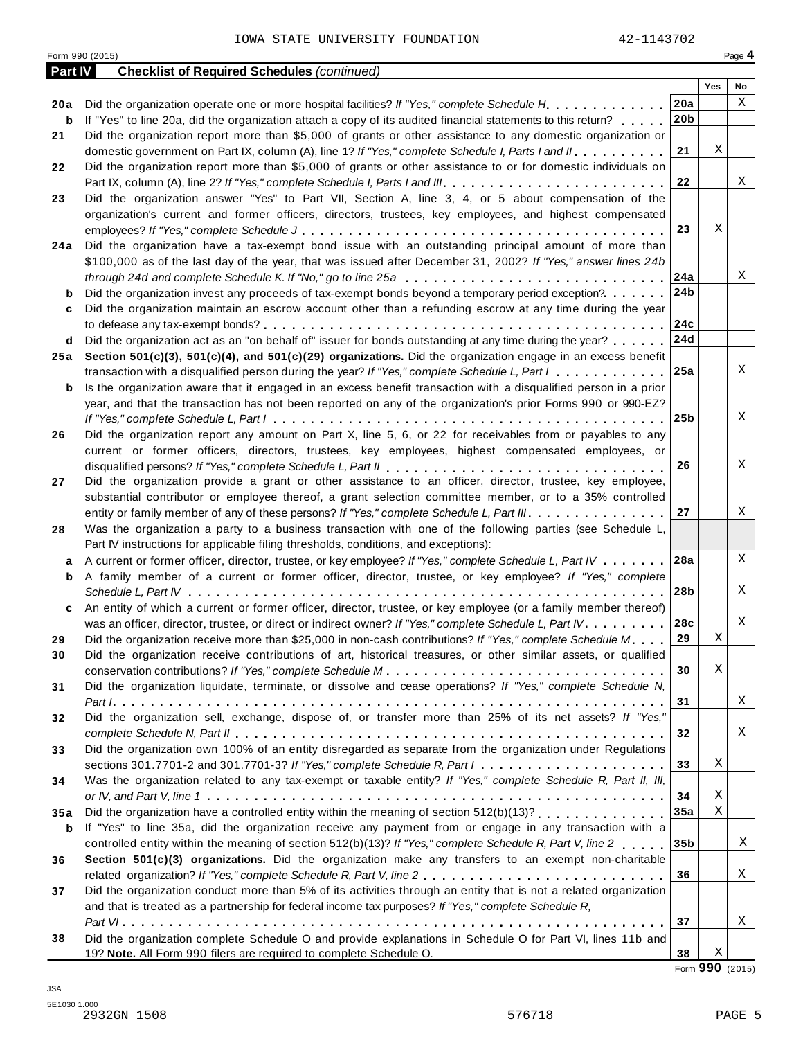IOWA STATE UNIVERSITY FOUNDATION 42-1143702

Form 990 (2015)

**Part IV** **Checklist of Required Schedules** *(continued)*

| | | | Yes | No |
|---|---|---|---|---|
| **20a** | Did the organization operate one or more hospital facilities? *If "Yes," complete Schedule H* | **20a** | | X |
| **b** | If "Yes" to line 20a, did the organization attach a copy of its audited financial statements to this return? | **20b** | | |
| **21** | Did the organization report more than $5,000 of grants or other assistance to any domestic organization or domestic government on Part IX, column (A), line 1? *If "Yes," complete Schedule I, Parts I and II* | **21** | X | |
| **22** | Did the organization report more than $5,000 of grants or other assistance to or for domestic individuals on Part IX, column (A), line 2? *If "Yes," complete Schedule I, Parts I and III* | **22** | | X |
| **23** | Did the organization answer "Yes" to Part VII, Section A, line 3, 4, or 5 about compensation of the organization's current and former officers, directors, trustees, key employees, and highest compensated employees? *If "Yes," complete Schedule J* | **23** | X | |
| **24a** | Did the organization have a tax-exempt bond issue with an outstanding principal amount of more than $100,000 as of the last day of the year, that was issued after December 31, 2002? *If "Yes," answer lines 24b through 24d and complete Schedule K. If "No," go to line 25a* | **24a** | | X |
| **b** | Did the organization invest any proceeds of tax-exempt bonds beyond a temporary period exception? | **24b** | | |
| **c** | Did the organization maintain an escrow account other than a refunding escrow at any time during the year to defease any tax-exempt bonds? | **24c** | | |
| **d** | Did the organization act as an "on behalf of" issuer for bonds outstanding at any time during the year? | **24d** | | |
| **25a** | **Section 501(c)(3), 501(c)(4), and 501(c)(29) organizations.** Did the organization engage in an excess benefit transaction with a disqualified person during the year? *If "Yes," complete Schedule L, Part I* | **25a** | | X |
| **b** | Is the organization aware that it engaged in an excess benefit transaction with a disqualified person in a prior year, and that the transaction has not been reported on any of the organization's prior Forms 990 or 990-EZ? *If "Yes," complete Schedule L, Part I* | **25b** | | X |
| **26** | Did the organization report any amount on Part X, line 5, 6, or 22 for receivables from or payables to any current or former officers, directors, trustees, key employees, highest compensated employees, or disqualified persons? *If "Yes," complete Schedule L, Part II* | **26** | | X |
| **27** | Did the organization provide a grant or other assistance to an officer, director, trustee, key employee, substantial contributor or employee thereof, a grant selection committee member, or to a 35% controlled entity or family member of any of these persons? *If "Yes," complete Schedule L, Part III* | **27** | | X |
| **28** | Was the organization a party to a business transaction with one of the following parties (see Schedule L, Part IV instructions for applicable filing thresholds, conditions, and exceptions): | | | |
| **a** | A current or former officer, director, trustee, or key employee? *If "Yes," complete Schedule L, Part IV* | **28a** | | X |
| **b** | A family member of a current or former officer, director, trustee, or key employee? *If "Yes," complete Schedule L, Part IV* | **28b** | | X |
| **c** | An entity of which a current or former officer, director, trustee, or key employee (or a family member thereof) was an officer, director, trustee, or direct or indirect owner? *If "Yes," complete Schedule L, Part IV* | **28c** | | X |
| **29** | Did the organization receive more than $25,000 in non-cash contributions? *If "Yes," complete Schedule M* | **29** | X | |
| **30** | Did the organization receive contributions of art, historical treasures, or other similar assets, or qualified conservation contributions? *If "Yes," complete Schedule M* | **30** | X | |
| **31** | Did the organization liquidate, terminate, or dissolve and cease operations? *If "Yes," complete Schedule N, Part I* | **31** | | X |
| **32** | Did the organization sell, exchange, dispose of, or transfer more than 25% of its net assets? *If "Yes," complete Schedule N, Part II* | **32** | | X |
| **33** | Did the organization own 100% of an entity disregarded as separate from the organization under Regulations sections 301.7701-2 and 301.7701-3? *If "Yes," complete Schedule R, Part I* | **33** | X | |
| **34** | Was the organization related to any tax-exempt or taxable entity? *If "Yes," complete Schedule R, Part II, III, or IV, and Part V, line 1* | **34** | X | |
| **35a** | Did the organization have a controlled entity within the meaning of section 512(b)(13)? | **35a** | X | |
| **b** | If "Yes" to line 35a, did the organization receive any payment from or engage in any transaction with a controlled entity within the meaning of section 512(b)(13)? *If "Yes," complete Schedule R, Part V, line 2* | **35b** | | X |
| **36** | **Section 501(c)(3) organizations.** Did the organization make any transfers to an exempt non-charitable related organization? *If "Yes," complete Schedule R, Part V, line 2* | **36** | | X |
| **37** | Did the organization conduct more than 5% of its activities through an entity that is not a related organization and that is treated as a partnership for federal income tax purposes? *If "Yes," complete Schedule R, Part VI* | **37** | | X |
| **38** | Did the organization complete Schedule O and provide explanations in Schedule O for Part VI, lines 11b and 19? **Note.** All Form 990 filers are required to complete Schedule O. | **38** | X | |

Form **990** (2015)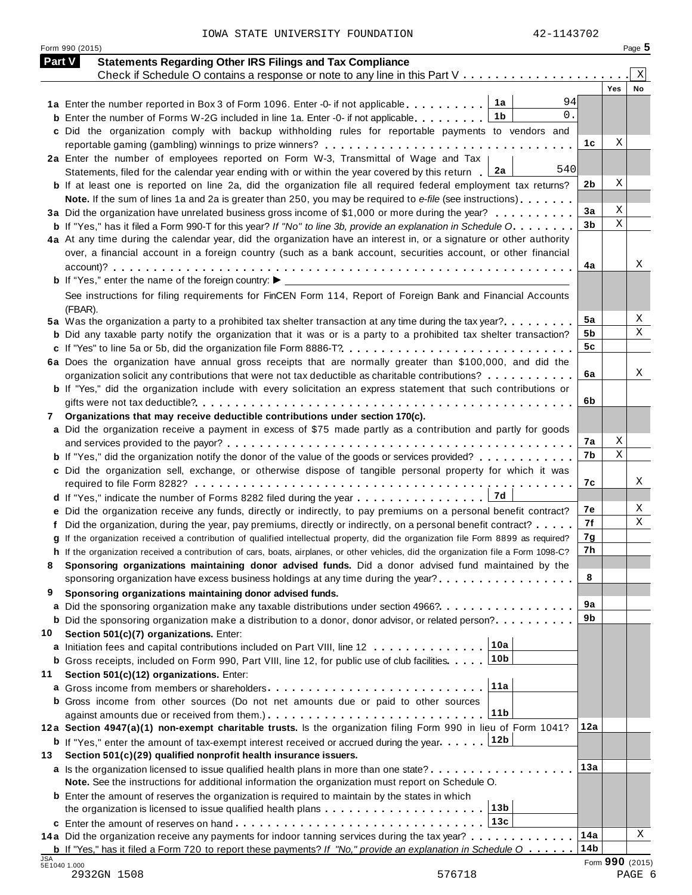IOWA STATE UNIVERSITY FOUNDATION 42-1143702

Form 990 (2015) Page **5**

## Part V Statements Regarding Other IRS Filings and Tax Compliance

Check if Schedule O contains a response or note to any line in this Part V . . . . . . . . . . . . . . . . . . . . . X

| | | | | Yes | No |
|---|---|---|---|---|---|
| **1a** | Enter the number reported in Box 3 of Form 1096. Enter -0- if not applicable | 1a | 94 | | |
| **b** | Enter the number of Forms W-2G included in line 1a. Enter -0- if not applicable | 1b | 0. | | |
| **c** | Did the organization comply with backup withholding rules for reportable payments to vendors and reportable gaming (gambling) winnings to prize winners? | | | 1c X | |
| **2a** | Enter the number of employees reported on Form W-3, Transmittal of Wage and Tax Statements, filed for the calendar year ending with or within the year covered by this return | 2a | 540 | | |
| **b** | If at least one is reported on line 2a, did the organization file all required federal employment tax returns? | | | 2b X | |
| | **Note.** If the sum of lines 1a and 2a is greater than 250, you may be required to *e-file* (see instructions) | | | | |
| **3a** | Did the organization have unrelated business gross income of $1,000 or more during the year? | | | 3a X | |
| **b** | If "Yes," has it filed a Form 990-T for this year? *If "No" to line 3b, provide an explanation in Schedule O* | | | 3b X | |
| **4a** | At any time during the calendar year, did the organization have an interest in, or a signature or other authority over, a financial account in a foreign country (such as a bank account, securities account, or other financial account)? | | | 4a | X |
| **b** | If "Yes," enter the name of the foreign country: ► | | | | |
| | See instructions for filing requirements for FinCEN Form 114, Report of Foreign Bank and Financial Accounts (FBAR). | | | | |
| **5a** | Was the organization a party to a prohibited tax shelter transaction at any time during the tax year? | | | 5a | X |
| **b** | Did any taxable party notify the organization that it was or is a party to a prohibited tax shelter transaction? | | | 5b | X |
| **c** | If "Yes" to line 5a or 5b, did the organization file Form 8886-T? | | | 5c | |
| **6a** | Does the organization have annual gross receipts that are normally greater than $100,000, and did the organization solicit any contributions that were not tax deductible as charitable contributions? | | | 6a | X |
| **b** | If "Yes," did the organization include with every solicitation an express statement that such contributions or gifts were not tax deductible? | | | 6b | |
| **7** | **Organizations that may receive deductible contributions under section 170(c).** | | | | |
| **a** | Did the organization receive a payment in excess of $75 made partly as a contribution and partly for goods and services provided to the payor? | | | 7a X | |
| **b** | If "Yes," did the organization notify the donor of the value of the goods or services provided? | | | 7b X | |
| **c** | Did the organization sell, exchange, or otherwise dispose of tangible personal property for which it was required to file Form 8282? | | | 7c | X |
| **d** | If "Yes," indicate the number of Forms 8282 filed during the year | 7d | | | |
| **e** | Did the organization receive any funds, directly or indirectly, to pay premiums on a personal benefit contract? | | | 7e | X |
| **f** | Did the organization, during the year, pay premiums, directly or indirectly, on a personal benefit contract? | | | 7f | X |
| **g** | If the organization received a contribution of qualified intellectual property, did the organization file Form 8899 as required? | | | 7g | |
| **h** | If the organization received a contribution of cars, boats, airplanes, or other vehicles, did the organization file a Form 1098-C? | | | 7h | |
| **8** | **Sponsoring organizations maintaining donor advised funds.** Did a donor advised fund maintained by the sponsoring organization have excess business holdings at any time during the year? | | | 8 | |
| **9** | **Sponsoring organizations maintaining donor advised funds.** | | | | |
| **a** | Did the sponsoring organization make any taxable distributions under section 4966? | | | 9a | |
| **b** | Did the sponsoring organization make a distribution to a donor, donor advisor, or related person? | | | 9b | |
| **10** | **Section 501(c)(7) organizations.** Enter: | | | | |
| **a** | Initiation fees and capital contributions included on Part VIII, line 12 | 10a | | | |
| **b** | Gross receipts, included on Form 990, Part VIII, line 12, for public use of club facilities | 10b | | | |
| **11** | **Section 501(c)(12) organizations.** Enter: | | | | |
| **a** | Gross income from members or shareholders | 11a | | | |
| **b** | Gross income from other sources (Do not net amounts due or paid to other sources against amounts due or received from them.) | 11b | | | |
| **12a** | **Section 4947(a)(1) non-exempt charitable trusts.** Is the organization filing Form 990 in lieu of Form 1041? | | | 12a | |
| **b** | If "Yes," enter the amount of tax-exempt interest received or accrued during the year | 12b | | | |
| **13** | **Section 501(c)(29) qualified nonprofit health insurance issuers.** | | | | |
| **a** | Is the organization licensed to issue qualified health plans in more than one state? | | | 13a | |
| | **Note.** See the instructions for additional information the organization must report on Schedule O. | | | | |
| **b** | Enter the amount of reserves the organization is required to maintain by the states in which the organization is licensed to issue qualified health plans | 13b | | | |
| **c** | Enter the amount of reserves on hand | 13c | | | |
| **14a** | Did the organization receive any payments for indoor tanning services during the tax year? | | | 14a | X |
| **b** | If "Yes," has it filed a Form 720 to report these payments? *If "No," provide an explanation in Schedule O* | | | 14b | |

JSA 5E1040 1.000 Form **990** (2015)

2932GN 1508 576718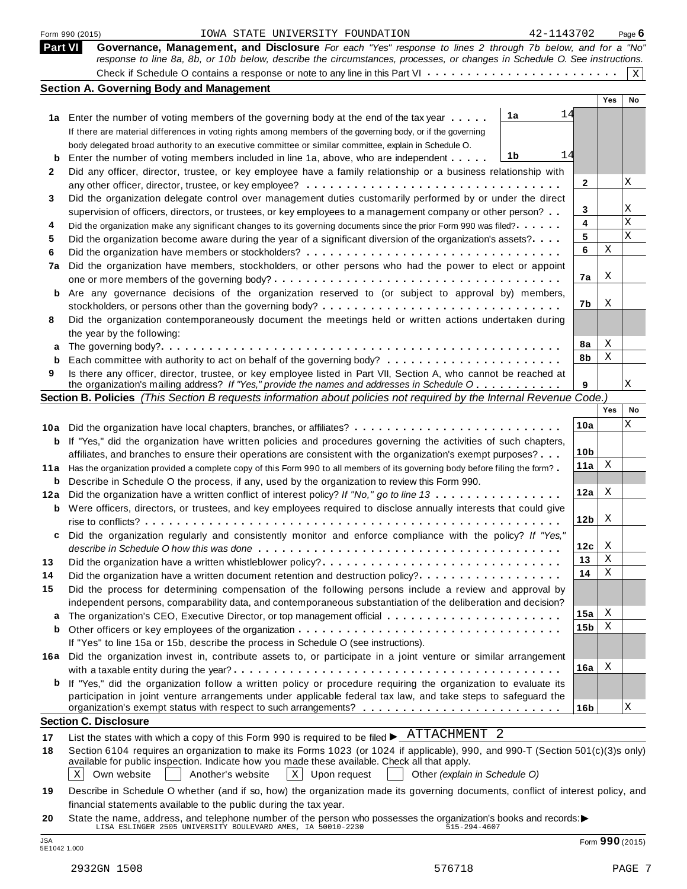Form 990 (2015) IOWA STATE UNIVERSITY FOUNDATION 42-1143702 Page **6**

## Part VI Governance, Management, and Disclosure

*For each "Yes" response to lines 2 through 7b below, and for a "No" response to line 8a, 8b, or 10b below, describe the circumstances, processes, or changes in Schedule O. See instructions.*

Check if Schedule O contains a response or note to any line in this Part VI . . . . . . . . . . . . . . . . . . . . . . . . [X]

### Section A. Governing Body and Management

| | | | Yes | No |
|---|---|---|---|---|
| **1a** | Enter the number of voting members of the governing body at the end of the tax year . . . . . **1a** 14<br>If there are material differences in voting rights among members of the governing body, or if the governing body delegated broad authority to an executive committee or similar committee, explain in Schedule O. | | | |
| **b** | Enter the number of voting members included in line 1a, above, who are independent . . . . . **1b** 14 | | | |
| **2** | Did any officer, director, trustee, or key employee have a family relationship or a business relationship with any other officer, director, trustee, or key employee? | **2** | | X |
| **3** | Did the organization delegate control over management duties customarily performed by or under the direct supervision of officers, directors, or trustees, or key employees to a management company or other person? | **3** | | X |
| **4** | Did the organization make any significant changes to its governing documents since the prior Form 990 was filed? | **4** | | X |
| **5** | Did the organization become aware during the year of a significant diversion of the organization's assets? | **5** | | X |
| **6** | Did the organization have members or stockholders? | **6** | X | |
| **7a** | Did the organization have members, stockholders, or other persons who had the power to elect or appoint one or more members of the governing body? | **7a** | X | |
| **b** | Are any governance decisions of the organization reserved to (or subject to approval by) members, stockholders, or persons other than the governing body? | **7b** | X | |
| **8** | Did the organization contemporaneously document the meetings held or written actions undertaken during the year by the following: | | | |
| **a** | The governing body? | **8a** | X | |
| **b** | Each committee with authority to act on behalf of the governing body? | **8b** | X | |
| **9** | Is there any officer, director, trustee, or key employee listed in Part VII, Section A, who cannot be reached at the organization's mailing address? *If "Yes," provide the names and addresses in Schedule O* | **9** | | X |

### Section B. Policies *(This Section B requests information about policies not required by the Internal Revenue Code.)*

| | | | Yes | No |
|---|---|---|---|---|
| **10a** | Did the organization have local chapters, branches, or affiliates? | **10a** | | X |
| **b** | If "Yes," did the organization have written policies and procedures governing the activities of such chapters, affiliates, and branches to ensure their operations are consistent with the organization's exempt purposes? | **10b** | | |
| **11a** | Has the organization provided a complete copy of this Form 990 to all members of its governing body before filing the form? | **11a** | X | |
| **b** | Describe in Schedule O the process, if any, used by the organization to review this Form 990. | | | |
| **12a** | Did the organization have a written conflict of interest policy? *If "No," go to line 13* | **12a** | X | |
| **b** | Were officers, directors, or trustees, and key employees required to disclose annually interests that could give rise to conflicts? | **12b** | X | |
| **c** | Did the organization regularly and consistently monitor and enforce compliance with the policy? *If "Yes," describe in Schedule O how this was done* | **12c** | X | |
| **13** | Did the organization have a written whistleblower policy? | **13** | X | |
| **14** | Did the organization have a written document retention and destruction policy? | **14** | X | |
| **15** | Did the process for determining compensation of the following persons include a review and approval by independent persons, comparability data, and contemporaneous substantiation of the deliberation and decision? | | | |
| **a** | The organization's CEO, Executive Director, or top management official | **15a** | X | |
| **b** | Other officers or key employees of the organization<br>If "Yes" to line 15a or 15b, describe the process in Schedule O (see instructions). | **15b** | X | |
| **16a** | Did the organization invest in, contribute assets to, or participate in a joint venture or similar arrangement with a taxable entity during the year? | **16a** | X | |
| **b** | If "Yes," did the organization follow a written policy or procedure requiring the organization to evaluate its participation in joint venture arrangements under applicable federal tax law, and take steps to safeguard the organization's exempt status with respect to such arrangements? | **16b** | | X |

### Section C. Disclosure

**17** List the states with which a copy of this Form 990 is required to be filed ▶ ATTACHMENT 2

**18** Section 6104 requires an organization to make its Forms 1023 (or 1024 if applicable), 990, and 990-T (Section 501(c)(3)s only) available for public inspection. Indicate how you made these available. Check all that apply.

[X] Own website [ ] Another's website [X] Upon request [ ] Other *(explain in Schedule O)*

**19** Describe in Schedule O whether (and if so, how) the organization made its governing documents, conflict of interest policy, and financial statements available to the public during the tax year.

**20** State the name, address, and telephone number of the person who possesses the organization's books and records: ▶
LISA ESLINGER 2505 UNIVERSITY BOULEVARD AMES, IA 50010-2230 515-294-4607

JSA
5E1042 1.000

Form **990** (2015)

2932GN 1508 576718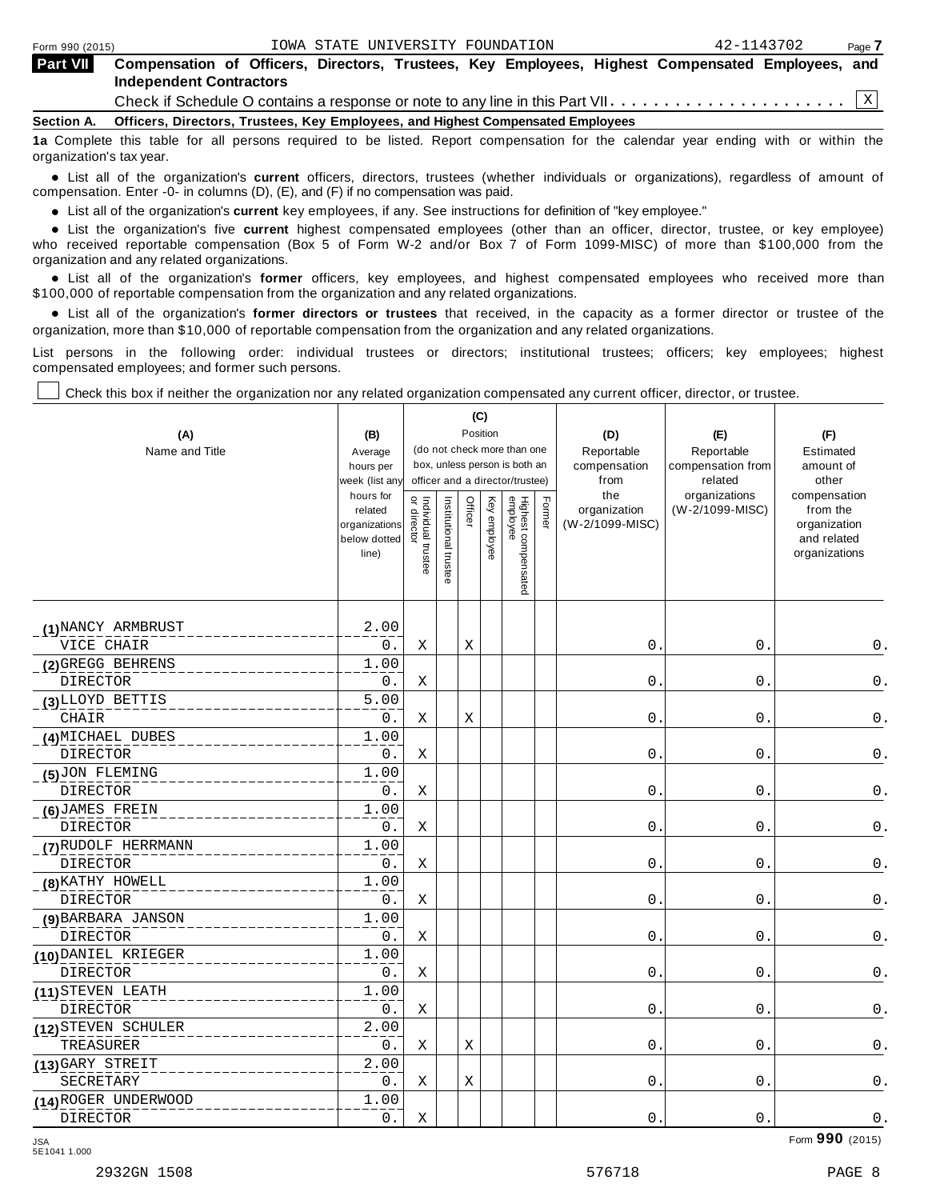Form 990 (2015) IOWA STATE UNIVERSITY FOUNDATION 42-1143702

## Part VII Compensation of Officers, Directors, Trustees, Key Employees, Highest Compensated Employees, and Independent Contractors

Check if Schedule O contains a response or note to any line in this Part VII . . . . . . . . . . . . . . . . . . . . . [X]

### Section A. Officers, Directors, Trustees, Key Employees, and Highest Compensated Employees

**1a** Complete this table for all persons required to be listed. Report compensation for the calendar year ending with or within the organization's tax year.

- List all of the organization's **current** officers, directors, trustees (whether individuals or organizations), regardless of amount of compensation. Enter -0- in columns (D), (E), and (F) if no compensation was paid.
- List all of the organization's **current** key employees, if any. See instructions for definition of "key employee."
- List the organization's five **current** highest compensated employees (other than an officer, director, trustee, or key employee) who received reportable compensation (Box 5 of Form W-2 and/or Box 7 of Form 1099-MISC) of more than $100,000 from the organization and any related organizations.
- List all of the organization's **former** officers, key employees, and highest compensated employees who received more than $100,000 of reportable compensation from the organization and any related organizations.
- List all of the organization's **former directors or trustees** that received, in the capacity as a former director or trustee of the organization, more than $10,000 of reportable compensation from the organization and any related organizations.

List persons in the following order: individual trustees or directors; institutional trustees; officers; key employees; highest compensated employees; and former such persons.

[ ] Check this box if neither the organization nor any related organization compensated any current officer, director, or trustee.

| (A) Name and Title | (B) Average hours per week (list any hours for related organizations below dotted line) | (C) Position: Individual trustee or director | Institutional trustee | Officer | Key employee | Highest compensated employee | Former | (D) Reportable compensation from the organization (W-2/1099-MISC) | (E) Reportable compensation from related organizations (W-2/1099-MISC) | (F) Estimated amount of other compensation from the organization and related organizations |
|---|---|---|---|---|---|---|---|---|---|---|
| (1) NANCY ARMBRUST<br>VICE CHAIR | 2.00<br>0. | X | | X | | | | 0. | 0. | 0. |
| (2) GREGG BEHRENS<br>DIRECTOR | 1.00<br>0. | X | | | | | | 0. | 0. | 0. |
| (3) LLOYD BETTIS<br>CHAIR | 5.00<br>0. | X | | X | | | | 0. | 0. | 0. |
| (4) MICHAEL DUBES<br>DIRECTOR | 1.00<br>0. | X | | | | | | 0. | 0. | 0. |
| (5) JON FLEMING<br>DIRECTOR | 1.00<br>0. | X | | | | | | 0. | 0. | 0. |
| (6) JAMES FREIN<br>DIRECTOR | 1.00<br>0. | X | | | | | | 0. | 0. | 0. |
| (7) RUDOLF HERRMANN<br>DIRECTOR | 1.00<br>0. | X | | | | | | 0. | 0. | 0. |
| (8) KATHY HOWELL<br>DIRECTOR | 1.00<br>0. | X | | | | | | 0. | 0. | 0. |
| (9) BARBARA JANSON<br>DIRECTOR | 1.00<br>0. | X | | | | | | 0. | 0. | 0. |
| (10) DANIEL KRIEGER<br>DIRECTOR | 1.00<br>0. | X | | | | | | 0. | 0. | 0. |
| (11) STEVEN LEATH<br>DIRECTOR | 1.00<br>0. | X | | | | | | 0. | 0. | 0. |
| (12) STEVEN SCHULER<br>TREASURER | 2.00<br>0. | X | | X | | | | 0. | 0. | 0. |
| (13) GARY STREIT<br>SECRETARY | 2.00<br>0. | X | | X | | | | 0. | 0. | 0. |
| (14) ROGER UNDERWOOD<br>DIRECTOR | 1.00<br>0. | X | | | | | | 0. | 0. | 0. |

Form **990** (2015)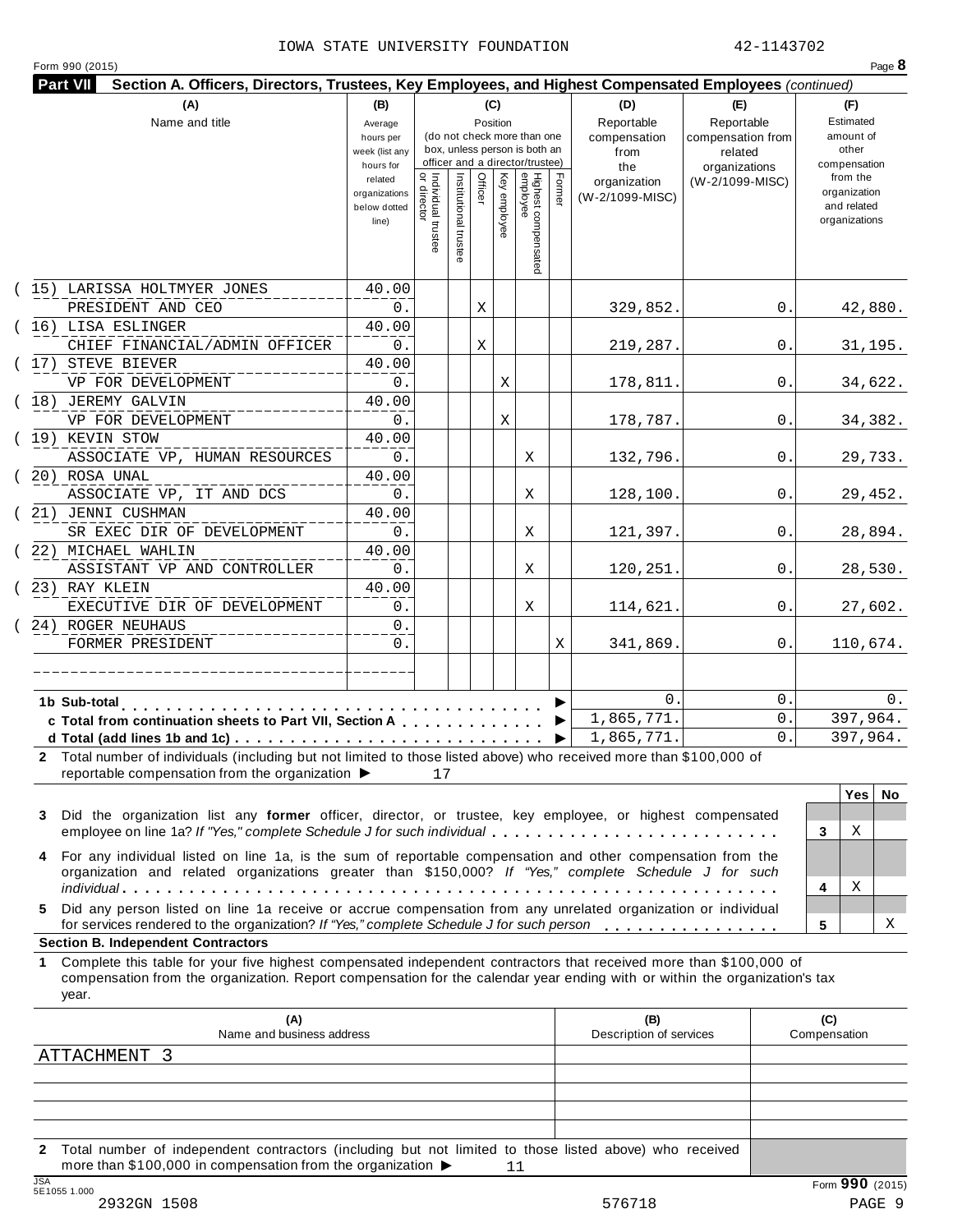IOWA STATE UNIVERSITY FOUNDATION 42-1143702

Form 990 (2015)

**Part VII Section A. Officers, Directors, Trustees, Key Employees, and Highest Compensated Employees** *(continued)*

| (A) Name and title | (B) Average hours per week (list any hours for related organizations below dotted line) | (C) Individual trustee or director | Institutional trustee | Officer | Key employee | Highest compensated employee | Former | (D) Reportable compensation from the organization (W-2/1099-MISC) | (E) Reportable compensation from related organizations (W-2/1099-MISC) | (F) Estimated amount of other compensation from the organization and related organizations |
|---|---|---|---|---|---|---|---|---|---|---|
| (15) LARISSA HOLTMYER JONES<br>PRESIDENT AND CEO | 40.00<br>0. | | | X | | | | 329,852. | 0. | 42,880. |
| (16) LISA ESLINGER<br>CHIEF FINANCIAL/ADMIN OFFICER | 40.00<br>0. | | | X | | | | 219,287. | 0. | 31,195. |
| (17) STEVE BIEVER<br>VP FOR DEVELOPMENT | 40.00<br>0. | | | | X | | | 178,811. | 0. | 34,622. |
| (18) JEREMY GALVIN<br>VP FOR DEVELOPMENT | 40.00<br>0. | | | | X | | | 178,787. | 0. | 34,382. |
| (19) KEVIN STOW<br>ASSOCIATE VP, HUMAN RESOURCES | 40.00<br>0. | | | | | X | | 132,796. | 0. | 29,733. |
| (20) ROSA UNAL<br>ASSOCIATE VP, IT AND DCS | 40.00<br>0. | | | | | X | | 128,100. | 0. | 29,452. |
| (21) JENNI CUSHMAN<br>SR EXEC DIR OF DEVELOPMENT | 40.00<br>0. | | | | | X | | 121,397. | 0. | 28,894. |
| (22) MICHAEL WAHLIN<br>ASSISTANT VP AND CONTROLLER | 40.00<br>0. | | | | | X | | 120,251. | 0. | 28,530. |
| (23) RAY KLEIN<br>EXECUTIVE DIR OF DEVELOPMENT | 40.00<br>0. | | | | | X | | 114,621. | 0. | 27,602. |
| (24) ROGER NEUHAUS<br>FORMER PRESIDENT | 0.<br>0. | | | | | | X | 341,869. | 0. | 110,674. |
| | | | | | | | | | | |
| **1b Sub-total** | | | | | | | | 0. | 0. | 0. |
| **c Total from continuation sheets to Part VII, Section A** | | | | | | | | 1,865,771. | 0. | 397,964. |
| **d Total (add lines 1b and 1c)** | | | | | | | | 1,865,771. | 0. | 397,964. |

**2** Total number of individuals (including but not limited to those listed above) who received more than $100,000 of reportable compensation from the organization ▶ 17

| | | Yes | No |
|---|---|---|---|
| **3** Did the organization list any **former** officer, director, or trustee, key employee, or highest compensated employee on line 1a? *If "Yes," complete Schedule J for such individual* | 3 | X | |
| **4** For any individual listed on line 1a, is the sum of reportable compensation and other compensation from the organization and related organizations greater than $150,000? *If "Yes," complete Schedule J for such individual* | 4 | X | |
| **5** Did any person listed on line 1a receive or accrue compensation from any unrelated organization or individual for services rendered to the organization? *If "Yes," complete Schedule J for such person* | 5 | | X |

**Section B. Independent Contractors**

**1** Complete this table for your five highest compensated independent contractors that received more than $100,000 of compensation from the organization. Report compensation for the calendar year ending with or within the organization's tax year.

| (A) Name and business address | (B) Description of services | (C) Compensation |
|---|---|---|
| ATTACHMENT 3 | | |
| | | |
| | | |
| | | |
| | | |

**2** Total number of independent contractors (including but not limited to those listed above) who received more than $100,000 in compensation from the organization ▶ 11

Form **990** (2015)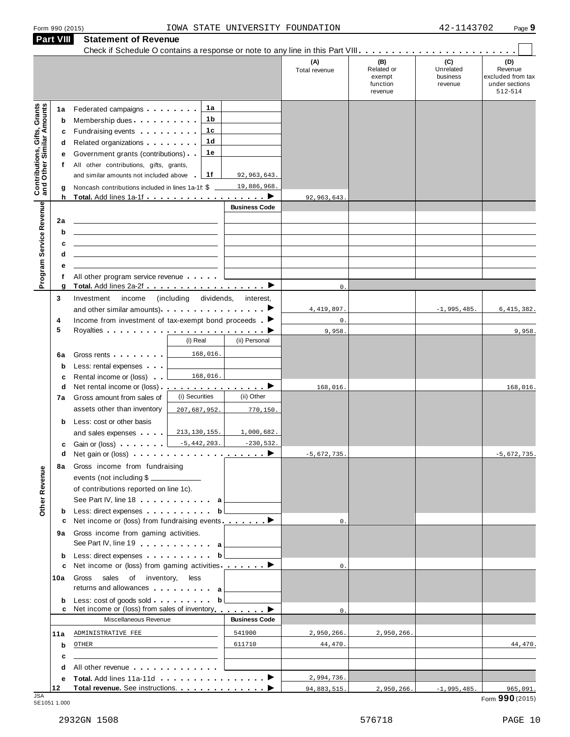Form 990 (2015) IOWA STATE UNIVERSITY FOUNDATION 42-1143702 Page 9

## Part VIII Statement of Revenue

Check if Schedule O contains a response or note to any line in this Part VIII . . . . . . . . . . . . . . . . . . . . . . . ☐

| | | | | (A) Total revenue | (B) Related or exempt function revenue | (C) Unrelated business revenue | (D) Revenue excluded from tax under sections 512-514 |
|---|---|---|---|---|---|---|---|
| **Contributions, Gifts, Grants and Other Similar Amounts** | 1a | Federated campaigns | 1a | | | | |
| | b | Membership dues | 1b | | | | |
| | c | Fundraising events | 1c | | | | |
| | d | Related organizations | 1d | | | | |
| | e | Government grants (contributions) | 1e | | | | |
| | f | All other contributions, gifts, grants, and similar amounts not included above | 1f 92,963,643. | | | | |
| | g | Noncash contributions included in lines 1a-1f: $ 19,886,968. | | | | | |
| | h | **Total.** Add lines 1a-1f ▶ | | 92,963,643. | | | |
| **Program Service Revenue** | | | Business Code | | | | |
| | 2a | | | | | | |
| | b | | | | | | |
| | c | | | | | | |
| | d | | | | | | |
| | e | | | | | | |
| | f | All other program service revenue | | | | | |
| | g | **Total.** Add lines 2a-2f ▶ | | 0. | | | |
| **Other Revenue** | 3 | Investment income (including dividends, interest, and other similar amounts) ▶ | | 4,419,897. | | -1,995,485. | 6,415,382. |
| | 4 | Income from investment of tax-exempt bond proceeds ▶ | | 0. | | | |
| | 5 | Royalties ▶ | | 9,958. | | | 9,958. |
| | | | (i) Real / (ii) Personal | | | | |
| | 6a | Gross rents | (i) 168,016. | | | | |
| | b | Less: rental expenses | | | | | |
| | c | Rental income or (loss) | (i) 168,016. | | | | |
| | d | Net rental income or (loss) ▶ | | 168,016. | | | 168,016. |
| | | | (i) Securities / (ii) Other | | | | |
| | 7a | Gross amount from sales of assets other than inventory | (i) 207,687,952. / (ii) 770,150. | | | | |
| | b | Less: cost or other basis and sales expenses | (i) 213,130,155. / (ii) 1,000,682. | | | | |
| | c | Gain or (loss) | (i) -5,442,203. / (ii) -230,532. | | | | |
| | d | Net gain or (loss) ▶ | | -5,672,735. | | | -5,672,735. |
| | 8a | Gross income from fundraising events (not including $ ____ of contributions reported on line 1c). See Part IV, line 18 | a | | | | |
| | b | Less: direct expenses | b | | | | |
| | c | Net income or (loss) from fundraising events ▶ | | 0. | | | |
| | 9a | Gross income from gaming activities. See Part IV, line 19 | a | | | | |
| | b | Less: direct expenses | b | | | | |
| | c | Net income or (loss) from gaming activities ▶ | | 0. | | | |
| | 10a | Gross sales of inventory, less returns and allowances | a | | | | |
| | b | Less: cost of goods sold | b | | | | |
| | c | Net income or (loss) from sales of inventory ▶ | | 0. | | | |
| | | Miscellaneous Revenue | Business Code | | | | |
| | 11a | ADMINISTRATIVE FEE | 541900 | 2,950,266. | 2,950,266. | | |
| | b | OTHER | 611710 | 44,470. | | | 44,470. |
| | c | | | | | | |
| | d | All other revenue | | | | | |
| | e | **Total.** Add lines 11a-11d ▶ | | 2,994,736. | | | |
| | 12 | **Total revenue.** See instructions. ▶ | | 94,883,515. | 2,950,266. | -1,995,485. | 965,091. |

JSA 5E1051 1.000

Form **990** (2015)

2932GN 1508 576718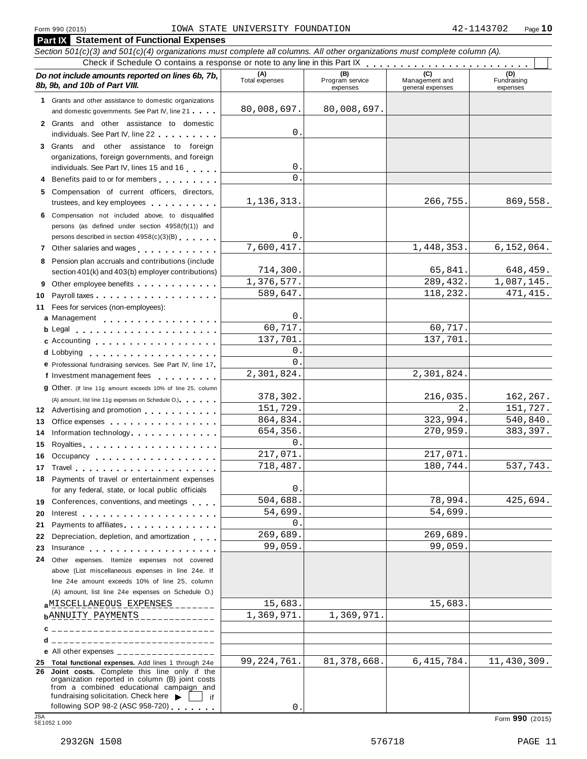Form 990 (2015) IOWA STATE UNIVERSITY FOUNDATION 42-1143702

## Part IX Statement of Functional Expenses

*Section 501(c)(3) and 501(c)(4) organizations must complete all columns. All other organizations must complete column (A).*

Check if Schedule O contains a response or note to any line in this Part IX . . . . . . . . . . . . . . . . . . . . . . . ☐

| ***Do not include amounts reported on lines 6b, 7b, 8b, 9b, and 10b of Part VIII.*** | (A) Total expenses | (B) Program service expenses | (C) Management and general expenses | (D) Fundraising expenses |
|---|---|---|---|---|
| **1** Grants and other assistance to domestic organizations and domestic governments. See Part IV, line 21 | 80,008,697. | 80,008,697. | | |
| **2** Grants and other assistance to domestic individuals. See Part IV, line 22 | 0. | | | |
| **3** Grants and other assistance to foreign organizations, foreign governments, and foreign individuals. See Part IV, lines 15 and 16 | 0. | | | |
| **4** Benefits paid to or for members | 0. | | | |
| **5** Compensation of current officers, directors, trustees, and key employees | 1,136,313. | | 266,755. | 869,558. |
| **6** Compensation not included above, to disqualified persons (as defined under section 4958(f)(1)) and persons described in section 4958(c)(3)(B) | 0. | | | |
| **7** Other salaries and wages | 7,600,417. | | 1,448,353. | 6,152,064. |
| **8** Pension plan accruals and contributions (include section 401(k) and 403(b) employer contributions) | 714,300. | | 65,841. | 648,459. |
| **9** Other employee benefits | 1,376,577. | | 289,432. | 1,087,145. |
| **10** Payroll taxes | 589,647. | | 118,232. | 471,415. |
| **11** Fees for services (non-employees): | | | | |
| **a** Management | 0. | | | |
| **b** Legal | 60,717. | | 60,717. | |
| **c** Accounting | 137,701. | | 137,701. | |
| **d** Lobbying | 0. | | | |
| **e** Professional fundraising services. See Part IV, line 17 | 0. | | | |
| **f** Investment management fees | 2,301,824. | | 2,301,824. | |
| **g** Other. (If line 11g amount exceeds 10% of line 25, column (A) amount, list line 11g expenses on Schedule O.) | 378,302. | | 216,035. | 162,267. |
| **12** Advertising and promotion | 151,729. | | 2. | 151,727. |
| **13** Office expenses | 864,834. | | 323,994. | 540,840. |
| **14** Information technology | 654,356. | | 270,959. | 383,397. |
| **15** Royalties | 0. | | | |
| **16** Occupancy | 217,071. | | 217,071. | |
| **17** Travel | 718,487. | | 180,744. | 537,743. |
| **18** Payments of travel or entertainment expenses for any federal, state, or local public officials | 0. | | | |
| **19** Conferences, conventions, and meetings | 504,688. | | 78,994. | 425,694. |
| **20** Interest | 54,699. | | 54,699. | |
| **21** Payments to affiliates | 0. | | | |
| **22** Depreciation, depletion, and amortization | 269,689. | | 269,689. | |
| **23** Insurance | 99,059. | | 99,059. | |
| **24** Other expenses. Itemize expenses not covered above (List miscellaneous expenses in line 24e. If line 24e amount exceeds 10% of line 25, column (A) amount, list line 24e expenses on Schedule O.) | | | | |
| **a** MISCELLANEOUS EXPENSES | 15,683. | | 15,683. | |
| **b** ANNUITY PAYMENTS | 1,369,971. | 1,369,971. | | |
| **c** | | | | |
| **d** | | | | |
| **e** All other expenses | | | | |
| **25 Total functional expenses.** Add lines 1 through 24e | 99,224,761. | 81,378,668. | 6,415,784. | 11,430,309. |
| **26 Joint costs.** Complete this line only if the organization reported in column (B) joint costs from a combined educational campaign and fundraising solicitation. Check here ▶ ☐ if following SOP 98-2 (ASC 958-720) | 0. | | | |

JSA 5E1052 1.000

Form **990** (2015)

2932GN 1508 576718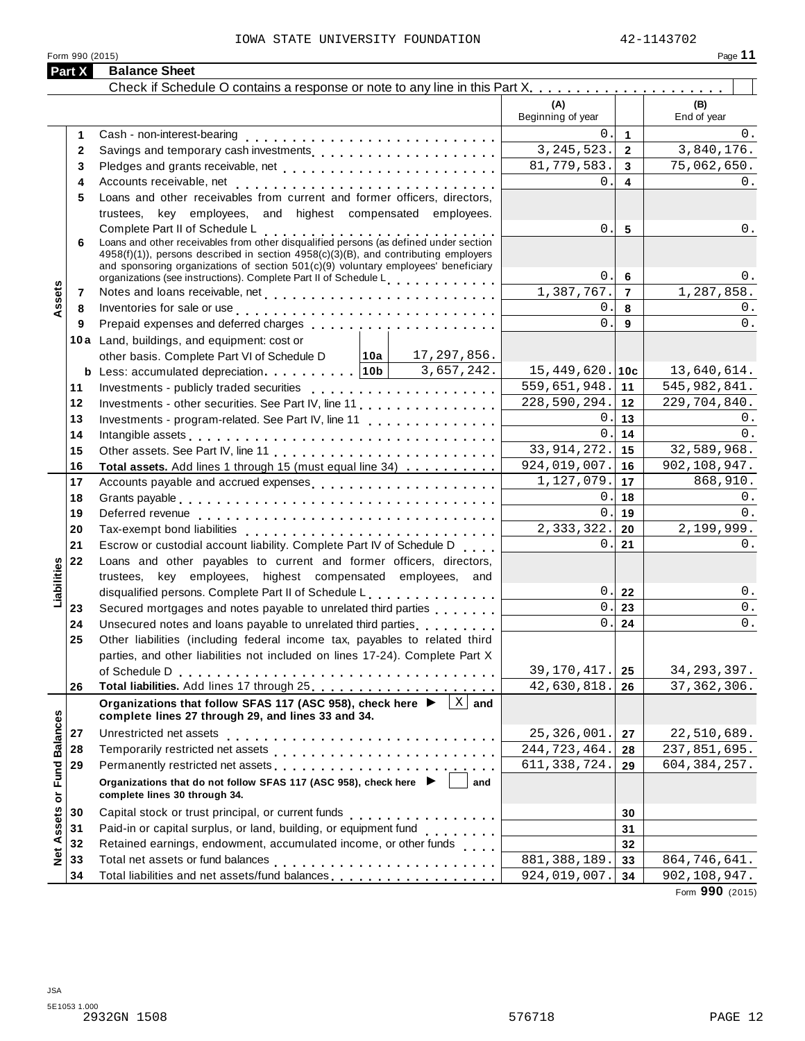IOWA STATE UNIVERSITY FOUNDATION 42-1143702

Form 990 (2015)

## Part X Balance Sheet

Check if Schedule O contains a response or note to any line in this Part X . . . . . . . . . . . . . . . . . . . . [ ]

| Section | Line | Description | | | (A) Beginning of year | | (B) End of year |
|---|---|---|---|---|---|---|---|
| Assets | 1 | Cash - non-interest-bearing | | | 0. | 1 | 0. |
| | 2 | Savings and temporary cash investments | | | 3,245,523. | 2 | 3,840,176. |
| | 3 | Pledges and grants receivable, net | | | 81,779,583. | 3 | 75,062,650. |
| | 4 | Accounts receivable, net | | | 0. | 4 | 0. |
| | 5 | Loans and other receivables from current and former officers, directors, trustees, key employees, and highest compensated employees. Complete Part II of Schedule L | | | 0. | 5 | 0. |
| | 6 | Loans and other receivables from other disqualified persons (as defined under section 4958(f)(1)), persons described in section 4958(c)(3)(B), and contributing employers and sponsoring organizations of section 501(c)(9) voluntary employees' beneficiary organizations (see instructions). Complete Part II of Schedule L | | | 0. | 6 | 0. |
| | 7 | Notes and loans receivable, net | | | 1,387,767. | 7 | 1,287,858. |
| | 8 | Inventories for sale or use | | | 0. | 8 | 0. |
| | 9 | Prepaid expenses and deferred charges | | | 0. | 9 | 0. |
| | 10a | Land, buildings, and equipment: cost or other basis. Complete Part VI of Schedule D | 10a | 17,297,856. | | | |
| | b | Less: accumulated depreciation | 10b | 3,657,242. | 15,449,620. | 10c | 13,640,614. |
| | 11 | Investments - publicly traded securities | | | 559,651,948. | 11 | 545,982,841. |
| | 12 | Investments - other securities. See Part IV, line 11 | | | 228,590,294. | 12 | 229,704,840. |
| | 13 | Investments - program-related. See Part IV, line 11 | | | 0. | 13 | 0. |
| | 14 | Intangible assets | | | 0. | 14 | 0. |
| | 15 | Other assets. See Part IV, line 11 | | | 33,914,272. | 15 | 32,589,968. |
| | 16 | **Total assets.** Add lines 1 through 15 (must equal line 34) | | | 924,019,007. | 16 | 902,108,947. |
| Liabilities | 17 | Accounts payable and accrued expenses | | | 1,127,079. | 17 | 868,910. |
| | 18 | Grants payable | | | 0. | 18 | 0. |
| | 19 | Deferred revenue | | | 0. | 19 | 0. |
| | 20 | Tax-exempt bond liabilities | | | 2,333,322. | 20 | 2,199,999. |
| | 21 | Escrow or custodial account liability. Complete Part IV of Schedule D | | | 0. | 21 | 0. |
| | 22 | Loans and other payables to current and former officers, directors, trustees, key employees, highest compensated employees, and disqualified persons. Complete Part II of Schedule L | | | 0. | 22 | 0. |
| | 23 | Secured mortgages and notes payable to unrelated third parties | | | 0. | 23 | 0. |
| | 24 | Unsecured notes and loans payable to unrelated third parties | | | 0. | 24 | 0. |
| | 25 | Other liabilities (including federal income tax, payables to related third parties, and other liabilities not included on lines 17-24). Complete Part X of Schedule D | | | 39,170,417. | 25 | 34,293,397. |
| | 26 | **Total liabilities.** Add lines 17 through 25 | | | 42,630,818. | 26 | 37,362,306. |
| Net Assets or Fund Balances | | **Organizations that follow SFAS 117 (ASC 958), check here ▶ [X] and complete lines 27 through 29, and lines 33 and 34.** | | | | | |
| | 27 | Unrestricted net assets | | | 25,326,001. | 27 | 22,510,689. |
| | 28 | Temporarily restricted net assets | | | 244,723,464. | 28 | 237,851,695. |
| | 29 | Permanently restricted net assets | | | 611,338,724. | 29 | 604,384,257. |
| | | **Organizations that do not follow SFAS 117 (ASC 958), check here ▶ [ ] and complete lines 30 through 34.** | | | | | |
| | 30 | Capital stock or trust principal, or current funds | | | | 30 | |
| | 31 | Paid-in or capital surplus, or land, building, or equipment fund | | | | 31 | |
| | 32 | Retained earnings, endowment, accumulated income, or other funds | | | | 32 | |
| | 33 | Total net assets or fund balances | | | 881,388,189. | 33 | 864,746,641. |
| | 34 | Total liabilities and net assets/fund balances | | | 924,019,007. | 34 | 902,108,947. |

Form **990** (2015)

JSA
5E1053 1.000
2932GN 1508 576718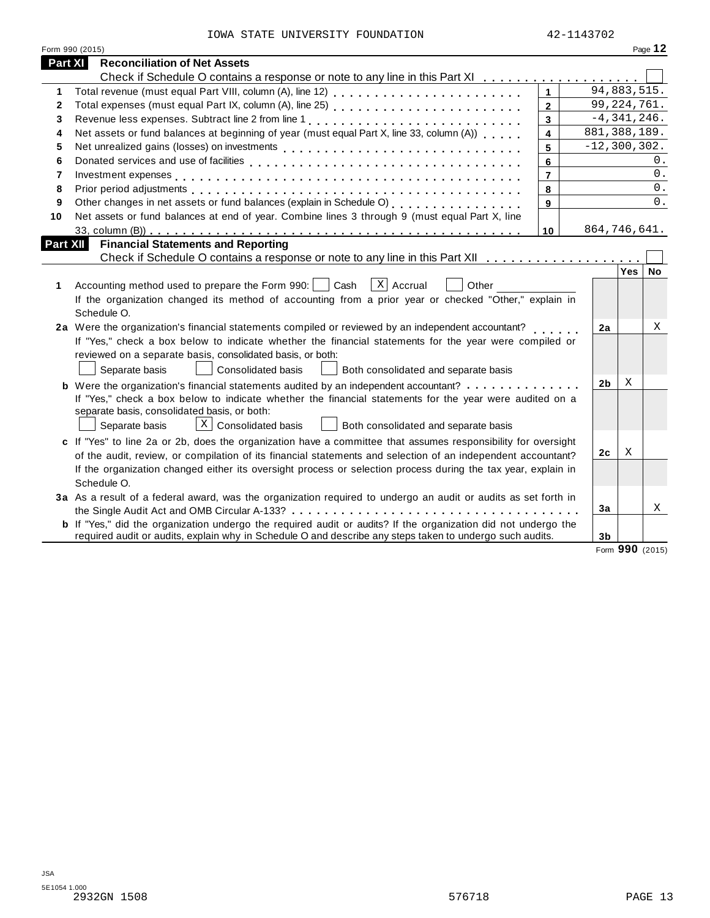IOWA STATE UNIVERSITY FOUNDATION 42-1143702

Form 990 (2015)

## Part XI Reconciliation of Net Assets

Check if Schedule O contains a response or note to any line in this Part XI . . . . . . . . . . . . . . . . . . . ☐

| | | | |
|---|---|---|---|
| 1 | Total revenue (must equal Part VIII, column (A), line 12) | 1 | 94,883,515. |
| 2 | Total expenses (must equal Part IX, column (A), line 25) | 2 | 99,224,761. |
| 3 | Revenue less expenses. Subtract line 2 from line 1 | 3 | -4,341,246. |
| 4 | Net assets or fund balances at beginning of year (must equal Part X, line 33, column (A)) | 4 | 881,388,189. |
| 5 | Net unrealized gains (losses) on investments | 5 | -12,300,302. |
| 6 | Donated services and use of facilities | 6 | 0. |
| 7 | Investment expenses | 7 | 0. |
| 8 | Prior period adjustments | 8 | 0. |
| 9 | Other changes in net assets or fund balances (explain in Schedule O) | 9 | 0. |
| 10 | Net assets or fund balances at end of year. Combine lines 3 through 9 (must equal Part X, line 33, column (B)) | 10 | 864,746,641. |

## Part XII Financial Statements and Reporting

Check if Schedule O contains a response or note to any line in this Part XII . . . . . . . . . . . . . . . . . . . ☐

| | | | Yes | No |
|---|---|---|---|---|
| 1 | Accounting method used to prepare the Form 990: ☐ Cash ☒ Accrual ☐ Other<br>If the organization changed its method of accounting from a prior year or checked "Other," explain in Schedule O. | | | |
| 2a | Were the organization's financial statements compiled or reviewed by an independent accountant?<br>If "Yes," check a box below to indicate whether the financial statements for the year were compiled or reviewed on a separate basis, consolidated basis, or both:<br>☐ Separate basis ☐ Consolidated basis ☐ Both consolidated and separate basis | 2a | | X |
| b | Were the organization's financial statements audited by an independent accountant?<br>If "Yes," check a box below to indicate whether the financial statements for the year were audited on a separate basis, consolidated basis, or both:<br>☐ Separate basis ☒ Consolidated basis ☐ Both consolidated and separate basis | 2b | X | |
| c | If "Yes" to line 2a or 2b, does the organization have a committee that assumes responsibility for oversight of the audit, review, or compilation of its financial statements and selection of an independent accountant?<br>If the organization changed either its oversight process or selection process during the tax year, explain in Schedule O. | 2c | X | |
| 3a | As a result of a federal award, was the organization required to undergo an audit or audits as set forth in the Single Audit Act and OMB Circular A-133? | 3a | | X |
| b | If "Yes," did the organization undergo the required audit or audits? If the organization did not undergo the required audit or audits, explain why in Schedule O and describe any steps taken to undergo such audits. | 3b | | |

Form **990** (2015)

JSA
5E1054 1.000
2932GN 1508 576718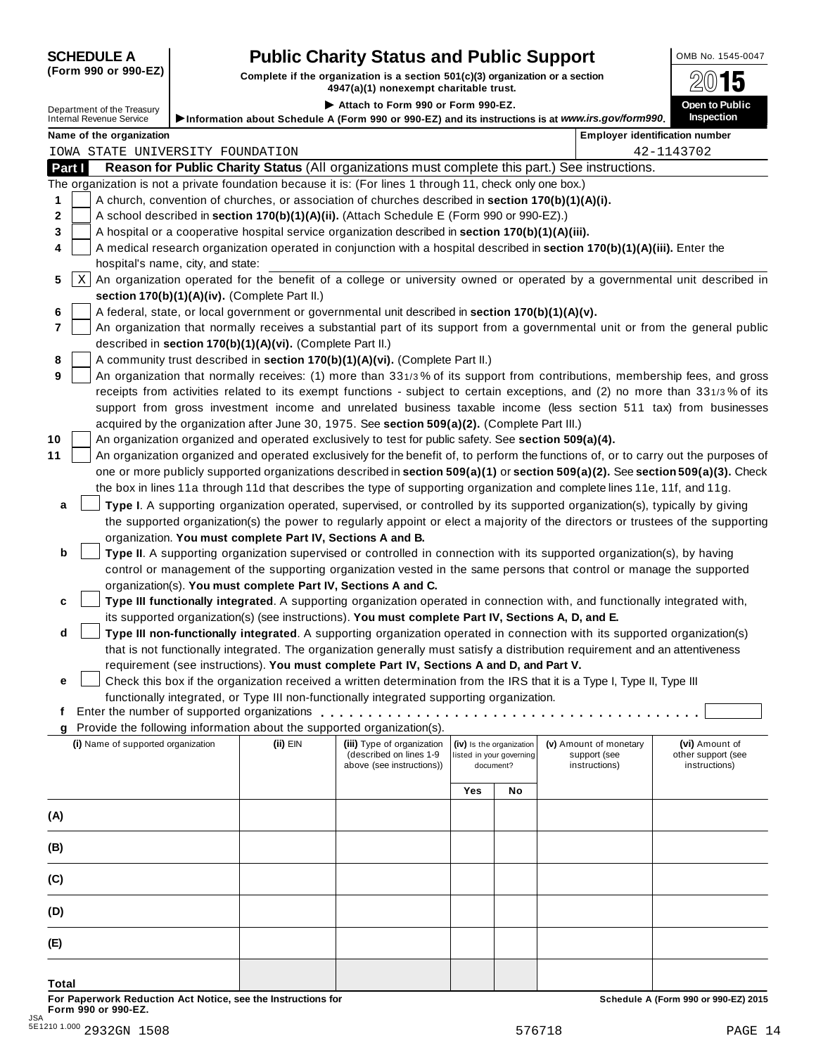**SCHEDULE A (Form 990 or 990-EZ)**

# Public Charity Status and Public Support

**Complete if the organization is a section 501(c)(3) organization or a section 4947(a)(1) nonexempt charitable trust.**

▶ Attach to Form 990 or Form 990-EZ.

▶ Information about Schedule A (Form 990 or 990-EZ) and its instructions is at *www.irs.gov/form990*.

Department of the Treasury
Internal Revenue Service

OMB No. 1545-0047

2015

**Open to Public Inspection**

**Name of the organization**
IOWA STATE UNIVERSITY FOUNDATION

**Employer identification number**
42-1143702

## Part I Reason for Public Charity Status (All organizations must complete this part.) See instructions.

The organization is not a private foundation because it is: (For lines 1 through 11, check only one box.)

1. [ ] A church, convention of churches, or association of churches described in **section 170(b)(1)(A)(i).**
2. [ ] A school described in **section 170(b)(1)(A)(ii).** (Attach Schedule E (Form 990 or 990-EZ).)
3. [ ] A hospital or a cooperative hospital service organization described in **section 170(b)(1)(A)(iii).**
4. [ ] A medical research organization operated in conjunction with a hospital described in **section 170(b)(1)(A)(iii).** Enter the hospital's name, city, and state:
5. [X] An organization operated for the benefit of a college or university owned or operated by a governmental unit described in **section 170(b)(1)(A)(iv).** (Complete Part II.)
6. [ ] A federal, state, or local government or governmental unit described in **section 170(b)(1)(A)(v).**
7. [ ] An organization that normally receives a substantial part of its support from a governmental unit or from the general public described in **section 170(b)(1)(A)(vi).** (Complete Part II.)
8. [ ] A community trust described in **section 170(b)(1)(A)(vi).** (Complete Part II.)
9. [ ] An organization that normally receives: (1) more than 33 1/3 % of its support from contributions, membership fees, and gross receipts from activities related to its exempt functions - subject to certain exceptions, and (2) no more than 33 1/3 % of its support from gross investment income and unrelated business taxable income (less section 511 tax) from businesses acquired by the organization after June 30, 1975. See **section 509(a)(2).** (Complete Part III.)
10. [ ] An organization organized and operated exclusively to test for public safety. See **section 509(a)(4).**
11. [ ] An organization organized and operated exclusively for the benefit of, to perform the functions of, or to carry out the purposes of one or more publicly supported organizations described in **section 509(a)(1)** or **section 509(a)(2).** See **section 509(a)(3).** Check the box in lines 11a through 11d that describes the type of supporting organization and complete lines 11e, 11f, and 11g.

   a [ ] **Type I**. A supporting organization operated, supervised, or controlled by its supported organization(s), typically by giving the supported organization(s) the power to regularly appoint or elect a majority of the directors or trustees of the supporting organization. **You must complete Part IV, Sections A and B.**

   b [ ] **Type II**. A supporting organization supervised or controlled in connection with its supported organization(s), by having control or management of the supporting organization vested in the same persons that control or manage the supported organization(s). **You must complete Part IV, Sections A and C.**

   c [ ] **Type III functionally integrated**. A supporting organization operated in connection with, and functionally integrated with, its supported organization(s) (see instructions). **You must complete Part IV, Sections A, D, and E.**

   d [ ] **Type III non-functionally integrated**. A supporting organization operated in connection with its supported organization(s) that is not functionally integrated. The organization generally must satisfy a distribution requirement and an attentiveness requirement (see instructions). **You must complete Part IV, Sections A and D, and Part V.**

   e [ ] Check this box if the organization received a written determination from the IRS that it is a Type I, Type II, Type III functionally integrated, or Type III non-functionally integrated supporting organization.

   f Enter the number of supported organizations

   g Provide the following information about the supported organization(s).

| (i) Name of supported organization | (ii) EIN | (iii) Type of organization (described on lines 1-9 above (see instructions)) | (iv) Is the organization listed in your governing document? | | (v) Amount of monetary support (see instructions) | (vi) Amount of other support (see instructions) |
|---|---|---|---|---|---|---|
| | | | Yes | No | | |
| (A) | | | | | | |
| (B) | | | | | | |
| (C) | | | | | | |
| (D) | | | | | | |
| (E) | | | | | | |
| Total | | | | | | |

**For Paperwork Reduction Act Notice, see the Instructions for Form 990 or 990-EZ.**

**Schedule A (Form 990 or 990-EZ) 2015**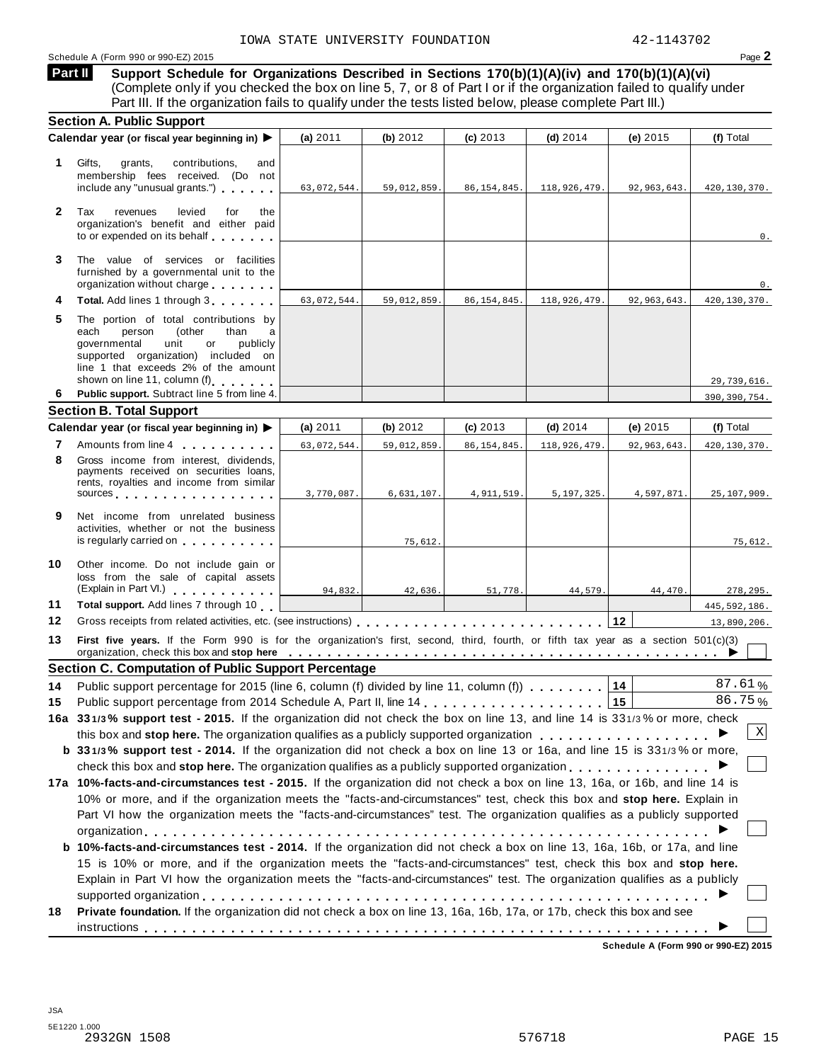IOWA STATE UNIVERSITY FOUNDATION 42-1143702

Schedule A (Form 990 or 990-EZ) 2015

## Part II Support Schedule for Organizations Described in Sections 170(b)(1)(A)(iv) and 170(b)(1)(A)(vi)

(Complete only if you checked the box on line 5, 7, or 8 of Part I or if the organization failed to qualify under Part III. If the organization fails to qualify under the tests listed below, please complete Part III.)

### Section A. Public Support

| | Calendar year (or fiscal year beginning in) ▶ | (a) 2011 | (b) 2012 | (c) 2013 | (d) 2014 | (e) 2015 | (f) Total |
|---|---|---|---|---|---|---|---|
| 1 | Gifts, grants, contributions, and membership fees received. (Do not include any "unusual grants.") | 63,072,544. | 59,012,859. | 86,154,845. | 118,926,479. | 92,963,643. | 420,130,370. |
| 2 | Tax revenues levied for the organization's benefit and either paid to or expended on its behalf | | | | | | 0. |
| 3 | The value of services or facilities furnished by a governmental unit to the organization without charge | | | | | | 0. |
| 4 | **Total.** Add lines 1 through 3 | 63,072,544. | 59,012,859. | 86,154,845. | 118,926,479. | 92,963,643. | 420,130,370. |
| 5 | The portion of total contributions by each person (other than a governmental unit or publicly supported organization) included on line 1 that exceeds 2% of the amount shown on line 11, column (f) | | | | | | 29,739,616. |
| 6 | **Public support.** Subtract line 5 from line 4. | | | | | | 390,390,754. |

### Section B. Total Support

| | Calendar year (or fiscal year beginning in) ▶ | (a) 2011 | (b) 2012 | (c) 2013 | (d) 2014 | (e) 2015 | (f) Total |
|---|---|---|---|---|---|---|---|
| 7 | Amounts from line 4 | 63,072,544. | 59,012,859. | 86,154,845. | 118,926,479. | 92,963,643. | 420,130,370. |
| 8 | Gross income from interest, dividends, payments received on securities loans, rents, royalties and income from similar sources | 3,770,087. | 6,631,107. | 4,911,519. | 5,197,325. | 4,597,871. | 25,107,909. |
| 9 | Net income from unrelated business activities, whether or not the business is regularly carried on | | 75,612. | | | | 75,612. |
| 10 | Other income. Do not include gain or loss from the sale of capital assets (Explain in Part VI.) | 94,832. | 42,636. | 51,778. | 44,579. | 44,470. | 278,295. |
| 11 | **Total support.** Add lines 7 through 10 | | | | | | 445,592,186. |
| 12 | Gross receipts from related activities, etc. (see instructions) | | | | | 12 | 13,890,206. |

**13** **First five years.** If the Form 990 is for the organization's first, second, third, fourth, or fifth tax year as a section 501(c)(3) organization, check this box and **stop here** ▶ ☐

### Section C. Computation of Public Support Percentage

**14** Public support percentage for 2015 (line 6, column (f) divided by line 11, column (f)) **14** 87.61 %

**15** Public support percentage from 2014 Schedule A, Part II, line 14 **15** 86.75 %

**16a** **33 1/3 % support test - 2015.** If the organization did not check the box on line 13, and line 14 is 33 1/3 % or more, check this box and **stop here.** The organization qualifies as a publicly supported organization ▶ ☒

**b** **33 1/3 % support test - 2014.** If the organization did not check a box on line 13 or 16a, and line 15 is 33 1/3 % or more, check this box and **stop here.** The organization qualifies as a publicly supported organization ▶ ☐

**17a** **10%-facts-and-circumstances test - 2015.** If the organization did not check a box on line 13, 16a, or 16b, and line 14 is 10% or more, and if the organization meets the "facts-and-circumstances" test, check this box and **stop here.** Explain in Part VI how the organization meets the "facts-and-circumstances" test. The organization qualifies as a publicly supported organization ▶ ☐

**b** **10%-facts-and-circumstances test - 2014.** If the organization did not check a box on line 13, 16a, 16b, or 17a, and line 15 is 10% or more, and if the organization meets the "facts-and-circumstances" test, check this box and **stop here.** Explain in Part VI how the organization meets the "facts-and-circumstances" test. The organization qualifies as a publicly supported organization ▶ ☐

**18** **Private foundation.** If the organization did not check a box on line 13, 16a, 16b, 17a, or 17b, check this box and see instructions ▶ ☐

**Schedule A (Form 990 or 990-EZ) 2015**

JSA
5E1220 1.000
2932GN 1508 576718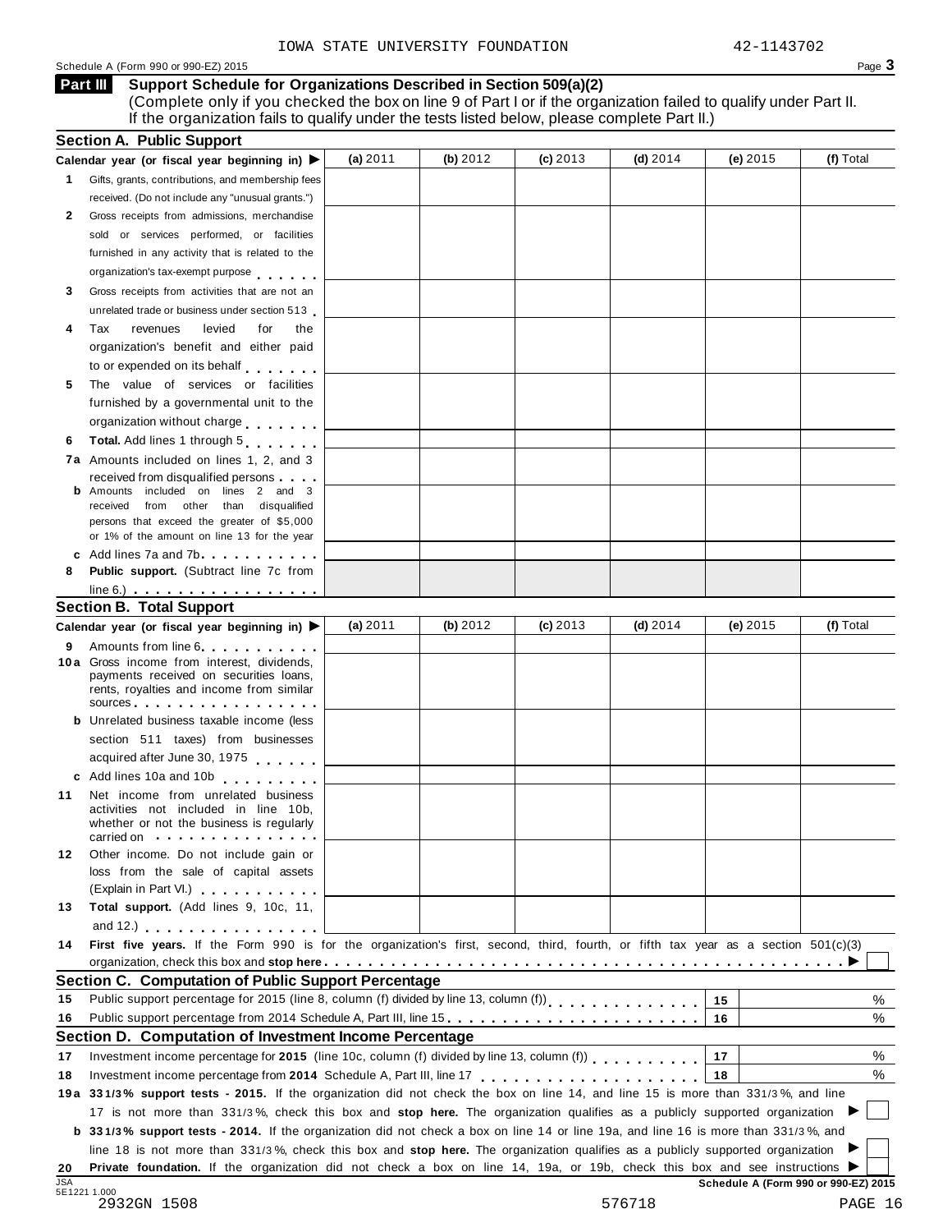IOWA STATE UNIVERSITY FOUNDATION 42-1143702

Schedule A (Form 990 or 990-EZ) 2015

## Part III Support Schedule for Organizations Described in Section 509(a)(2)

(Complete only if you checked the box on line 9 of Part I or if the organization failed to qualify under Part II. If the organization fails to qualify under the tests listed below, please complete Part II.)

### Section A. Public Support

| Calendar year (or fiscal year beginning in) ▶ | (a) 2011 | (b) 2012 | (c) 2013 | (d) 2014 | (e) 2015 | (f) Total |
|---|---|---|---|---|---|---|
| **1** Gifts, grants, contributions, and membership fees received. (Do not include any "unusual grants.") | | | | | | |
| **2** Gross receipts from admissions, merchandise sold or services performed, or facilities furnished in any activity that is related to the organization's tax-exempt purpose | | | | | | |
| **3** Gross receipts from activities that are not an unrelated trade or business under section 513 | | | | | | |
| **4** Tax revenues levied for the organization's benefit and either paid to or expended on its behalf | | | | | | |
| **5** The value of services or facilities furnished by a governmental unit to the organization without charge | | | | | | |
| **6 Total.** Add lines 1 through 5 | | | | | | |
| **7a** Amounts included on lines 1, 2, and 3 received from disqualified persons | | | | | | |
| **b** Amounts included on lines 2 and 3 received from other than disqualified persons that exceed the greater of $5,000 or 1% of the amount on line 13 for the year | | | | | | |
| **c** Add lines 7a and 7b | | | | | | |
| **8 Public support.** (Subtract line 7c from line 6.) | | | | | | |

### Section B. Total Support

| Calendar year (or fiscal year beginning in) ▶ | (a) 2011 | (b) 2012 | (c) 2013 | (d) 2014 | (e) 2015 | (f) Total |
|---|---|---|---|---|---|---|
| **9** Amounts from line 6 | | | | | | |
| **10a** Gross income from interest, dividends, payments received on securities loans, rents, royalties and income from similar sources | | | | | | |
| **b** Unrelated business taxable income (less section 511 taxes) from businesses acquired after June 30, 1975 | | | | | | |
| **c** Add lines 10a and 10b | | | | | | |
| **11** Net income from unrelated business activities not included in line 10b, whether or not the business is regularly carried on | | | | | | |
| **12** Other income. Do not include gain or loss from the sale of capital assets (Explain in Part VI.) | | | | | | |
| **13 Total support.** (Add lines 9, 10c, 11, and 12.) | | | | | | |

**14 First five years.** If the Form 990 is for the organization's first, second, third, fourth, or fifth tax year as a section 501(c)(3) organization, check this box and **stop here** ▶ ☐

### Section C. Computation of Public Support Percentage

| | | | |
|---|---|---|---|
| **15** | Public support percentage for 2015 (line 8, column (f) divided by line 13, column (f)) | 15 | % |
| **16** | Public support percentage from 2014 Schedule A, Part III, line 15 | 16 | % |

### Section D. Computation of Investment Income Percentage

| | | | |
|---|---|---|---|
| **17** | Investment income percentage for **2015** (line 10c, column (f) divided by line 13, column (f)) | 17 | % |
| **18** | Investment income percentage from **2014** Schedule A, Part III, line 17 | 18 | % |

**19a 33 1/3% support tests - 2015.** If the organization did not check the box on line 14, and line 15 is more than 33 1/3%, and line 17 is not more than 33 1/3%, check this box and **stop here.** The organization qualifies as a publicly supported organization ▶ ☐

**b 33 1/3% support tests - 2014.** If the organization did not check a box on line 14 or line 19a, and line 16 is more than 33 1/3%, and line 18 is not more than 33 1/3%, check this box and **stop here.** The organization qualifies as a publicly supported organization ▶ ☐

**20 Private foundation.** If the organization did not check a box on line 14, 19a, or 19b, check this box and see instructions ▶ ☐

JSA 5E1221 1.000

**Schedule A (Form 990 or 990-EZ) 2015**

2932GN 1508 576718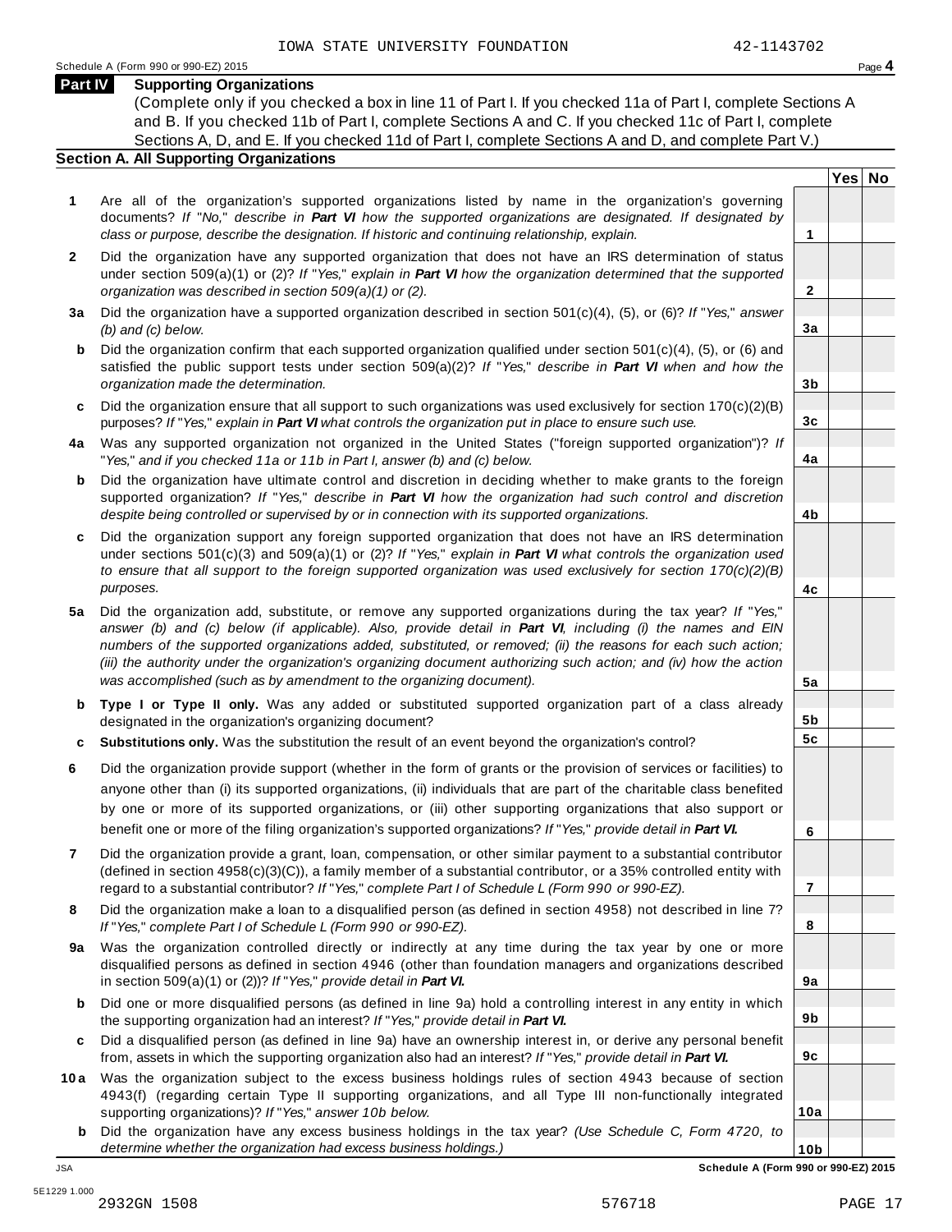IOWA STATE UNIVERSITY FOUNDATION 42-1143702

Schedule A (Form 990 or 990-EZ) 2015

## Part IV Supporting Organizations

(Complete only if you checked a box in line 11 of Part I. If you checked 11a of Part I, complete Sections A and B. If you checked 11b of Part I, complete Sections A and C. If you checked 11c of Part I, complete Sections A, D, and E. If you checked 11d of Part I, complete Sections A and D, and complete Part V.)

### Section A. All Supporting Organizations

| | | | Yes | No |
|---|---|---|---|---|
| **1** | Are all of the organization's supported organizations listed by name in the organization's governing documents? *If "No," describe in **Part VI** how the supported organizations are designated. If designated by class or purpose, describe the designation. If historic and continuing relationship, explain.* | **1** | | |
| **2** | Did the organization have any supported organization that does not have an IRS determination of status under section 509(a)(1) or (2)? *If "Yes," explain in **Part VI** how the organization determined that the supported organization was described in section 509(a)(1) or (2).* | **2** | | |
| **3a** | Did the organization have a supported organization described in section 501(c)(4), (5), or (6)? *If "Yes," answer (b) and (c) below.* | **3a** | | |
| **b** | Did the organization confirm that each supported organization qualified under section 501(c)(4), (5), or (6) and satisfied the public support tests under section 509(a)(2)? *If "Yes," describe in **Part VI** when and how the organization made the determination.* | **3b** | | |
| **c** | Did the organization ensure that all support to such organizations was used exclusively for section 170(c)(2)(B) purposes? *If "Yes," explain in **Part VI** what controls the organization put in place to ensure such use.* | **3c** | | |
| **4a** | Was any supported organization not organized in the United States ("foreign supported organization")? *If "Yes," and if you checked 11a or 11b in Part I, answer (b) and (c) below.* | **4a** | | |
| **b** | Did the organization have ultimate control and discretion in deciding whether to make grants to the foreign supported organization? *If "Yes," describe in **Part VI** how the organization had such control and discretion despite being controlled or supervised by or in connection with its supported organizations.* | **4b** | | |
| **c** | Did the organization support any foreign supported organization that does not have an IRS determination under sections 501(c)(3) and 509(a)(1) or (2)? *If "Yes," explain in **Part VI** what controls the organization used to ensure that all support to the foreign supported organization was used exclusively for section 170(c)(2)(B) purposes.* | **4c** | | |
| **5a** | Did the organization add, substitute, or remove any supported organizations during the tax year? *If "Yes," answer (b) and (c) below (if applicable). Also, provide detail in **Part VI**, including (i) the names and EIN numbers of the supported organizations added, substituted, or removed; (ii) the reasons for each such action; (iii) the authority under the organization's organizing document authorizing such action; and (iv) how the action was accomplished (such as by amendment to the organizing document).* | **5a** | | |
| **b** | **Type I or Type II only.** Was any added or substituted supported organization part of a class already designated in the organization's organizing document? | **5b** | | |
| **c** | **Substitutions only.** Was the substitution the result of an event beyond the organization's control? | **5c** | | |
| **6** | Did the organization provide support (whether in the form of grants or the provision of services or facilities) to anyone other than (i) its supported organizations, (ii) individuals that are part of the charitable class benefited by one or more of its supported organizations, or (iii) other supporting organizations that also support or benefit one or more of the filing organization's supported organizations? *If "Yes," provide detail in **Part VI.*** | **6** | | |
| **7** | Did the organization provide a grant, loan, compensation, or other similar payment to a substantial contributor (defined in section 4958(c)(3)(C)), a family member of a substantial contributor, or a 35% controlled entity with regard to a substantial contributor? *If "Yes," complete Part I of Schedule L (Form 990 or 990-EZ).* | **7** | | |
| **8** | Did the organization make a loan to a disqualified person (as defined in section 4958) not described in line 7? *If "Yes," complete Part I of Schedule L (Form 990 or 990-EZ).* | **8** | | |
| **9a** | Was the organization controlled directly or indirectly at any time during the tax year by one or more disqualified persons as defined in section 4946 (other than foundation managers and organizations described in section 509(a)(1) or (2))? *If "Yes," provide detail in **Part VI.*** | **9a** | | |
| **b** | Did one or more disqualified persons (as defined in line 9a) hold a controlling interest in any entity in which the supporting organization had an interest? *If "Yes," provide detail in **Part VI.*** | **9b** | | |
| **c** | Did a disqualified person (as defined in line 9a) have an ownership interest in, or derive any personal benefit from, assets in which the supporting organization also had an interest? *If "Yes," provide detail in **Part VI.*** | **9c** | | |
| **10a** | Was the organization subject to the excess business holdings rules of section 4943 because of section 4943(f) (regarding certain Type II supporting organizations, and all Type III non-functionally integrated supporting organizations)? *If "Yes," answer 10b below.* | **10a** | | |
| **b** | Did the organization have any excess business holdings in the tax year? *(Use Schedule C, Form 4720, to determine whether the organization had excess business holdings.)* | **10b** | | |

Schedule A (Form 990 or 990-EZ) 2015

JSA 5E1229 1.000

2932GN 1508 576718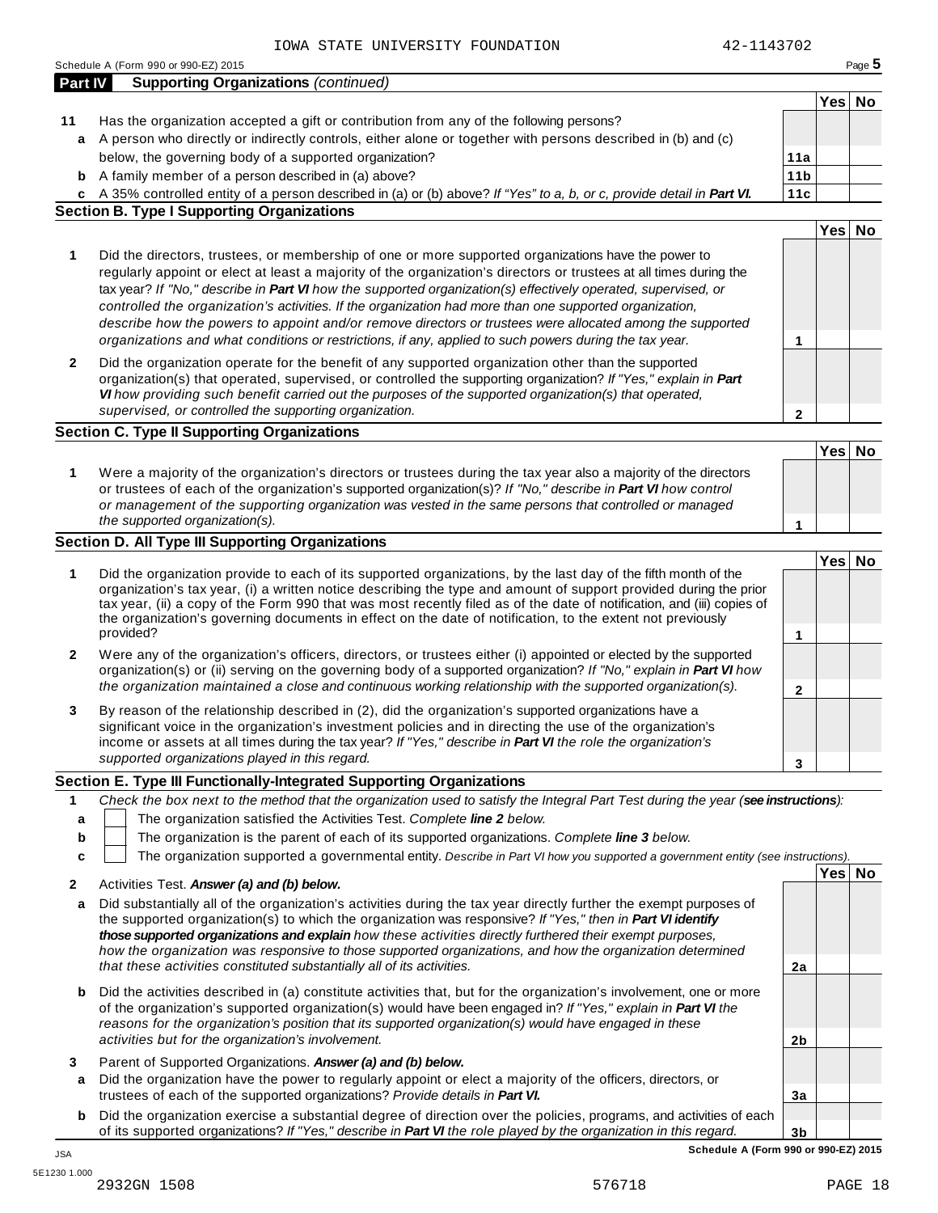IOWA STATE UNIVERSITY FOUNDATION 42-1143702

Schedule A (Form 990 or 990-EZ) 2015

## Part IV Supporting Organizations *(continued)*

| | | | Yes | No |
|---|---|---|---|---|
| **11** | Has the organization accepted a gift or contribution from any of the following persons? | | | |
| **a** | A person who directly or indirectly controls, either alone or together with persons described in (b) and (c) below, the governing body of a supported organization? | **11a** | | |
| **b** | A family member of a person described in (a) above? | **11b** | | |
| **c** | A 35% controlled entity of a person described in (a) or (b) above? *If "Yes" to a, b, or c, provide detail in* ***Part VI.*** | **11c** | | |

### Section B. Type I Supporting Organizations

| | | | Yes | No |
|---|---|---|---|---|
| **1** | Did the directors, trustees, or membership of one or more supported organizations have the power to regularly appoint or elect at least a majority of the organization's directors or trustees at all times during the tax year? *If "No," describe in* ***Part VI*** *how the supported organization(s) effectively operated, supervised, or controlled the organization's activities. If the organization had more than one supported organization, describe how the powers to appoint and/or remove directors or trustees were allocated among the supported organizations and what conditions or restrictions, if any, applied to such powers during the tax year.* | **1** | | |
| **2** | Did the organization operate for the benefit of any supported organization other than the supported organization(s) that operated, supervised, or controlled the supporting organization? *If "Yes," explain in* ***Part VI*** *how providing such benefit carried out the purposes of the supported organization(s) that operated, supervised, or controlled the supporting organization.* | **2** | | |

### Section C. Type II Supporting Organizations

| | | | Yes | No |
|---|---|---|---|---|
| **1** | Were a majority of the organization's directors or trustees during the tax year also a majority of the directors or trustees of each of the organization's supported organization(s)? *If "No," describe in* ***Part VI*** *how control or management of the supporting organization was vested in the same persons that controlled or managed the supported organization(s).* | **1** | | |

### Section D. All Type III Supporting Organizations

| | | | Yes | No |
|---|---|---|---|---|
| **1** | Did the organization provide to each of its supported organizations, by the last day of the fifth month of the organization's tax year, (i) a written notice describing the type and amount of support provided during the prior tax year, (ii) a copy of the Form 990 that was most recently filed as of the date of notification, and (iii) copies of the organization's governing documents in effect on the date of notification, to the extent not previously provided? | **1** | | |
| **2** | Were any of the organization's officers, directors, or trustees either (i) appointed or elected by the supported organization(s) or (ii) serving on the governing body of a supported organization? *If "No," explain in* ***Part VI*** *how the organization maintained a close and continuous working relationship with the supported organization(s).* | **2** | | |
| **3** | By reason of the relationship described in (2), did the organization's supported organizations have a significant voice in the organization's investment policies and in directing the use of the organization's income or assets at all times during the tax year? *If "Yes," describe in* ***Part VI*** *the role the organization's supported organizations played in this regard.* | **3** | | |

### Section E. Type III Functionally-Integrated Supporting Organizations

**1** *Check the box next to the method that the organization used to satisfy the Integral Part Test during the year (****see instructions****):*

- **a** ☐ The organization satisfied the Activities Test. *Complete* ***line 2*** *below.*
- **b** ☐ The organization is the parent of each of its supported organizations. *Complete* ***line 3*** *below.*
- **c** ☐ The organization supported a governmental entity. *Describe in Part VI how you supported a government entity (see instructions).*

| | | | Yes | No |
|---|---|---|---|---|
| **2** | Activities Test. ***Answer (a) and (b) below.*** | | | |
| **a** | Did substantially all of the organization's activities during the tax year directly further the exempt purposes of the supported organization(s) to which the organization was responsive? *If "Yes," then in* ***Part VI identify those supported organizations and explain*** *how these activities directly furthered their exempt purposes, how the organization was responsive to those supported organizations, and how the organization determined that these activities constituted substantially all of its activities.* | **2a** | | |
| **b** | Did the activities described in (a) constitute activities that, but for the organization's involvement, one or more of the organization's supported organization(s) would have been engaged in? *If "Yes," explain in* ***Part VI*** *the reasons for the organization's position that its supported organization(s) would have engaged in these activities but for the organization's involvement.* | **2b** | | |
| **3** | Parent of Supported Organizations. ***Answer (a) and (b) below.*** | | | |
| **a** | Did the organization have the power to regularly appoint or elect a majority of the officers, directors, or trustees of each of the supported organizations? *Provide details in* ***Part VI.*** | **3a** | | |
| **b** | Did the organization exercise a substantial degree of direction over the policies, programs, and activities of each of its supported organizations? *If "Yes," describe in* ***Part VI*** *the role played by the organization in this regard.* | **3b** | | |

**Schedule A (Form 990 or 990-EZ) 2015**

JSA
5E1230 1.000
2932GN 1508 576718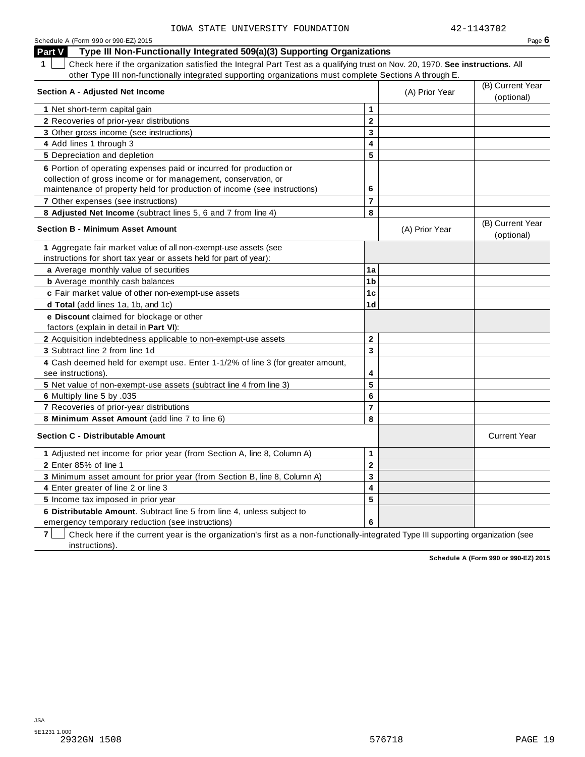IOWA STATE UNIVERSITY FOUNDATION 42-1143702

Schedule A (Form 990 or 990-EZ) 2015 Page 6

## Part V Type III Non-Functionally Integrated 509(a)(3) Supporting Organizations

**1** ☐ Check here if the organization satisfied the Integral Part Test as a qualifying trust on Nov. 20, 1970. **See instructions.** All other Type III non-functionally integrated supporting organizations must complete Sections A through E.

| **Section A - Adjusted Net Income** | | (A) Prior Year | (B) Current Year (optional) |
|---|---|---|---|
| **1** Net short-term capital gain | 1 | | |
| **2** Recoveries of prior-year distributions | 2 | | |
| **3** Other gross income (see instructions) | 3 | | |
| **4** Add lines 1 through 3 | 4 | | |
| **5** Depreciation and depletion | 5 | | |
| **6** Portion of operating expenses paid or incurred for production or collection of gross income or for management, conservation, or maintenance of property held for production of income (see instructions) | 6 | | |
| **7** Other expenses (see instructions) | 7 | | |
| **8 Adjusted Net Income** (subtract lines 5, 6 and 7 from line 4) | 8 | | |

| **Section B - Minimum Asset Amount** | | (A) Prior Year | (B) Current Year (optional) |
|---|---|---|---|
| **1** Aggregate fair market value of all non-exempt-use assets (see instructions for short tax year or assets held for part of year): | | | |
| **a** Average monthly value of securities | 1a | | |
| **b** Average monthly cash balances | 1b | | |
| **c** Fair market value of other non-exempt-use assets | 1c | | |
| **d Total** (add lines 1a, 1b, and 1c) | 1d | | |
| **e Discount** claimed for blockage or other factors (explain in detail in **Part VI**): | | | |
| **2** Acquisition indebtedness applicable to non-exempt-use assets | 2 | | |
| **3** Subtract line 2 from line 1d | 3 | | |
| **4** Cash deemed held for exempt use. Enter 1-1/2% of line 3 (for greater amount, see instructions). | 4 | | |
| **5** Net value of non-exempt-use assets (subtract line 4 from line 3) | 5 | | |
| **6** Multiply line 5 by .035 | 6 | | |
| **7** Recoveries of prior-year distributions | 7 | | |
| **8 Minimum Asset Amount** (add line 7 to line 6) | 8 | | |

| **Section C - Distributable Amount** | | | Current Year |
|---|---|---|---|
| **1** Adjusted net income for prior year (from Section A, line 8, Column A) | 1 | | |
| **2** Enter 85% of line 1 | 2 | | |
| **3** Minimum asset amount for prior year (from Section B, line 8, Column A) | 3 | | |
| **4** Enter greater of line 2 or line 3 | 4 | | |
| **5** Income tax imposed in prior year | 5 | | |
| **6 Distributable Amount**. Subtract line 5 from line 4, unless subject to emergency temporary reduction (see instructions) | 6 | | |

**7** ☐ Check here if the current year is the organization's first as a non-functionally-integrated Type III supporting organization (see instructions).

**Schedule A (Form 990 or 990-EZ) 2015**

JSA
5E1231 1.000
2932GN 1508 576718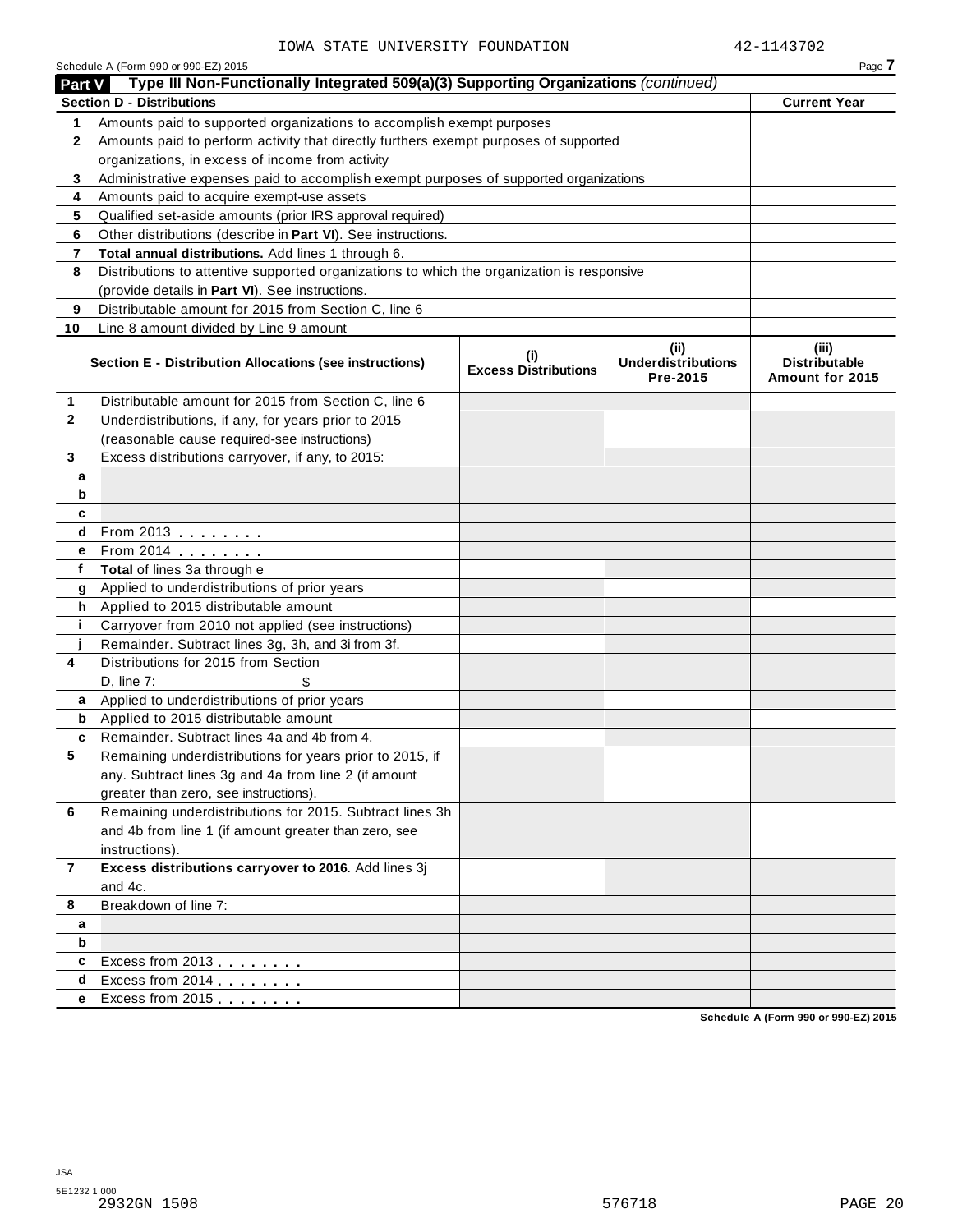IOWA STATE UNIVERSITY FOUNDATION 42-1143702

Schedule A (Form 990 or 990-EZ) 2015

**Part V** **Type III Non-Functionally Integrated 509(a)(3) Supporting Organizations** *(continued)*

| **Section D - Distributions** | | **Current Year** |
|---|---|---|
| 1 | Amounts paid to supported organizations to accomplish exempt purposes | |
| 2 | Amounts paid to perform activity that directly furthers exempt purposes of supported organizations, in excess of income from activity | |
| 3 | Administrative expenses paid to accomplish exempt purposes of supported organizations | |
| 4 | Amounts paid to acquire exempt-use assets | |
| 5 | Qualified set-aside amounts (prior IRS approval required) | |
| 6 | Other distributions (describe in **Part VI**). See instructions. | |
| 7 | **Total annual distributions.** Add lines 1 through 6. | |
| 8 | Distributions to attentive supported organizations to which the organization is responsive (provide details in **Part VI**). See instructions. | |
| 9 | Distributable amount for 2015 from Section C, line 6 | |
| 10 | Line 8 amount divided by Line 9 amount | |

| **Section E - Distribution Allocations (see instructions)** | | **(i) Excess Distributions** | **(ii) Underdistributions Pre-2015** | **(iii) Distributable Amount for 2015** |
|---|---|---|---|---|
| 1 | Distributable amount for 2015 from Section C, line 6 | | | |
| 2 | Underdistributions, if any, for years prior to 2015 (reasonable cause required-see instructions) | | | |
| 3 | Excess distributions carryover, if any, to 2015: | | | |
| a | | | | |
| b | | | | |
| c | | | | |
| d | From 2013 . . . . . . . . | | | |
| e | From 2014 . . . . . . . . | | | |
| f | **Total** of lines 3a through e | | | |
| g | Applied to underdistributions of prior years | | | |
| h | Applied to 2015 distributable amount | | | |
| i | Carryover from 2010 not applied (see instructions) | | | |
| j | Remainder. Subtract lines 3g, 3h, and 3i from 3f. | | | |
| 4 | Distributions for 2015 from Section D, line 7: $ | | | |
| a | Applied to underdistributions of prior years | | | |
| b | Applied to 2015 distributable amount | | | |
| c | Remainder. Subtract lines 4a and 4b from 4. | | | |
| 5 | Remaining underdistributions for years prior to 2015, if any. Subtract lines 3g and 4a from line 2 (if amount greater than zero, see instructions). | | | |
| 6 | Remaining underdistributions for 2015. Subtract lines 3h and 4b from line 1 (if amount greater than zero, see instructions). | | | |
| 7 | **Excess distributions carryover to 2016**. Add lines 3j and 4c. | | | |
| 8 | Breakdown of line 7: | | | |
| a | | | | |
| b | | | | |
| c | Excess from 2013 . . . . . . . . | | | |
| d | Excess from 2014 . . . . . . . . | | | |
| e | Excess from 2015 . . . . . . . . | | | |

Schedule A (Form 990 or 990-EZ) 2015

JSA
5E1232 1.000
2932GN 1508 576718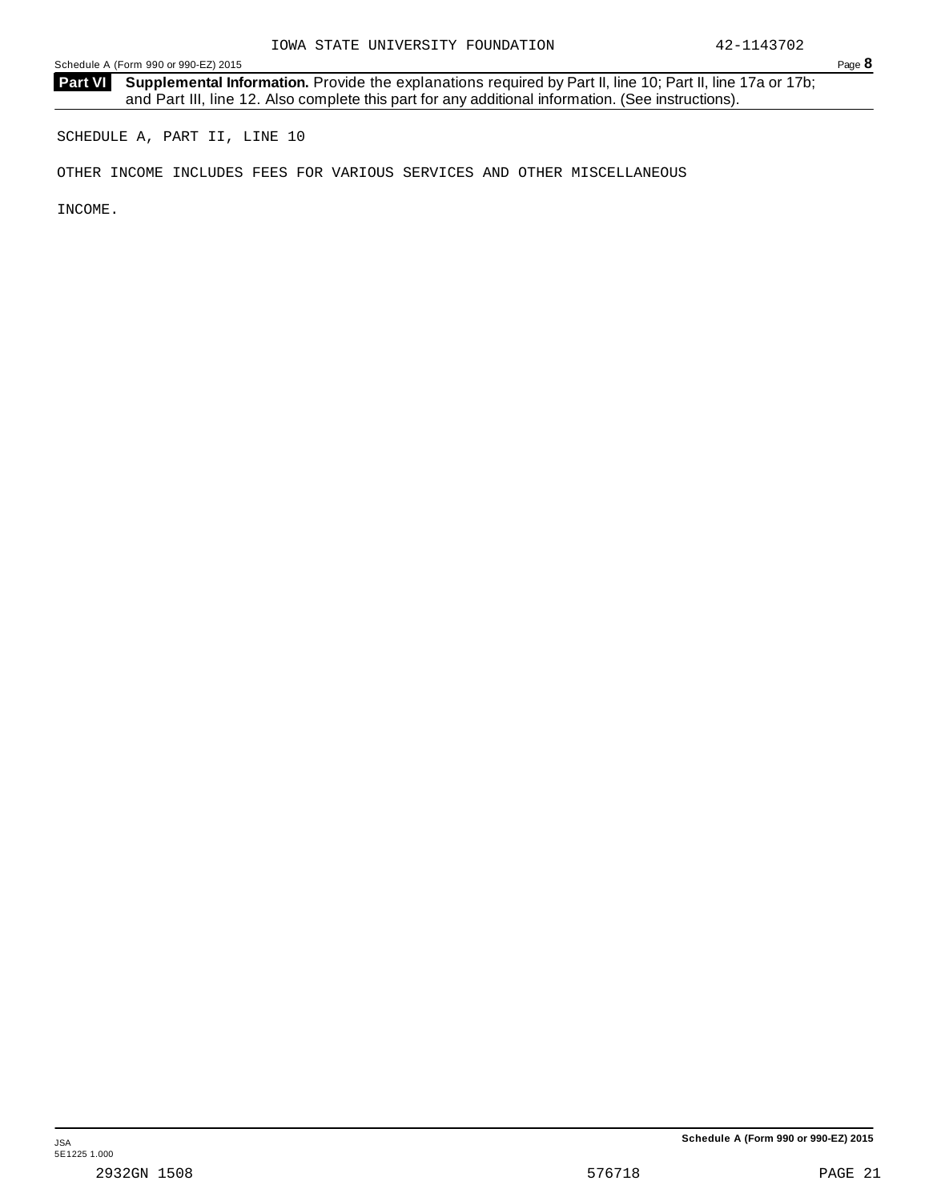**Part VI** **Supplemental Information.** Provide the explanations required by Part II, line 10; Part II, line 17a or 17b; and Part III, line 12. Also complete this part for any additional information. (See instructions).

SCHEDULE A, PART II, LINE 10

OTHER INCOME INCLUDES FEES FOR VARIOUS SERVICES AND OTHER MISCELLANEOUS INCOME.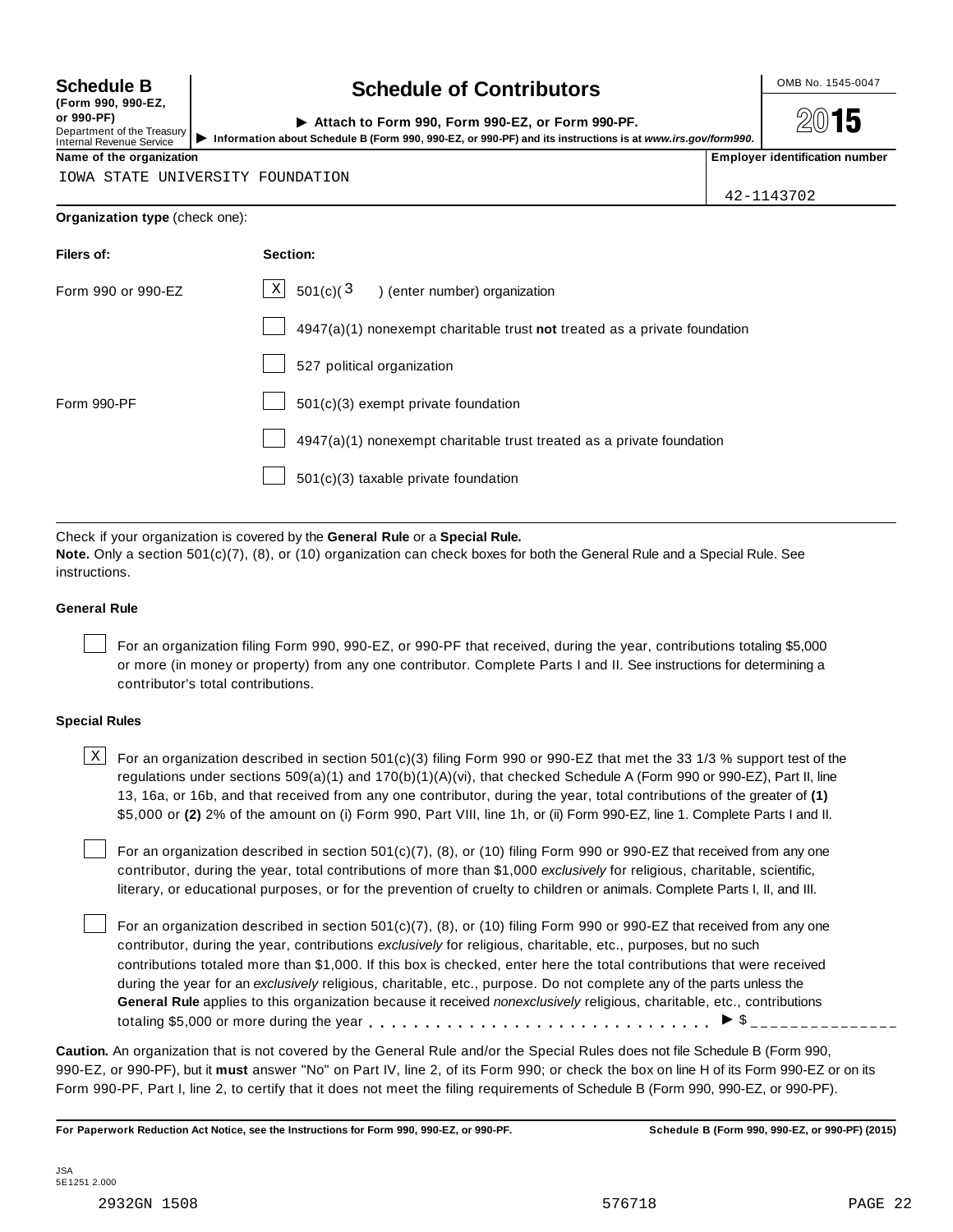**Schedule B** (Form 990, 990-EZ, or 990-PF)
Department of the Treasury
Internal Revenue Service

# Schedule of Contributors

▶ **Attach to Form 990, Form 990-EZ, or Form 990-PF.**
▶ **Information about Schedule B (Form 990, 990-EZ, or 990-PF) and its instructions is at *www.irs.gov/form990*.**

OMB No. 1545-0047

**2015**

| Name of the organization | Employer identification number |
| --- | --- |
| IOWA STATE UNIVERSITY FOUNDATION | 42-1143702 |

**Organization type** (check one):

| Filers of: | Section: |
| --- | --- |
| Form 990 or 990-EZ | [X] 501(c)( 3 ) (enter number) organization |
| | [ ] 4947(a)(1) nonexempt charitable trust **not** treated as a private foundation |
| | [ ] 527 political organization |
| Form 990-PF | [ ] 501(c)(3) exempt private foundation |
| | [ ] 4947(a)(1) nonexempt charitable trust treated as a private foundation |
| | [ ] 501(c)(3) taxable private foundation |

Check if your organization is covered by the **General Rule** or a **Special Rule.**

**Note.** Only a section 501(c)(7), (8), or (10) organization can check boxes for both the General Rule and a Special Rule. See instructions.

### General Rule

[ ] For an organization filing Form 990, 990-EZ, or 990-PF that received, during the year, contributions totaling $5,000 or more (in money or property) from any one contributor. Complete Parts I and II. See instructions for determining a contributor's total contributions.

### Special Rules

[X] For an organization described in section 501(c)(3) filing Form 990 or 990-EZ that met the 33 1/3 % support test of the regulations under sections 509(a)(1) and 170(b)(1)(A)(vi), that checked Schedule A (Form 990 or 990-EZ), Part II, line 13, 16a, or 16b, and that received from any one contributor, during the year, total contributions of the greater of **(1)** $5,000 or **(2)** 2% of the amount on (i) Form 990, Part VIII, line 1h, or (ii) Form 990-EZ, line 1. Complete Parts I and II.

[ ] For an organization described in section 501(c)(7), (8), or (10) filing Form 990 or 990-EZ that received from any one contributor, during the year, total contributions of more than $1,000 *exclusively* for religious, charitable, scientific, literary, or educational purposes, or for the prevention of cruelty to children or animals. Complete Parts I, II, and III.

[ ] For an organization described in section 501(c)(7), (8), or (10) filing Form 990 or 990-EZ that received from any one contributor, during the year, contributions *exclusively* for religious, charitable, etc., purposes, but no such contributions totaled more than $1,000. If this box is checked, enter here the total contributions that were received during the year for an *exclusively* religious, charitable, etc., purpose. Do not complete any of the parts unless the **General Rule** applies to this organization because it received *nonexclusively* religious, charitable, etc., contributions totaling $5,000 or more during the year . . . . . . . . . . . . . . . . . . . . . . . . . . . . . ▶ $ _______________

**Caution.** An organization that is not covered by the General Rule and/or the Special Rules does not file Schedule B (Form 990, 990-EZ, or 990-PF), but it **must** answer "No" on Part IV, line 2, of its Form 990; or check the box on line H of its Form 990-EZ or on its Form 990-PF, Part I, line 2, to certify that it does not meet the filing requirements of Schedule B (Form 990, 990-EZ, or 990-PF).

**For Paperwork Reduction Act Notice, see the Instructions for Form 990, 990-EZ, or 990-PF.** **Schedule B (Form 990, 990-EZ, or 990-PF) (2015)**

JSA
5E1251 2.000

2932GN 1508 576718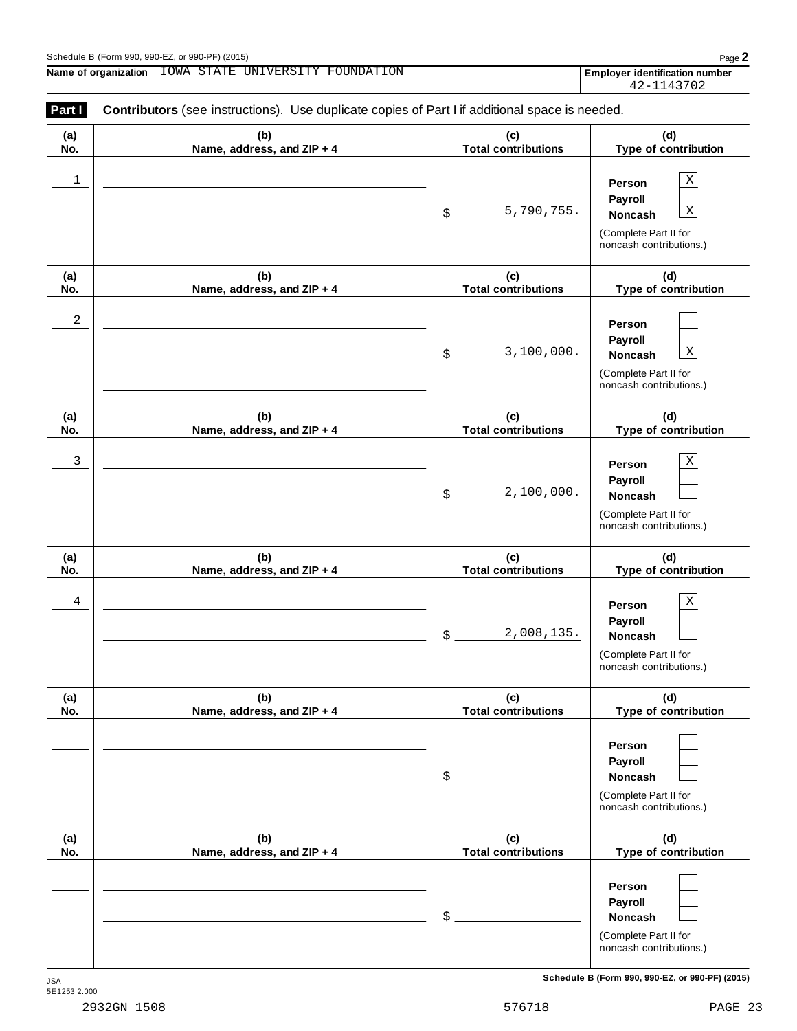Schedule B (Form 990, 990-EZ, or 990-PF) (2015) Page **2**

**Name of organization** IOWA STATE UNIVERSITY FOUNDATION

**Employer identification number** 42-1143702

**Part I** **Contributors** (see instructions). Use duplicate copies of Part I if additional space is needed.

| (a) No. | (b) Name, address, and ZIP + 4 | (c) Total contributions | (d) Type of contribution |
|---|---|---|---|
| 1 | | $ 5,790,755. | Person [X] Payroll [ ] Noncash [X] (Complete Part II for noncash contributions.) |
| 2 | | $ 3,100,000. | Person [ ] Payroll [ ] Noncash [X] (Complete Part II for noncash contributions.) |
| 3 | | $ 2,100,000. | Person [X] Payroll [ ] Noncash [ ] (Complete Part II for noncash contributions.) |
| 4 | | $ 2,008,135. | Person [X] Payroll [ ] Noncash [ ] (Complete Part II for noncash contributions.) |
| | | $ | Person [ ] Payroll [ ] Noncash [ ] (Complete Part II for noncash contributions.) |
| | | $ | Person [ ] Payroll [ ] Noncash [ ] (Complete Part II for noncash contributions.) |

JSA 5E1253 2.000

**Schedule B (Form 990, 990-EZ, or 990-PF) (2015)**

2932GN 1508 576718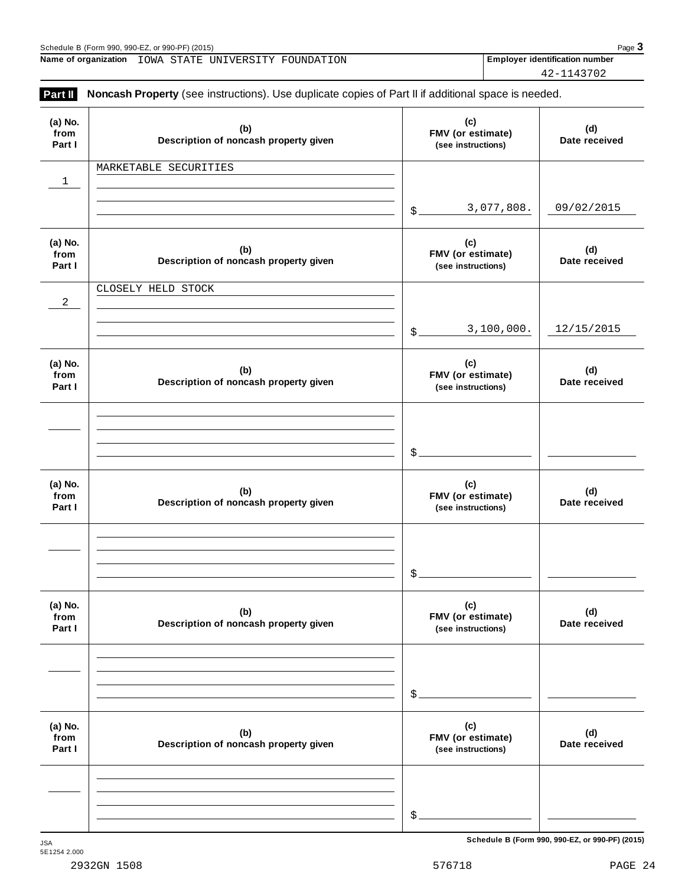Name of organization IOWA STATE UNIVERSITY FOUNDATION

Employer identification number 42-1143702

**Part II** **Noncash Property** (see instructions). Use duplicate copies of Part II if additional space is needed.

| (a) No. from Part I | (b) Description of noncash property given | (c) FMV (or estimate) (see instructions) | (d) Date received |
|---|---|---|---|
| 1 | MARKETABLE SECURITIES | $ 3,077,808. | 09/02/2015 |
| 2 | CLOSELY HELD STOCK | $ 3,100,000. | 12/15/2015 |
| | | $ | |
| | | $ | |
| | | $ | |
| | | $ | |

Schedule B (Form 990, 990-EZ, or 990-PF) (2015)

JSA
5E1254 2.000

2932GN 1508 576718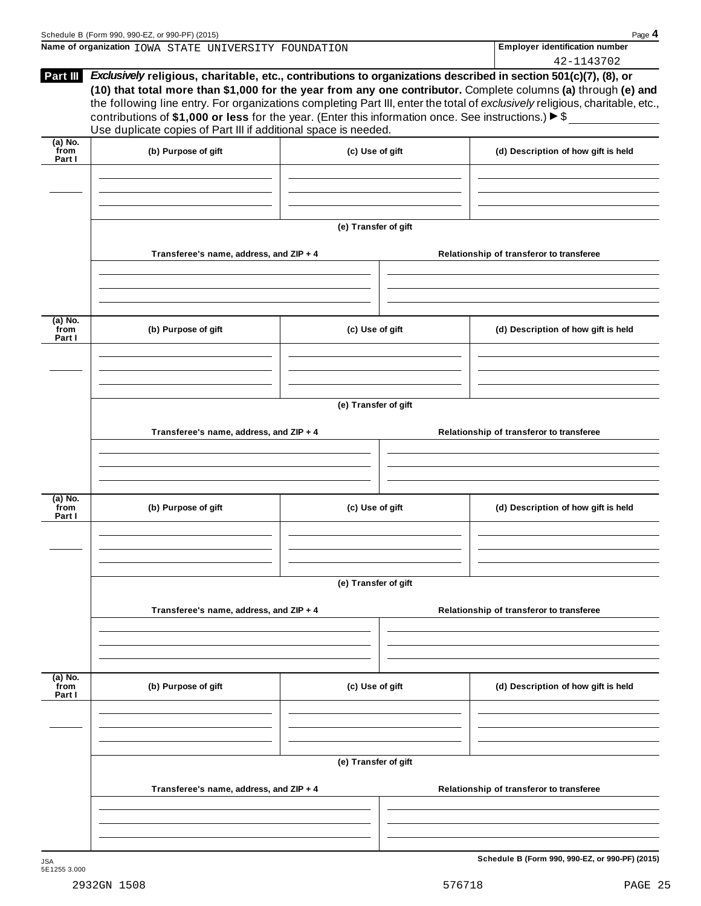**Name of organization** IOWA STATE UNIVERSITY FOUNDATION

**Employer identification number** 42-1143702

**Part III** ***Exclusively*** **religious, charitable, etc., contributions to organizations described in section 501(c)(7), (8), or (10) that total more than $1,000 for the year from any one contributor.** Complete columns **(a)** through **(e) and** the following line entry. For organizations completing Part III, enter the total of *exclusively* religious, charitable, etc., contributions of **$1,000 or less** for the year. (Enter this information once. See instructions.) ▶ $ ____________

Use duplicate copies of Part III if additional space is needed.

| (a) No. from Part I | (b) Purpose of gift | (c) Use of gift | (d) Description of how gift is held |
|---|---|---|---|
| | | | |

**(e) Transfer of gift**

| Transferee's name, address, and ZIP + 4 | Relationship of transferor to transferee |
|---|---|
| | |

| (a) No. from Part I | (b) Purpose of gift | (c) Use of gift | (d) Description of how gift is held |
|---|---|---|---|
| | | | |

**(e) Transfer of gift**

| Transferee's name, address, and ZIP + 4 | Relationship of transferor to transferee |
|---|---|
| | |

| (a) No. from Part I | (b) Purpose of gift | (c) Use of gift | (d) Description of how gift is held |
|---|---|---|---|
| | | | |

**(e) Transfer of gift**

| Transferee's name, address, and ZIP + 4 | Relationship of transferor to transferee |
|---|---|
| | |

| (a) No. from Part I | (b) Purpose of gift | (c) Use of gift | (d) Description of how gift is held |
|---|---|---|---|
| | | | |

**(e) Transfer of gift**

| Transferee's name, address, and ZIP + 4 | Relationship of transferor to transferee |
|---|---|
| | |

JSA
5E1255 3.000

2932GN 1508 576718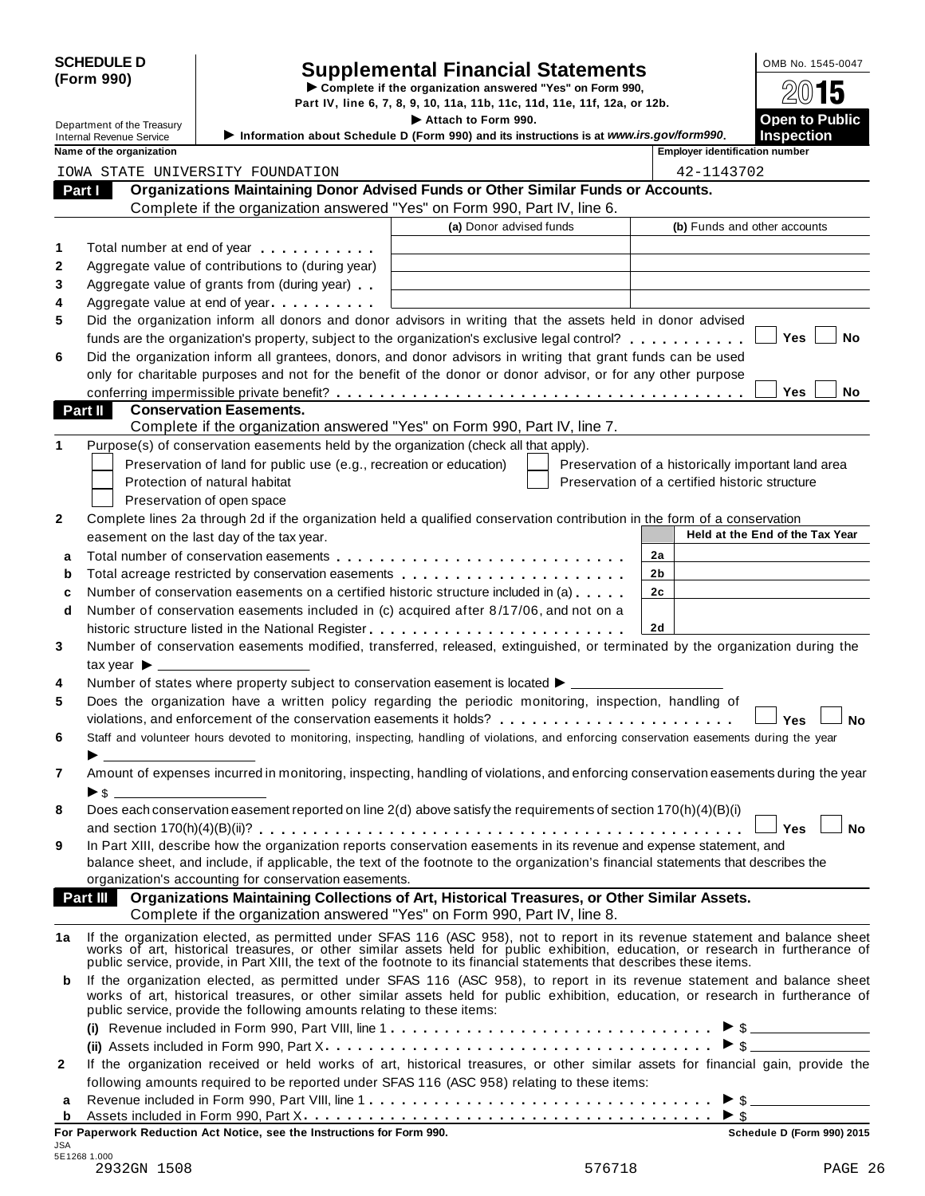**SCHEDULE D (Form 990)**

Department of the Treasury
Internal Revenue Service

# Supplemental Financial Statements

▶ Complete if the organization answered "Yes" on Form 990, Part IV, line 6, 7, 8, 9, 10, 11a, 11b, 11c, 11d, 11e, 11f, 12a, or 12b.

▶ Attach to Form 990.

▶ Information about Schedule D (Form 990) and its instructions is at *www.irs.gov/form990*.

OMB No. 1545-0047

**2015**

**Open to Public Inspection**

**Name of the organization:** IOWA STATE UNIVERSITY FOUNDATION

**Employer identification number:** 42-1143702

## Part I Organizations Maintaining Donor Advised Funds or Other Similar Funds or Accounts.

Complete if the organization answered "Yes" on Form 990, Part IV, line 6.

| | | (a) Donor advised funds | (b) Funds and other accounts |
|---|---|---|---|
| 1 | Total number at end of year | | |
| 2 | Aggregate value of contributions to (during year) | | |
| 3 | Aggregate value of grants from (during year) | | |
| 4 | Aggregate value at end of year | | |

5 Did the organization inform all donors and donor advisors in writing that the assets held in donor advised funds are the organization's property, subject to the organization's exclusive legal control? ☐ Yes ☐ No

6 Did the organization inform all grantees, donors, and donor advisors in writing that grant funds can be used only for charitable purposes and not for the benefit of the donor or donor advisor, or for any other purpose conferring impermissible private benefit? ☐ Yes ☐ No

## Part II Conservation Easements.

Complete if the organization answered "Yes" on Form 990, Part IV, line 7.

1 Purpose(s) of conservation easements held by the organization (check all that apply).

- ☐ Preservation of land for public use (e.g., recreation or education)
- ☐ Protection of natural habitat
- ☐ Preservation of open space
- ☐ Preservation of a historically important land area
- ☐ Preservation of a certified historic structure

2 Complete lines 2a through 2d if the organization held a qualified conservation contribution in the form of a conservation easement on the last day of the tax year.

| | | | Held at the End of the Tax Year |
|---|---|---|---|
| a | Total number of conservation easements | 2a | |
| b | Total acreage restricted by conservation easements | 2b | |
| c | Number of conservation easements on a certified historic structure included in (a) | 2c | |
| d | Number of conservation easements included in (c) acquired after 8/17/06, and not on a historic structure listed in the National Register | 2d | |

3 Number of conservation easements modified, transferred, released, extinguished, or terminated by the organization during the tax year ▶ ____________

4 Number of states where property subject to conservation easement is located ▶ ____________

5 Does the organization have a written policy regarding the periodic monitoring, inspection, handling of violations, and enforcement of the conservation easements it holds? ☐ Yes ☐ No

6 Staff and volunteer hours devoted to monitoring, inspecting, handling of violations, and enforcing conservation easements during the year ▶ ____________

7 Amount of expenses incurred in monitoring, inspecting, handling of violations, and enforcing conservation easements during the year ▶ $ ____________

8 Does each conservation easement reported on line 2(d) above satisfy the requirements of section 170(h)(4)(B)(i) and section 170(h)(4)(B)(ii)? ☐ Yes ☐ No

9 In Part XIII, describe how the organization reports conservation easements in its revenue and expense statement, and balance sheet, and include, if applicable, the text of the footnote to the organization's financial statements that describes the organization's accounting for conservation easements.

## Part III Organizations Maintaining Collections of Art, Historical Treasures, or Other Similar Assets.

Complete if the organization answered "Yes" on Form 990, Part IV, line 8.

1a If the organization elected, as permitted under SFAS 116 (ASC 958), not to report in its revenue statement and balance sheet works of art, historical treasures, or other similar assets held for public exhibition, education, or research in furtherance of public service, provide, in Part XIII, the text of the footnote to its financial statements that describes these items.

b If the organization elected, as permitted under SFAS 116 (ASC 958), to report in its revenue statement and balance sheet works of art, historical treasures, or other similar assets held for public exhibition, education, or research in furtherance of public service, provide the following amounts relating to these items:

(i) Revenue included in Form 990, Part VIII, line 1 ▶ $ ____________

(ii) Assets included in Form 990, Part X ▶ $ ____________

2 If the organization received or held works of art, historical treasures, or other similar assets for financial gain, provide the following amounts required to be reported under SFAS 116 (ASC 958) relating to these items:

a Revenue included in Form 990, Part VIII, line 1 ▶ $ ____________

b Assets included in Form 990, Part X ▶ $ ____________

**For Paperwork Reduction Act Notice, see the Instructions for Form 990.** **Schedule D (Form 990) 2015**

JSA
5E1268 1.000
2932GN 1508 576718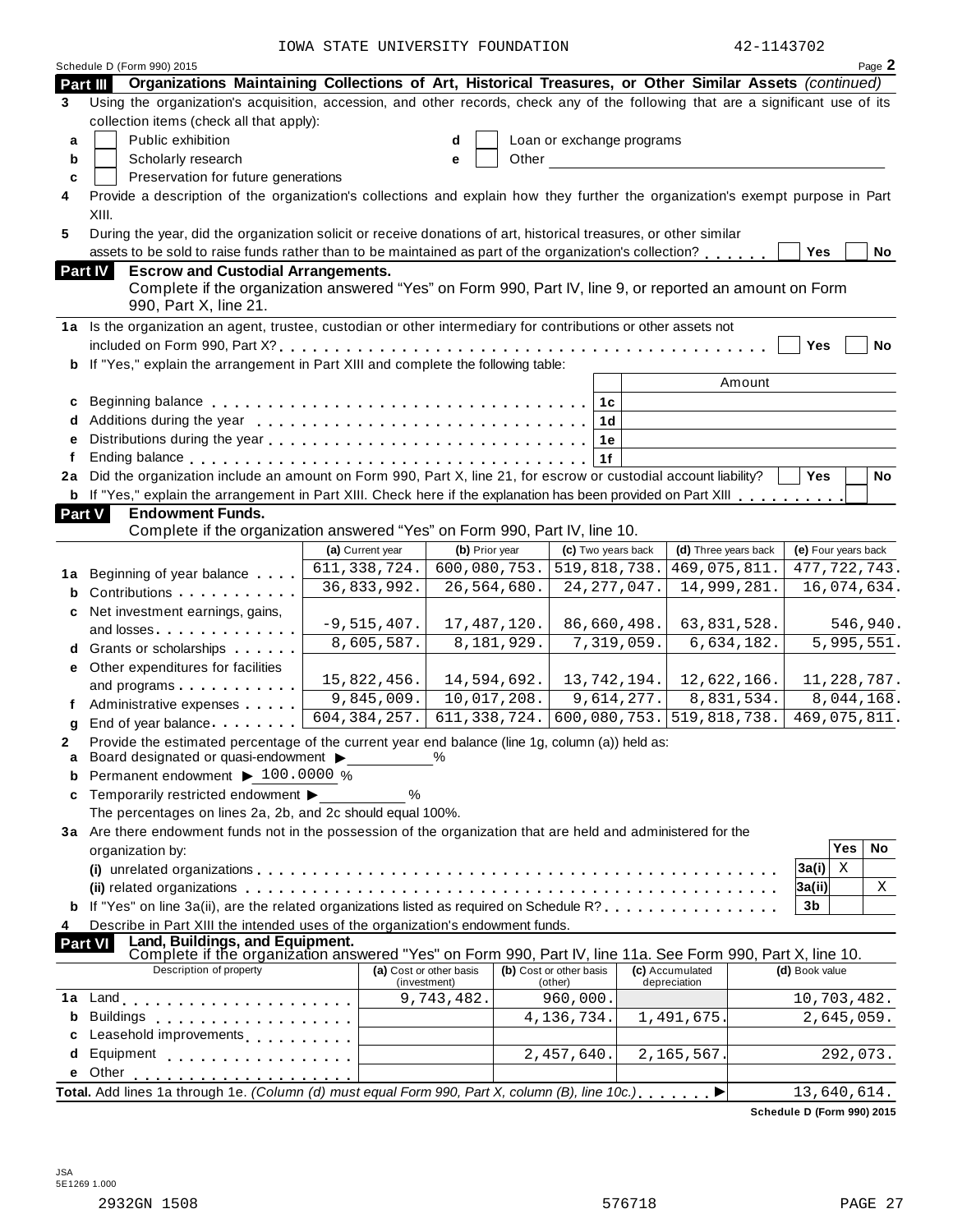IOWA STATE UNIVERSITY FOUNDATION 42-1143702

Schedule D (Form 990) 2015 Page **2**

**Part III** **Organizations Maintaining Collections of Art, Historical Treasures, or Other Similar Assets** *(continued)*

**3** Using the organization's acquisition, accession, and other records, check any of the following that are a significant use of its collection items (check all that apply):

- **a** ☐ Public exhibition
- **b** ☐ Scholarly research
- **c** ☐ Preservation for future generations
- **d** ☐ Loan or exchange programs
- **e** ☐ Other

**4** Provide a description of the organization's collections and explain how they further the organization's exempt purpose in Part XIII.

**5** During the year, did the organization solicit or receive donations of art, historical treasures, or other similar assets to be sold to raise funds rather than to be maintained as part of the organization's collection? ☐ Yes ☐ No

**Part IV** **Escrow and Custodial Arrangements.**
Complete if the organization answered "Yes" on Form 990, Part IV, line 9, or reported an amount on Form 990, Part X, line 21.

**1a** Is the organization an agent, trustee, custodian or other intermediary for contributions or other assets not included on Form 990, Part X? ☐ Yes ☐ No

**b** If "Yes," explain the arrangement in Part XIII and complete the following table:

| | | | Amount |
|---|---|---|---|
| **c** | Beginning balance | 1c | |
| **d** | Additions during the year | 1d | |
| **e** | Distributions during the year | 1e | |
| **f** | Ending balance | 1f | |

**2a** Did the organization include an amount on Form 990, Part X, line 21, for escrow or custodial account liability? ☐ Yes ☐ No

**b** If "Yes," explain the arrangement in Part XIII. Check here if the explanation has been provided on Part XIII ☐

**Part V** **Endowment Funds.**
Complete if the organization answered "Yes" on Form 990, Part IV, line 10.

| | | (a) Current year | (b) Prior year | (c) Two years back | (d) Three years back | (e) Four years back |
|---|---|---|---|---|---|---|
| **1a** | Beginning of year balance | 611,338,724. | 600,080,753. | 519,818,738. | 469,075,811. | 477,722,743. |
| **b** | Contributions | 36,833,992. | 26,564,680. | 24,277,047. | 14,999,281. | 16,074,634. |
| **c** | Net investment earnings, gains, and losses | -9,515,407. | 17,487,120. | 86,660,498. | 63,831,528. | 546,940. |
| **d** | Grants or scholarships | 8,605,587. | 8,181,929. | 7,319,059. | 6,634,182. | 5,995,551. |
| **e** | Other expenditures for facilities and programs | 15,822,456. | 14,594,692. | 13,742,194. | 12,622,166. | 11,228,787. |
| **f** | Administrative expenses | 9,845,009. | 10,017,208. | 9,614,277. | 8,831,534. | 8,044,168. |
| **g** | End of year balance | 604,384,257. | 611,338,724. | 600,080,753. | 519,818,738. | 469,075,811. |

**2** Provide the estimated percentage of the current year end balance (line 1g, column (a)) held as:

- **a** Board designated or quasi-endowment ▶ ______ %
- **b** Permanent endowment ▶ 100.0000 %
- **c** Temporarily restricted endowment ▶ ______ %

The percentages on lines 2a, 2b, and 2c should equal 100%.

**3a** Are there endowment funds not in the possession of the organization that are held and administered for the organization by:

| | | | Yes | No |
|---|---|---|---|---|
| | **(i)** unrelated organizations | 3a(i) | X | |
| | **(ii)** related organizations | 3a(ii) | | X |
| **b** | If "Yes" on line 3a(ii), are the related organizations listed as required on Schedule R? | 3b | | |

**4** Describe in Part XIII the intended uses of the organization's endowment funds.

**Part VI** **Land, Buildings, and Equipment.**
Complete if the organization answered "Yes" on Form 990, Part IV, line 11a. See Form 990, Part X, line 10.

| Description of property | (a) Cost or other basis (investment) | (b) Cost or other basis (other) | (c) Accumulated depreciation | (d) Book value |
|---|---|---|---|---|
| **1a** Land | 9,743,482. | 960,000. | | 10,703,482. |
| **b** Buildings | | 4,136,734. | 1,491,675. | 2,645,059. |
| **c** Leasehold improvements | | | | |
| **d** Equipment | | 2,457,640. | 2,165,567. | 292,073. |
| **e** Other | | | | |
| **Total.** Add lines 1a through 1e. *(Column (d) must equal Form 990, Part X, column (B), line 10c.)* ▶ | | | | 13,640,614. |

**Schedule D (Form 990) 2015**

JSA
5E1269 1.000

2932GN 1508 576718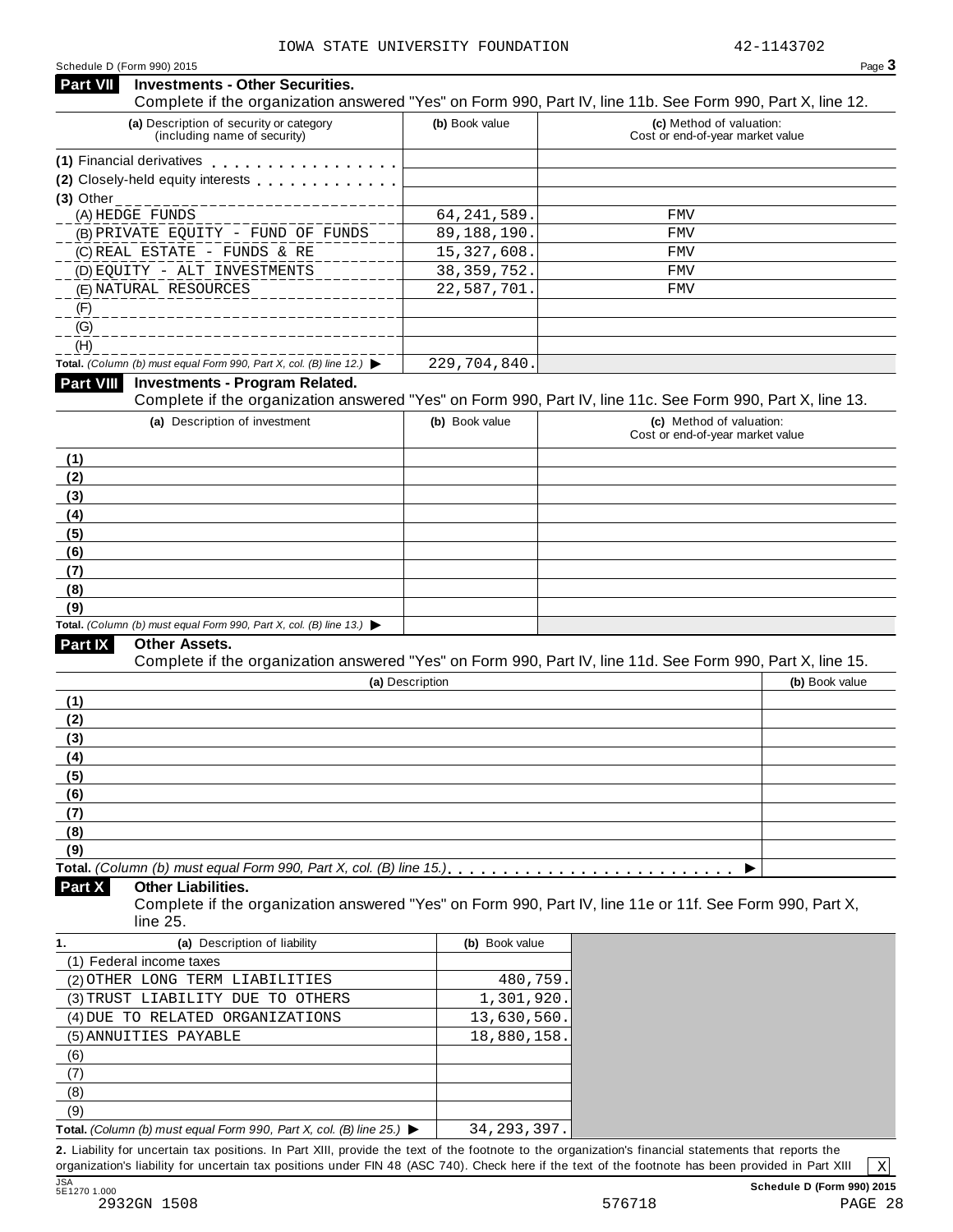IOWA STATE UNIVERSITY FOUNDATION 42-1143702

Schedule D (Form 990) 2015

## Part VII Investments - Other Securities.

Complete if the organization answered "Yes" on Form 990, Part IV, line 11b. See Form 990, Part X, line 12.

| (a) Description of security or category (including name of security) | (b) Book value | (c) Method of valuation: Cost or end-of-year market value |
|---|---|---|
| (1) Financial derivatives | | |
| (2) Closely-held equity interests | | |
| (3) Other | | |
| (A) HEDGE FUNDS | 64,241,589. | FMV |
| (B) PRIVATE EQUITY - FUND OF FUNDS | 89,188,190. | FMV |
| (C) REAL ESTATE - FUNDS & RE | 15,327,608. | FMV |
| (D) EQUITY - ALT INVESTMENTS | 38,359,752. | FMV |
| (E) NATURAL RESOURCES | 22,587,701. | FMV |
| (F) | | |
| (G) | | |
| (H) | | |
| **Total.** *(Column (b) must equal Form 990, Part X, col. (B) line 12.)* ▶ | 229,704,840. | |

## Part VIII Investments - Program Related.

Complete if the organization answered "Yes" on Form 990, Part IV, line 11c. See Form 990, Part X, line 13.

| (a) Description of investment | (b) Book value | (c) Method of valuation: Cost or end-of-year market value |
|---|---|---|
| (1) | | |
| (2) | | |
| (3) | | |
| (4) | | |
| (5) | | |
| (6) | | |
| (7) | | |
| (8) | | |
| (9) | | |
| **Total.** *(Column (b) must equal Form 990, Part X, col. (B) line 13.)* ▶ | | |

## Part IX Other Assets.

Complete if the organization answered "Yes" on Form 990, Part IV, line 11d. See Form 990, Part X, line 15.

| (a) Description | (b) Book value |
|---|---|
| (1) | |
| (2) | |
| (3) | |
| (4) | |
| (5) | |
| (6) | |
| (7) | |
| (8) | |
| (9) | |
| **Total.** *(Column (b) must equal Form 990, Part X, col. (B) line 15.)* ▶ | |

## Part X Other Liabilities.

Complete if the organization answered "Yes" on Form 990, Part IV, line 11e or 11f. See Form 990, Part X, line 25.

| 1. (a) Description of liability | (b) Book value |
|---|---|
| (1) Federal income taxes | |
| (2) OTHER LONG TERM LIABILITIES | 480,759. |
| (3) TRUST LIABILITY DUE TO OTHERS | 1,301,920. |
| (4) DUE TO RELATED ORGANIZATIONS | 13,630,560. |
| (5) ANNUITIES PAYABLE | 18,880,158. |
| (6) | |
| (7) | |
| (8) | |
| (9) | |
| **Total.** *(Column (b) must equal Form 990, Part X, col. (B) line 25.)* ▶ | 34,293,397. |

**2.** Liability for uncertain tax positions. In Part XIII, provide the text of the footnote to the organization's financial statements that reports the organization's liability for uncertain tax positions under FIN 48 (ASC 740). Check here if the text of the footnote has been provided in Part XIII [X]

JSA 5E1270 1.000 2932GN 1508 576718

Schedule D (Form 990) 2015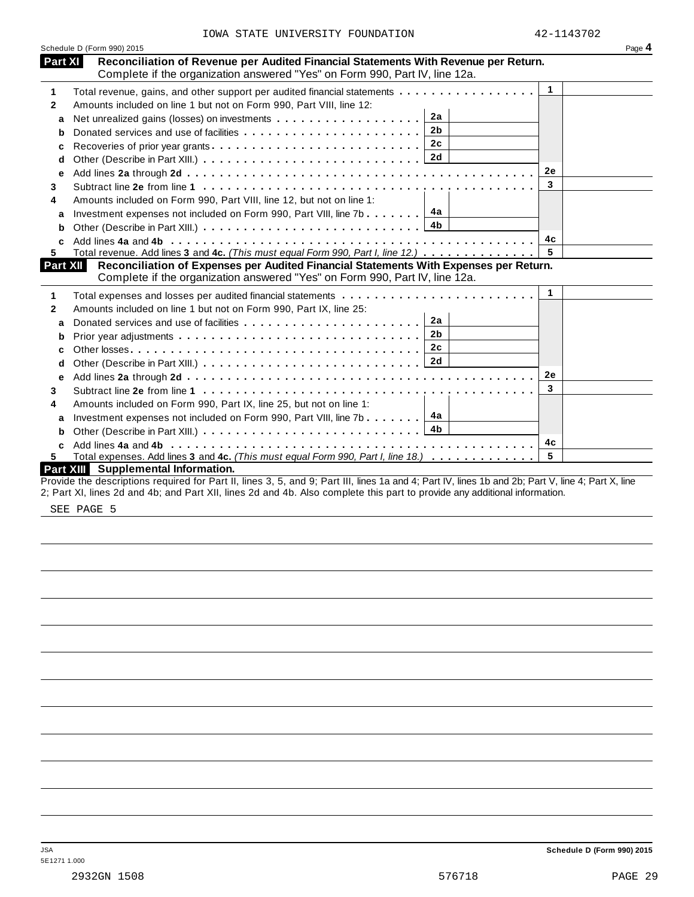IOWA STATE UNIVERSITY FOUNDATION 42-1143702

Schedule D (Form 990) 2015

## Part XI Reconciliation of Revenue per Audited Financial Statements With Revenue per Return.

Complete if the organization answered "Yes" on Form 990, Part IV, line 12a.

| | | | | | |
|---|---|---|---|---|---|
| 1 | Total revenue, gains, and other support per audited financial statements | | | 1 | |
| 2 | Amounts included on line 1 but not on Form 990, Part VIII, line 12: | | | | |
| a | Net unrealized gains (losses) on investments | 2a | | | |
| b | Donated services and use of facilities | 2b | | | |
| c | Recoveries of prior year grants | 2c | | | |
| d | Other (Describe in Part XIII.) | 2d | | | |
| e | Add lines **2a** through **2d** | | | 2e | |
| 3 | Subtract line **2e** from line **1** | | | 3 | |
| 4 | Amounts included on Form 990, Part VIII, line 12, but not on line 1: | | | | |
| a | Investment expenses not included on Form 990, Part VIII, line 7b | 4a | | | |
| b | Other (Describe in Part XIII.) | 4b | | | |
| c | Add lines **4a** and **4b** | | | 4c | |
| 5 | Total revenue. Add lines **3** and **4c.** *(This must equal Form 990, Part I, line 12.)* | | | 5 | |

## Part XII Reconciliation of Expenses per Audited Financial Statements With Expenses per Return.

Complete if the organization answered "Yes" on Form 990, Part IV, line 12a.

| | | | | | |
|---|---|---|---|---|---|
| 1 | Total expenses and losses per audited financial statements | | | 1 | |
| 2 | Amounts included on line 1 but not on Form 990, Part IX, line 25: | | | | |
| a | Donated services and use of facilities | 2a | | | |
| b | Prior year adjustments | 2b | | | |
| c | Other losses | 2c | | | |
| d | Other (Describe in Part XIII.) | 2d | | | |
| e | Add lines **2a** through **2d** | | | 2e | |
| 3 | Subtract line **2e** from line **1** | | | 3 | |
| 4 | Amounts included on Form 990, Part IX, line 25, but not on line 1: | | | | |
| a | Investment expenses not included on Form 990, Part VIII, line 7b | 4a | | | |
| b | Other (Describe in Part XIII.) | 4b | | | |
| c | Add lines **4a** and **4b** | | | 4c | |
| 5 | Total expenses. Add lines **3** and **4c.** *(This must equal Form 990, Part I, line 18.)* | | | 5 | |

## Part XIII Supplemental Information.

Provide the descriptions required for Part II, lines 3, 5, and 9; Part III, lines 1a and 4; Part IV, lines 1b and 2b; Part V, line 4; Part X, line 2; Part XI, lines 2d and 4b; and Part XII, lines 2d and 4b. Also complete this part to provide any additional information.

SEE PAGE 5

JSA
5E1271 1.000

Schedule D (Form 990) 2015

2932GN 1508 576718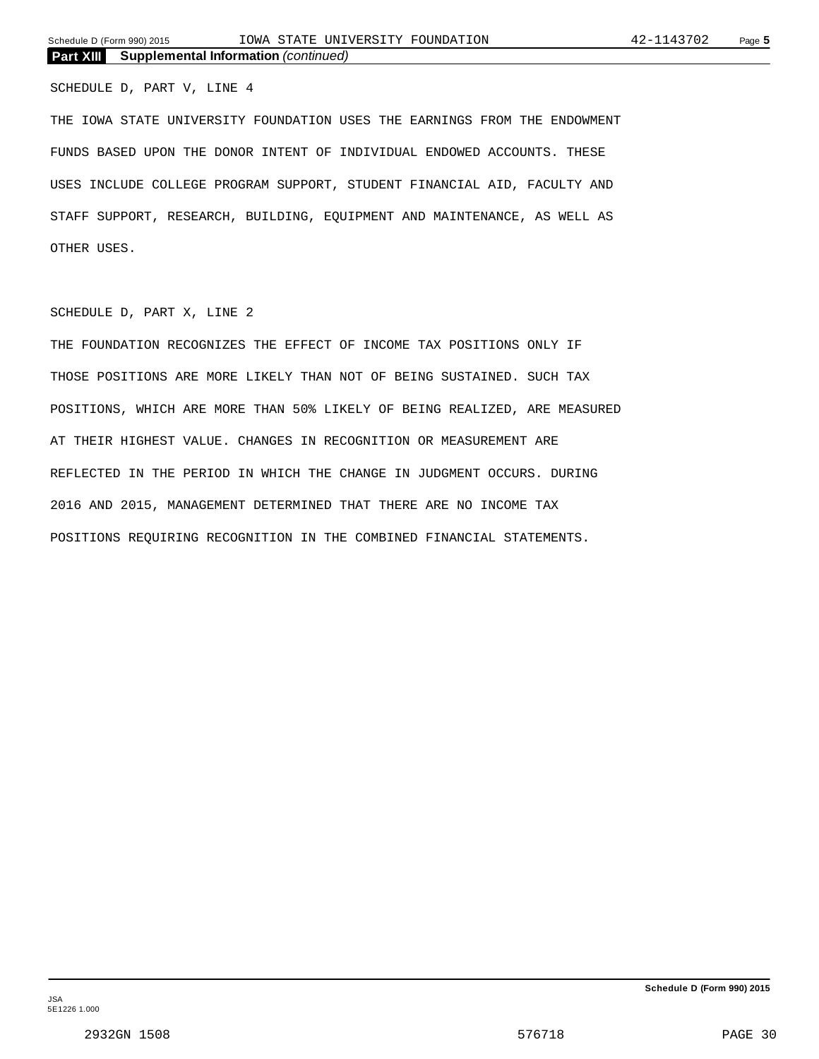**Part XIII Supplemental Information** *(continued)*

SCHEDULE D, PART V, LINE 4

THE IOWA STATE UNIVERSITY FOUNDATION USES THE EARNINGS FROM THE ENDOWMENT FUNDS BASED UPON THE DONOR INTENT OF INDIVIDUAL ENDOWED ACCOUNTS. THESE USES INCLUDE COLLEGE PROGRAM SUPPORT, STUDENT FINANCIAL AID, FACULTY AND STAFF SUPPORT, RESEARCH, BUILDING, EQUIPMENT AND MAINTENANCE, AS WELL AS OTHER USES.

SCHEDULE D, PART X, LINE 2

THE FOUNDATION RECOGNIZES THE EFFECT OF INCOME TAX POSITIONS ONLY IF THOSE POSITIONS ARE MORE LIKELY THAN NOT OF BEING SUSTAINED. SUCH TAX POSITIONS, WHICH ARE MORE THAN 50% LIKELY OF BEING REALIZED, ARE MEASURED AT THEIR HIGHEST VALUE. CHANGES IN RECOGNITION OR MEASUREMENT ARE REFLECTED IN THE PERIOD IN WHICH THE CHANGE IN JUDGMENT OCCURS. DURING 2016 AND 2015, MANAGEMENT DETERMINED THAT THERE ARE NO INCOME TAX POSITIONS REQUIRING RECOGNITION IN THE COMBINED FINANCIAL STATEMENTS.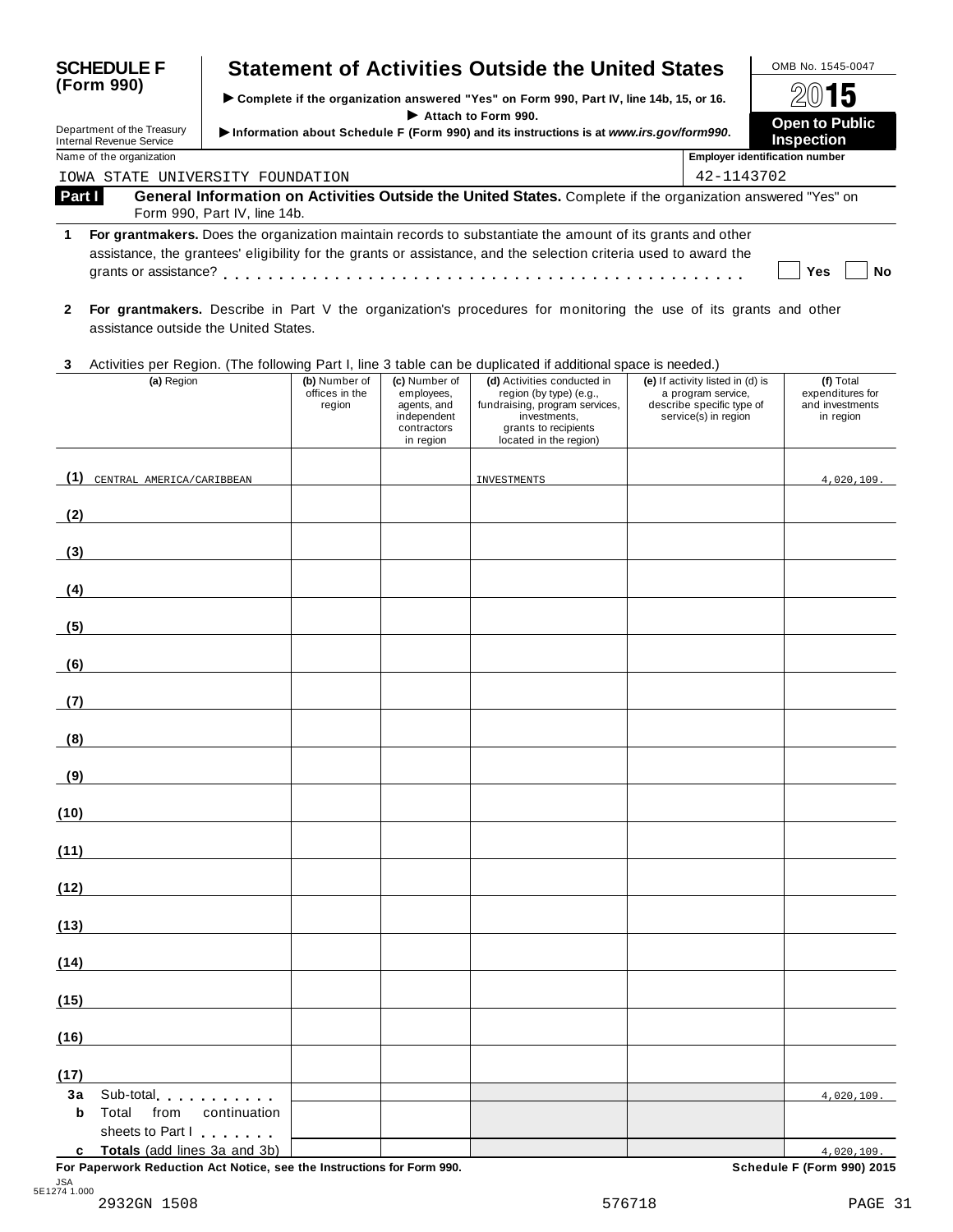**SCHEDULE F (Form 990)**

Department of the Treasury
Internal Revenue Service

# Statement of Activities Outside the United States

▶ Complete if the organization answered "Yes" on Form 990, Part IV, line 14b, 15, or 16.
▶ Attach to Form 990.
▶ Information about Schedule F (Form 990) and its instructions is at *www.irs.gov/form990*.

OMB No. 1545-0047
2015
**Open to Public Inspection**

Name of the organization: IOWA STATE UNIVERSITY FOUNDATION
Employer identification number: 42-1143702

**Part I** **General Information on Activities Outside the United States.** Complete if the organization answered "Yes" on Form 990, Part IV, line 14b.

**1** **For grantmakers.** Does the organization maintain records to substantiate the amount of its grants and other assistance, the grantees' eligibility for the grants or assistance, and the selection criteria used to award the grants or assistance? . . . . . . . . . . . . . . . . . . . . . . . . . . . . . . . . . . . . . . . . . . . ☐ Yes ☐ No

**2** **For grantmakers.** Describe in Part V the organization's procedures for monitoring the use of its grants and other assistance outside the United States.

**3** Activities per Region. (The following Part I, line 3 table can be duplicated if additional space is needed.)

| | (a) Region | (b) Number of offices in the region | (c) Number of employees, agents, and independent contractors in region | (d) Activities conducted in region (by type) (e.g., fundraising, program services, investments, grants to recipients located in the region) | (e) If activity listed in (d) is a program service, describe specific type of service(s) in region | (f) Total expenditures for and investments in region |
|---|---|---|---|---|---|---|
| (1) | CENTRAL AMERICA/CARIBBEAN | | | INVESTMENTS | | 4,020,109. |
| (2) | | | | | | |
| (3) | | | | | | |
| (4) | | | | | | |
| (5) | | | | | | |
| (6) | | | | | | |
| (7) | | | | | | |
| (8) | | | | | | |
| (9) | | | | | | |
| (10) | | | | | | |
| (11) | | | | | | |
| (12) | | | | | | |
| (13) | | | | | | |
| (14) | | | | | | |
| (15) | | | | | | |
| (16) | | | | | | |
| (17) | | | | | | |
| 3a | Sub-total . . . . . . . . . . | | | | | 4,020,109. |
| b | Total from continuation sheets to Part I . . . . . . . | | | | | |
| c | **Totals** (add lines 3a and 3b) | | | | | 4,020,109. |

**For Paperwork Reduction Act Notice, see the Instructions for Form 990.** **Schedule F (Form 990) 2015**

JSA 5E1274 1.000
2932GN 1508 576718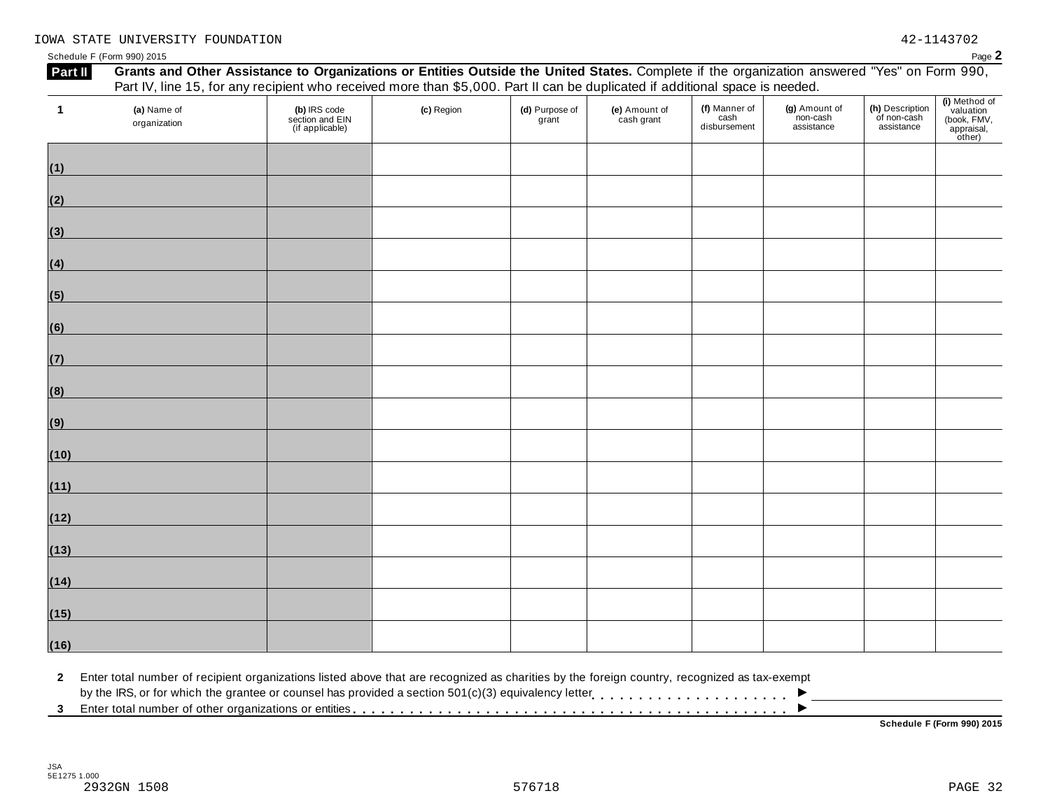IOWA STATE UNIVERSITY FOUNDATION 42-1143702

Schedule F (Form 990) 2015 Page **2**

**Part II** **Grants and Other Assistance to Organizations or Entities Outside the United States.** Complete if the organization answered "Yes" on Form 990, Part IV, line 15, for any recipient who received more than $5,000. Part II can be duplicated if additional space is needed.

| 1 (a) Name of organization | (b) IRS code section and EIN (if applicable) | (c) Region | (d) Purpose of grant | (e) Amount of cash grant | (f) Manner of cash disbursement | (g) Amount of non-cash assistance | (h) Description of non-cash assistance | (i) Method of valuation (book, FMV, appraisal, other) |
|---|---|---|---|---|---|---|---|---|
| (1) | | | | | | | | |
| (2) | | | | | | | | |
| (3) | | | | | | | | |
| (4) | | | | | | | | |
| (5) | | | | | | | | |
| (6) | | | | | | | | |
| (7) | | | | | | | | |
| (8) | | | | | | | | |
| (9) | | | | | | | | |
| (10) | | | | | | | | |
| (11) | | | | | | | | |
| (12) | | | | | | | | |
| (13) | | | | | | | | |
| (14) | | | | | | | | |
| (15) | | | | | | | | |
| (16) | | | | | | | | |

**2** Enter total number of recipient organizations listed above that are recognized as charities by the foreign country, recognized as tax-exempt by the IRS, or for which the grantee or counsel has provided a section 501(c)(3) equivalency letter . . . . . . . . . . . . . . . . . . . . . ▶

**3** Enter total number of other organizations or entities . . . . . . . . . . . . . . . . . . . . . . . . . . . . . . . . . . . . . . . . . . . ▶

**Schedule F (Form 990) 2015**

JSA
5E1275 1.000
2932GN 1508 576718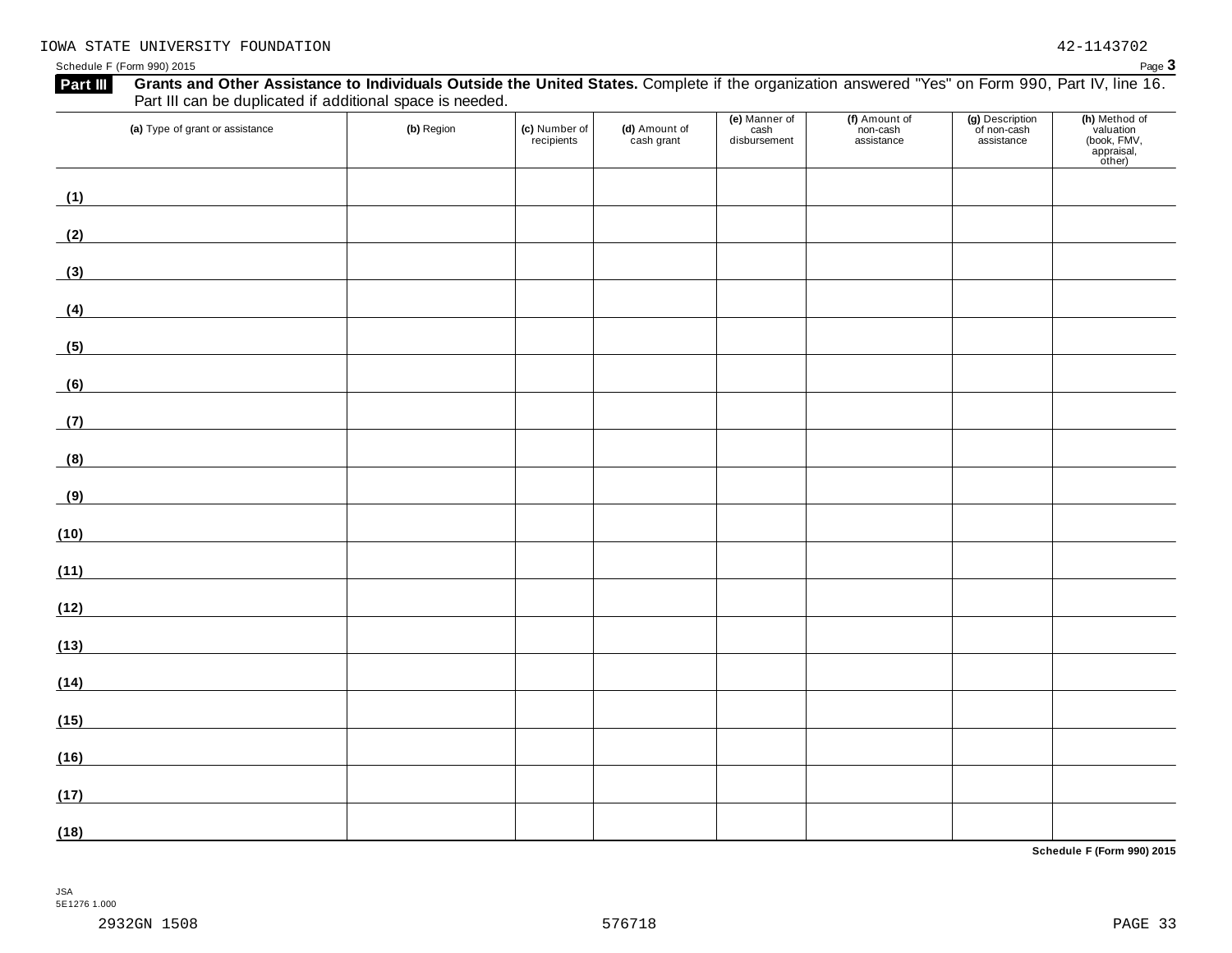IOWA STATE UNIVERSITY FOUNDATION 42-1143702

Schedule F (Form 990) 2015

**Part III** **Grants and Other Assistance to Individuals Outside the United States.** Complete if the organization answered "Yes" on Form 990, Part IV, line 16. Part III can be duplicated if additional space is needed.

| (a) Type of grant or assistance | (b) Region | (c) Number of recipients | (d) Amount of cash grant | (e) Manner of cash disbursement | (f) Amount of non-cash assistance | (g) Description of non-cash assistance | (h) Method of valuation (book, FMV, appraisal, other) |
|---|---|---|---|---|---|---|---|
| (1) | | | | | | | |
| (2) | | | | | | | |
| (3) | | | | | | | |
| (4) | | | | | | | |
| (5) | | | | | | | |
| (6) | | | | | | | |
| (7) | | | | | | | |
| (8) | | | | | | | |
| (9) | | | | | | | |
| (10) | | | | | | | |
| (11) | | | | | | | |
| (12) | | | | | | | |
| (13) | | | | | | | |
| (14) | | | | | | | |
| (15) | | | | | | | |
| (16) | | | | | | | |
| (17) | | | | | | | |
| (18) | | | | | | | |

**Schedule F (Form 990) 2015**

JSA
5E1276 1.000

2932GN 1508 576718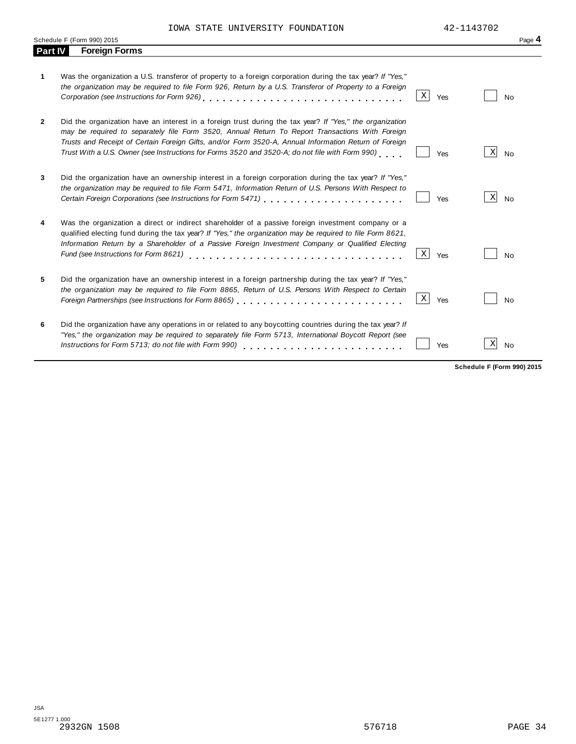IOWA STATE UNIVERSITY FOUNDATION 42-1143702

Schedule F (Form 990) 2015 Page **4**

## Part IV Foreign Forms

| | | Yes | No |
|---|---|---|---|
| **1** | Was the organization a U.S. transferor of property to a foreign corporation during the tax year? *If "Yes," the organization may be required to file Form 926, Return by a U.S. Transferor of Property to a Foreign Corporation (see Instructions for Form 926)* | X | |
| **2** | Did the organization have an interest in a foreign trust during the tax year? *If "Yes," the organization may be required to separately file Form 3520, Annual Return To Report Transactions With Foreign Trusts and Receipt of Certain Foreign Gifts, and/or Form 3520-A, Annual Information Return of Foreign Trust With a U.S. Owner (see Instructions for Forms 3520 and 3520-A; do not file with Form 990)* | | X |
| **3** | Did the organization have an ownership interest in a foreign corporation during the tax year? *If "Yes," the organization may be required to file Form 5471, Information Return of U.S. Persons With Respect to Certain Foreign Corporations (see Instructions for Form 5471)* | | X |
| **4** | Was the organization a direct or indirect shareholder of a passive foreign investment company or a qualified electing fund during the tax year? *If "Yes," the organization may be required to file Form 8621, Information Return by a Shareholder of a Passive Foreign Investment Company or Qualified Electing Fund (see Instructions for Form 8621)* | X | |
| **5** | Did the organization have an ownership interest in a foreign partnership during the tax year? *If "Yes," the organization may be required to file Form 8865, Return of U.S. Persons With Respect to Certain Foreign Partnerships (see Instructions for Form 8865)* | X | |
| **6** | Did the organization have any operations in or related to any boycotting countries during the tax year? *If "Yes," the organization may be required to separately file Form 5713, International Boycott Report (see Instructions for Form 5713; do not file with Form 990)* | | X |

**Schedule F (Form 990) 2015**

JSA
5E1277 1.000
2932GN 1508 576718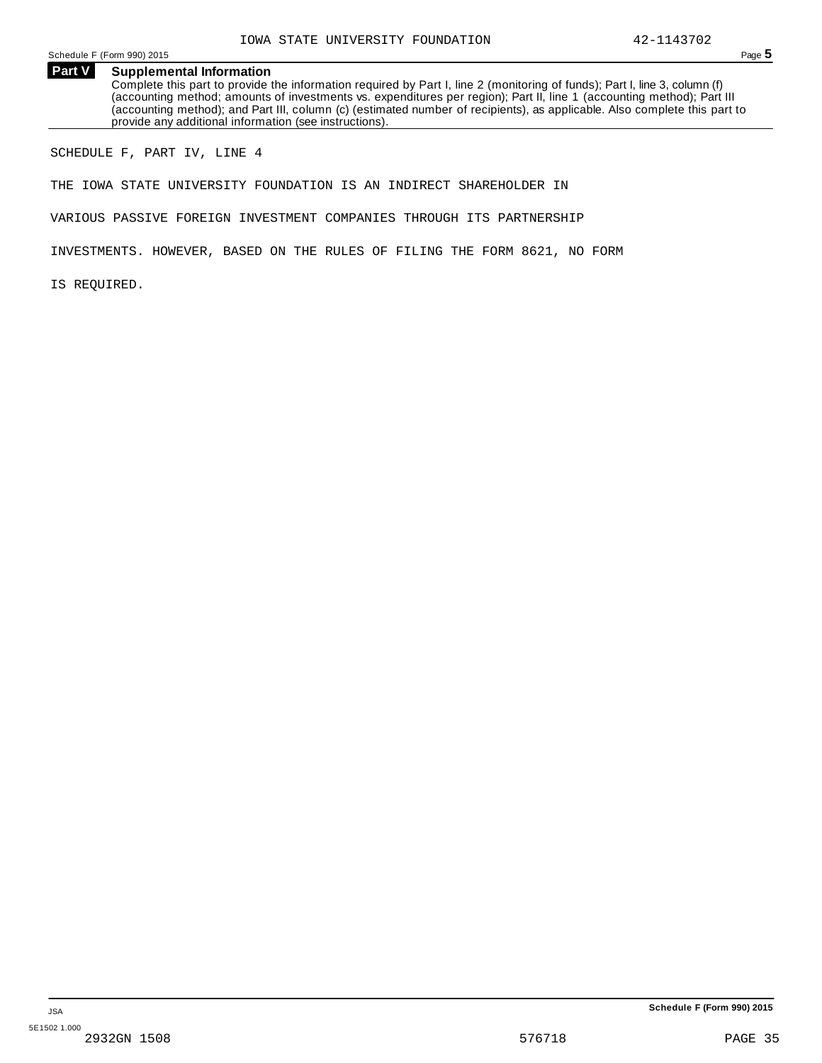## Part V Supplemental Information

Complete this part to provide the information required by Part I, line 2 (monitoring of funds); Part I, line 3, column (f) (accounting method; amounts of investments vs. expenditures per region); Part II, line 1 (accounting method); Part III (accounting method); and Part III, column (c) (estimated number of recipients), as applicable. Also complete this part to provide any additional information (see instructions).

SCHEDULE F, PART IV, LINE 4

THE IOWA STATE UNIVERSITY FOUNDATION IS AN INDIRECT SHAREHOLDER IN VARIOUS PASSIVE FOREIGN INVESTMENT COMPANIES THROUGH ITS PARTNERSHIP INVESTMENTS. HOWEVER, BASED ON THE RULES OF FILING THE FORM 8621, NO FORM IS REQUIRED.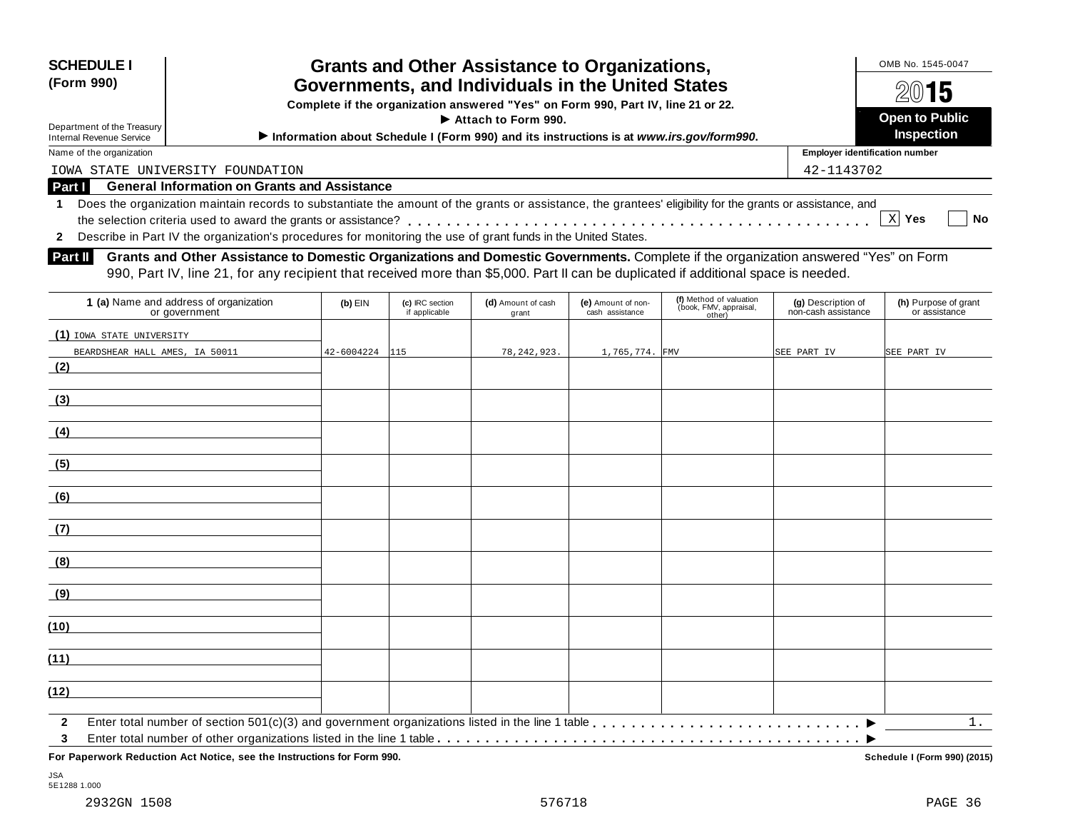**SCHEDULE I (Form 990)**

Department of the Treasury
Internal Revenue Service

# Grants and Other Assistance to Organizations, Governments, and Individuals in the United States

**Complete if the organization answered "Yes" on Form 990, Part IV, line 21 or 22.**
**▶ Attach to Form 990.**
**▶ Information about Schedule I (Form 990) and its instructions is at *www.irs.gov/form990*.**

OMB No. 1545-0047

**2015**

**Open to Public Inspection**

Name of the organization: IOWA STATE UNIVERSITY FOUNDATION

Employer identification number: 42-1143702

## Part I General Information on Grants and Assistance

**1** Does the organization maintain records to substantiate the amount of the grants or assistance, the grantees' eligibility for the grants or assistance, and the selection criteria used to award the grants or assistance? . . . . . . [X] **Yes** [ ] **No**

**2** Describe in Part IV the organization's procedures for monitoring the use of grant funds in the United States.

## Part II Grants and Other Assistance to Domestic Organizations and Domestic Governments. 

Complete if the organization answered "Yes" on Form 990, Part IV, line 21, for any recipient that received more than $5,000. Part II can be duplicated if additional space is needed.

| 1 (a) Name and address of organization or government | (b) EIN | (c) IRC section if applicable | (d) Amount of cash grant | (e) Amount of non-cash assistance | (f) Method of valuation (book, FMV, appraisal, other) | (g) Description of non-cash assistance | (h) Purpose of grant or assistance |
|---|---|---|---|---|---|---|---|
| (1) IOWA STATE UNIVERSITY BEARDSHEAR HALL AMES, IA 50011 | 42-6004224 | 115 | 78,242,923. | 1,765,774. | FMV | SEE PART IV | SEE PART IV |
| (2) | | | | | | | |
| (3) | | | | | | | |
| (4) | | | | | | | |
| (5) | | | | | | | |
| (6) | | | | | | | |
| (7) | | | | | | | |
| (8) | | | | | | | |
| (9) | | | | | | | |
| (10) | | | | | | | |
| (11) | | | | | | | |
| (12) | | | | | | | |

**2** Enter total number of section 501(c)(3) and government organizations listed in the line 1 table . . . . . . ▶ 1.

**3** Enter total number of other organizations listed in the line 1 table . . . . . . ▶

**For Paperwork Reduction Act Notice, see the Instructions for Form 990.** **Schedule I (Form 990) (2015)**

JSA
5E1288 1.000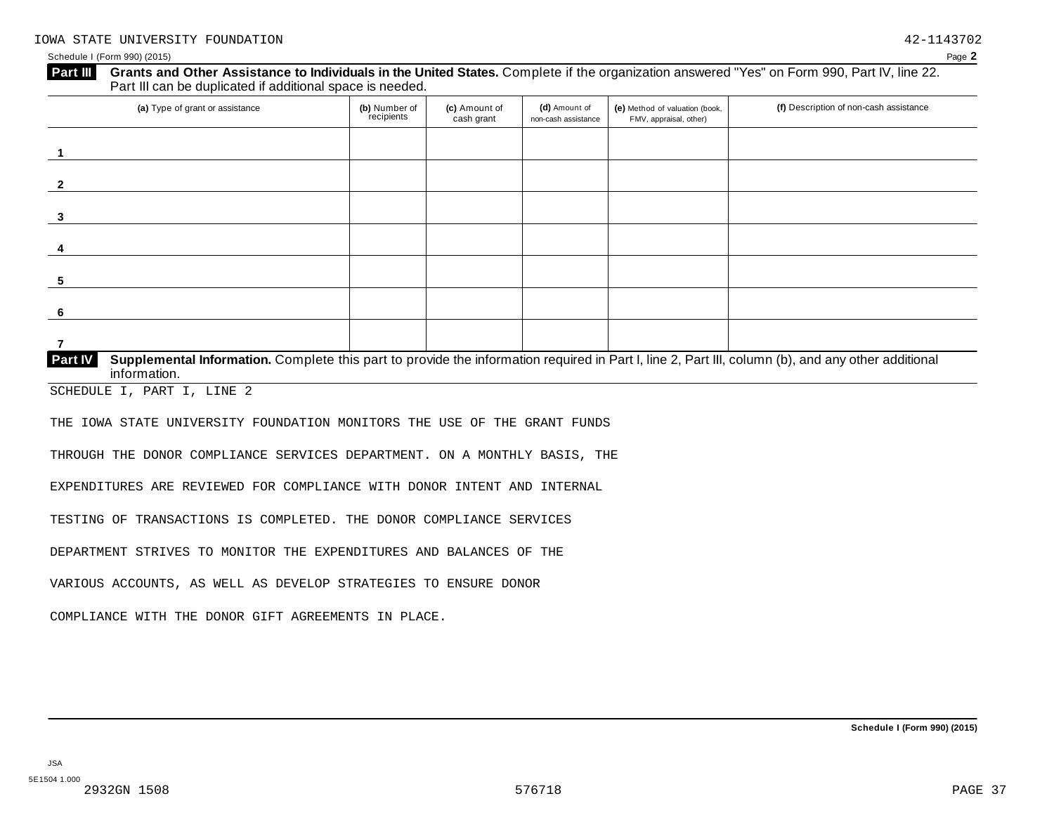IOWA STATE UNIVERSITY FOUNDATION 42-1143702

Schedule I (Form 990) (2015) Page **2**

**Part III** **Grants and Other Assistance to Individuals in the United States.** Complete if the organization answered "Yes" on Form 990, Part IV, line 22. Part III can be duplicated if additional space is needed.

| (a) Type of grant or assistance | (b) Number of recipients | (c) Amount of cash grant | (d) Amount of non-cash assistance | (e) Method of valuation (book, FMV, appraisal, other) | (f) Description of non-cash assistance |
|---|---|---|---|---|---|
| 1 | | | | | |
| 2 | | | | | |
| 3 | | | | | |
| 4 | | | | | |
| 5 | | | | | |
| 6 | | | | | |
| 7 | | | | | |

**Part IV** **Supplemental Information.** Complete this part to provide the information required in Part I, line 2, Part III, column (b), and any other additional information.

SCHEDULE I, PART I, LINE 2

THE IOWA STATE UNIVERSITY FOUNDATION MONITORS THE USE OF THE GRANT FUNDS THROUGH THE DONOR COMPLIANCE SERVICES DEPARTMENT. ON A MONTHLY BASIS, THE EXPENDITURES ARE REVIEWED FOR COMPLIANCE WITH DONOR INTENT AND INTERNAL TESTING OF TRANSACTIONS IS COMPLETED. THE DONOR COMPLIANCE SERVICES DEPARTMENT STRIVES TO MONITOR THE EXPENDITURES AND BALANCES OF THE VARIOUS ACCOUNTS, AS WELL AS DEVELOP STRATEGIES TO ENSURE DONOR COMPLIANCE WITH THE DONOR GIFT AGREEMENTS IN PLACE.

**Schedule I (Form 990) (2015)**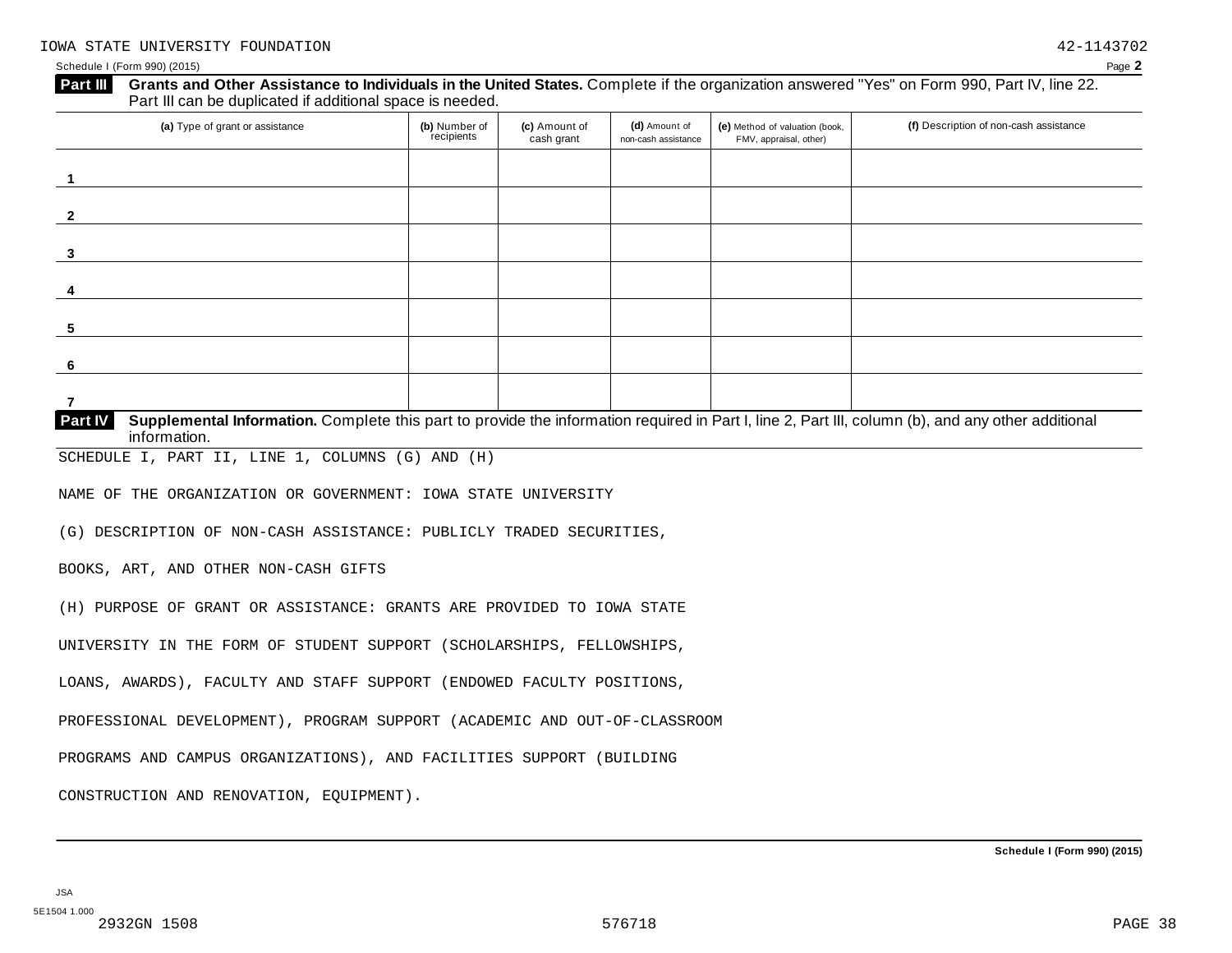IOWA STATE UNIVERSITY FOUNDATION 42-1143702

Schedule I (Form 990) (2015) Page **2**

**Part III** **Grants and Other Assistance to Individuals in the United States.** Complete if the organization answered "Yes" on Form 990, Part IV, line 22. Part III can be duplicated if additional space is needed.

| (a) Type of grant or assistance | (b) Number of recipients | (c) Amount of cash grant | (d) Amount of non-cash assistance | (e) Method of valuation (book, FMV, appraisal, other) | (f) Description of non-cash assistance |
|---|---|---|---|---|---|
| 1 | | | | | |
| 2 | | | | | |
| 3 | | | | | |
| 4 | | | | | |
| 5 | | | | | |
| 6 | | | | | |
| 7 | | | | | |

**Part IV** **Supplemental Information.** Complete this part to provide the information required in Part I, line 2, Part III, column (b), and any other additional information.

SCHEDULE I, PART II, LINE 1, COLUMNS (G) AND (H)

NAME OF THE ORGANIZATION OR GOVERNMENT: IOWA STATE UNIVERSITY

(G) DESCRIPTION OF NON-CASH ASSISTANCE: PUBLICLY TRADED SECURITIES, BOOKS, ART, AND OTHER NON-CASH GIFTS

(H) PURPOSE OF GRANT OR ASSISTANCE: GRANTS ARE PROVIDED TO IOWA STATE UNIVERSITY IN THE FORM OF STUDENT SUPPORT (SCHOLARSHIPS, FELLOWSHIPS, LOANS, AWARDS), FACULTY AND STAFF SUPPORT (ENDOWED FACULTY POSITIONS, PROFESSIONAL DEVELOPMENT), PROGRAM SUPPORT (ACADEMIC AND OUT-OF-CLASSROOM PROGRAMS AND CAMPUS ORGANIZATIONS), AND FACILITIES SUPPORT (BUILDING CONSTRUCTION AND RENOVATION, EQUIPMENT).

**Schedule I (Form 990) (2015)**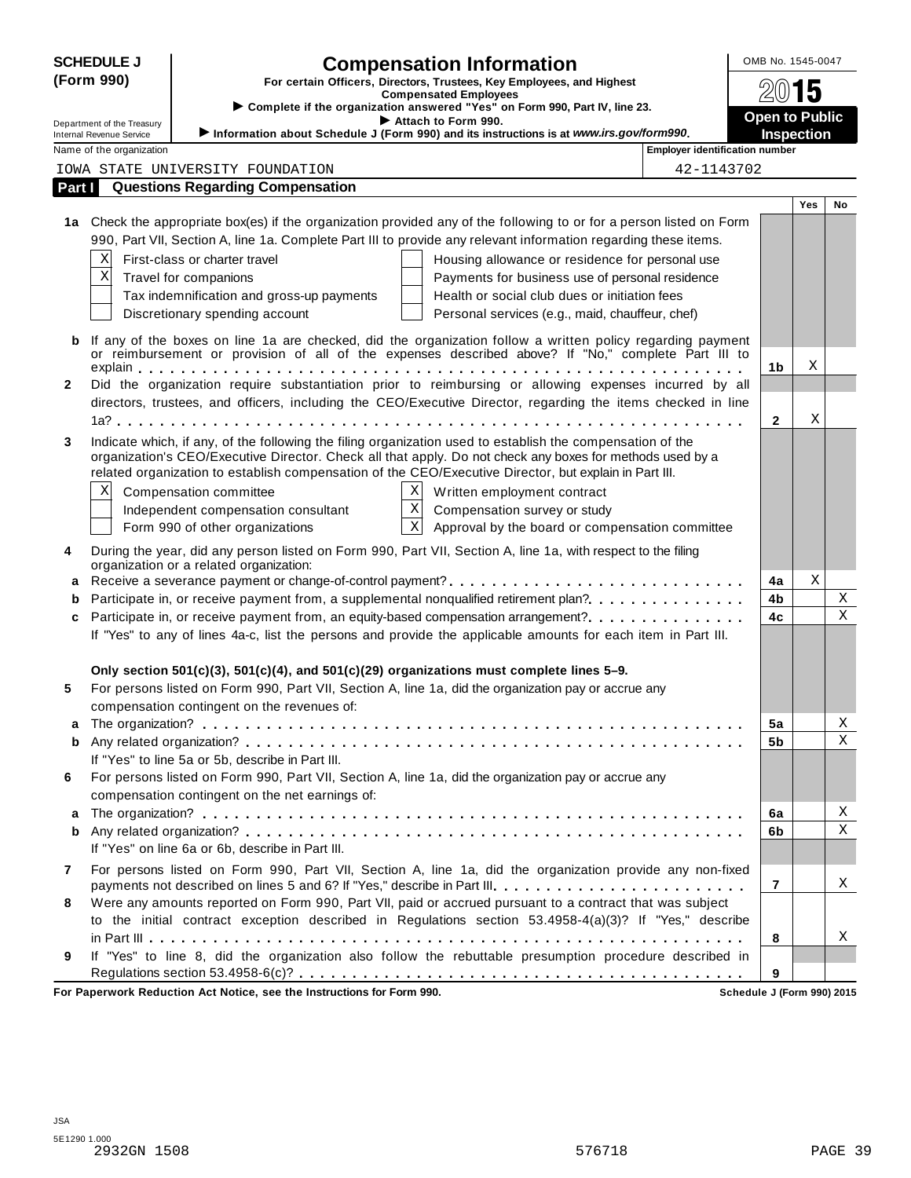**SCHEDULE J (Form 990)**

Department of the Treasury
Internal Revenue Service

# Compensation Information

**For certain Officers, Directors, Trustees, Key Employees, and Highest Compensated Employees**

► Complete if the organization answered "Yes" on Form 990, Part IV, line 23.
► Attach to Form 990.
► Information about Schedule J (Form 990) and its instructions is at *www.irs.gov/form990*.

OMB No. 1545-0047

**2015**

**Open to Public Inspection**

| Name of the organization | Employer identification number |
|---|---|
| IOWA STATE UNIVERSITY FOUNDATION | 42-1143702 |

## Part I Questions Regarding Compensation

| | | | Yes | No |
|---|---|---|---|---|
| **1a** | Check the appropriate box(es) if the organization provided any of the following to or for a person listed on Form 990, Part VII, Section A, line 1a. Complete Part III to provide any relevant information regarding these items. | | | |
| | [X] First-class or charter travel / [ ] Housing allowance or residence for personal use | | | |
| | [X] Travel for companions / [ ] Payments for business use of personal residence | | | |
| | [ ] Tax indemnification and gross-up payments / [ ] Health or social club dues or initiation fees | | | |
| | [ ] Discretionary spending account / [ ] Personal services (e.g., maid, chauffeur, chef) | | | |
| **b** | If any of the boxes on line 1a are checked, did the organization follow a written policy regarding payment or reimbursement or provision of all of the expenses described above? If "No," complete Part III to explain | 1b | X | |
| **2** | Did the organization require substantiation prior to reimbursing or allowing expenses incurred by all directors, trustees, and officers, including the CEO/Executive Director, regarding the items checked in line 1a? | 2 | X | |
| **3** | Indicate which, if any, of the following the filing organization used to establish the compensation of the organization's CEO/Executive Director. Check all that apply. Do not check any boxes for methods used by a related organization to establish compensation of the CEO/Executive Director, but explain in Part III. | | | |
| | [X] Compensation committee / [X] Written employment contract | | | |
| | [ ] Independent compensation consultant / [X] Compensation survey or study | | | |
| | [ ] Form 990 of other organizations / [X] Approval by the board or compensation committee | | | |
| **4** | During the year, did any person listed on Form 990, Part VII, Section A, line 1a, with respect to the filing organization or a related organization: | | | |
| **a** | Receive a severance payment or change-of-control payment? | 4a | X | |
| **b** | Participate in, or receive payment from, a supplemental nonqualified retirement plan? | 4b | | X |
| **c** | Participate in, or receive payment from, an equity-based compensation arrangement? | 4c | | X |
| | If "Yes" to any of lines 4a-c, list the persons and provide the applicable amounts for each item in Part III. | | | |
| | **Only section 501(c)(3), 501(c)(4), and 501(c)(29) organizations must complete lines 5–9.** | | | |
| **5** | For persons listed on Form 990, Part VII, Section A, line 1a, did the organization pay or accrue any compensation contingent on the revenues of: | | | |
| **a** | The organization? | 5a | | X |
| **b** | Any related organization? | 5b | | X |
| | If "Yes" to line 5a or 5b, describe in Part III. | | | |
| **6** | For persons listed on Form 990, Part VII, Section A, line 1a, did the organization pay or accrue any compensation contingent on the net earnings of: | | | |
| **a** | The organization? | 6a | | X |
| **b** | Any related organization? | 6b | | X |
| | If "Yes" on line 6a or 6b, describe in Part III. | | | |
| **7** | For persons listed on Form 990, Part VII, Section A, line 1a, did the organization provide any non-fixed payments not described on lines 5 and 6? If "Yes," describe in Part III | 7 | | X |
| **8** | Were any amounts reported on Form 990, Part VII, paid or accrued pursuant to a contract that was subject to the initial contract exception described in Regulations section 53.4958-4(a)(3)? If "Yes," describe in Part III | 8 | | X |
| **9** | If "Yes" to line 8, did the organization also follow the rebuttable presumption procedure described in Regulations section 53.4958-6(c)? | 9 | | |

**For Paperwork Reduction Act Notice, see the Instructions for Form 990.** **Schedule J (Form 990) 2015**

JSA
5E1290 1.000
2932GN 1508 576718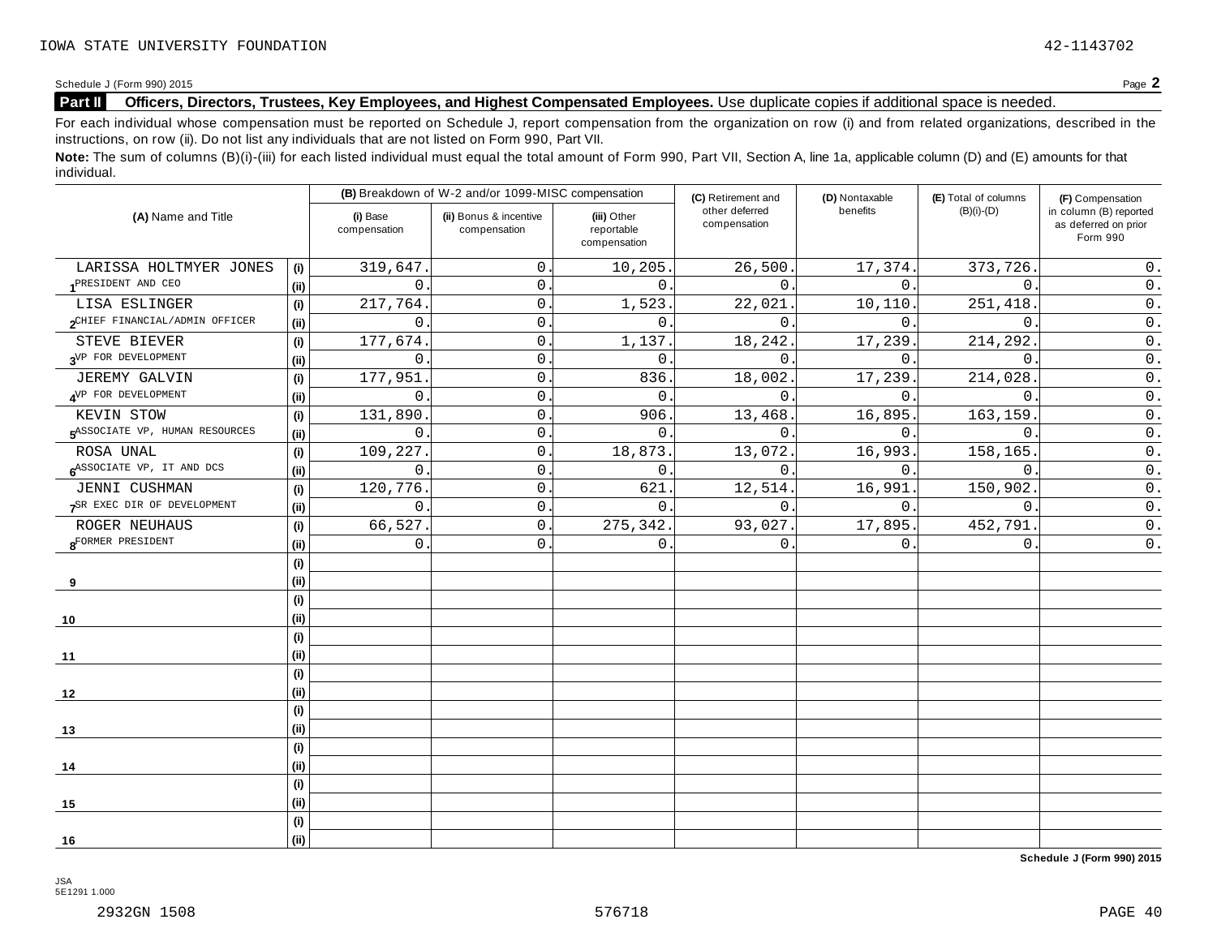Schedule J (Form 990) 2015 Page **2**

**Part II** **Officers, Directors, Trustees, Key Employees, and Highest Compensated Employees.** Use duplicate copies if additional space is needed.

For each individual whose compensation must be reported on Schedule J, report compensation from the organization on row (i) and from related organizations, described in the instructions, on row (ii). Do not list any individuals that are not listed on Form 990, Part VII.

**Note:** The sum of columns (B)(i)-(iii) for each listed individual must equal the total amount of Form 990, Part VII, Section A, line 1a, applicable column (D) and (E) amounts for that individual.

| (A) Name and Title | | (B) Breakdown of W-2 and/or 1099-MISC compensation | | | (C) Retirement and other deferred compensation | (D) Nontaxable benefits | (E) Total of columns (B)(i)-(D) | (F) Compensation in column (B) reported as deferred on prior Form 990 |
|---|---|---|---|---|---|---|---|---|
| | | (i) Base compensation | (ii) Bonus & incentive compensation | (iii) Other reportable compensation | | | | |
| 1 LARISSA HOLTMYER JONES | (i) | 319,647. | 0. | 10,205. | 26,500. | 17,374. | 373,726. | 0. |
| PRESIDENT AND CEO | (ii) | 0. | 0. | 0. | 0. | 0. | 0. | 0. |
| 2 LISA ESLINGER | (i) | 217,764. | 0. | 1,523. | 22,021. | 10,110. | 251,418. | 0. |
| CHIEF FINANCIAL/ADMIN OFFICER | (ii) | 0. | 0. | 0. | 0. | 0. | 0. | 0. |
| 3 STEVE BIEVER | (i) | 177,674. | 0. | 1,137. | 18,242. | 17,239. | 214,292. | 0. |
| VP FOR DEVELOPMENT | (ii) | 0. | 0. | 0. | 0. | 0. | 0. | 0. |
| 4 JEREMY GALVIN | (i) | 177,951. | 0. | 836. | 18,002. | 17,239. | 214,028. | 0. |
| VP FOR DEVELOPMENT | (ii) | 0. | 0. | 0. | 0. | 0. | 0. | 0. |
| 5 KEVIN STOW | (i) | 131,890. | 0. | 906. | 13,468. | 16,895. | 163,159. | 0. |
| ASSOCIATE VP, HUMAN RESOURCES | (ii) | 0. | 0. | 0. | 0. | 0. | 0. | 0. |
| 6 ROSA UNAL | (i) | 109,227. | 0. | 18,873. | 13,072. | 16,993. | 158,165. | 0. |
| ASSOCIATE VP, IT AND DCS | (ii) | 0. | 0. | 0. | 0. | 0. | 0. | 0. |
| 7 JENNI CUSHMAN | (i) | 120,776. | 0. | 621. | 12,514. | 16,991. | 150,902. | 0. |
| SR EXEC DIR OF DEVELOPMENT | (ii) | 0. | 0. | 0. | 0. | 0. | 0. | 0. |
| 8 ROGER NEUHAUS | (i) | 66,527. | 0. | 275,342. | 93,027. | 17,895. | 452,791. | 0. |
| FORMER PRESIDENT | (ii) | 0. | 0. | 0. | 0. | 0. | 0. | 0. |
| 9 | (i) | | | | | | | |
| | (ii) | | | | | | | |
| 10 | (i) | | | | | | | |
| | (ii) | | | | | | | |
| 11 | (i) | | | | | | | |
| | (ii) | | | | | | | |
| 12 | (i) | | | | | | | |
| | (ii) | | | | | | | |
| 13 | (i) | | | | | | | |
| | (ii) | | | | | | | |
| 14 | (i) | | | | | | | |
| | (ii) | | | | | | | |
| 15 | (i) | | | | | | | |
| | (ii) | | | | | | | |
| 16 | (i) | | | | | | | |
| | (ii) | | | | | | | |

**Schedule J (Form 990) 2015**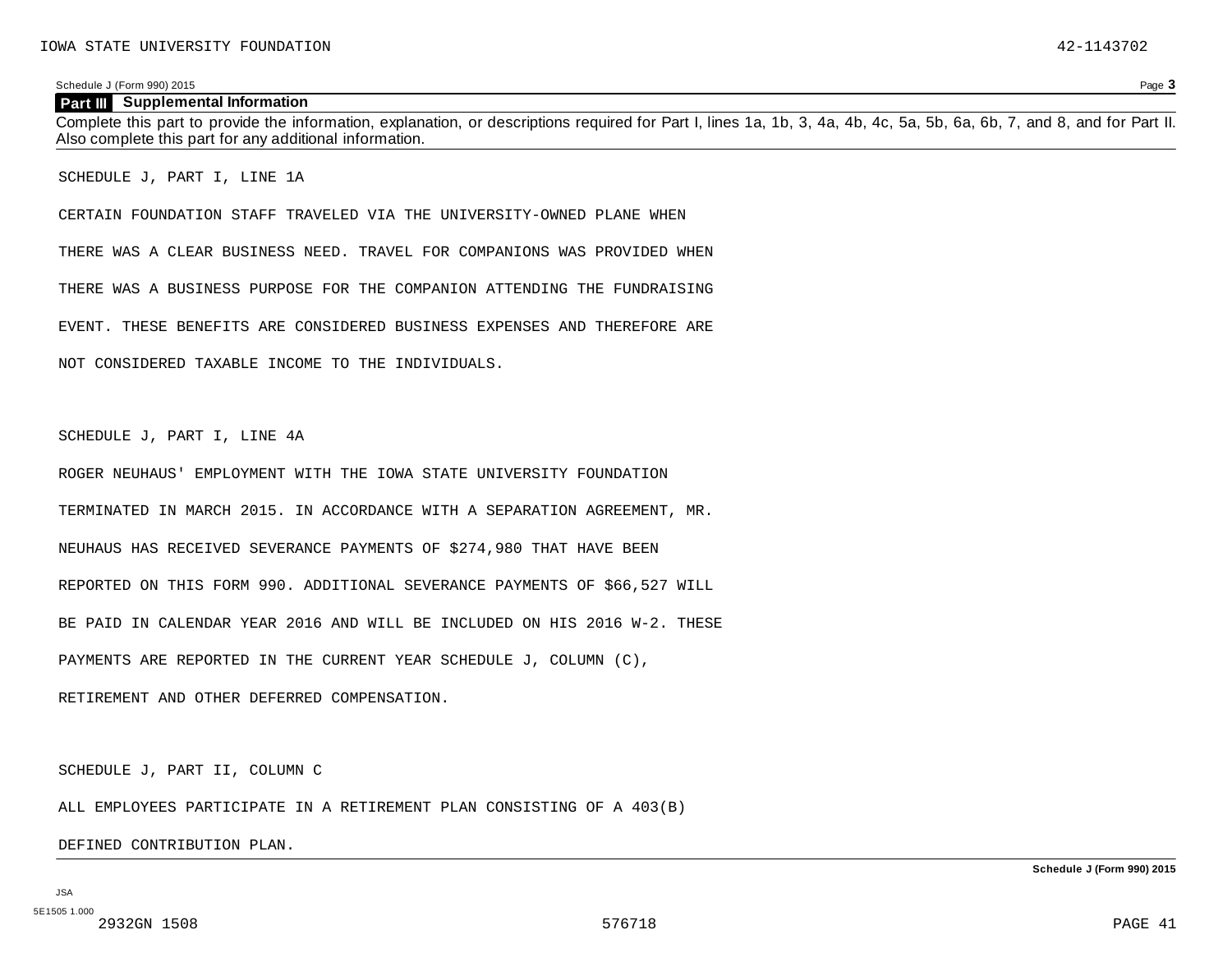## Part III Supplemental Information

Complete this part to provide the information, explanation, or descriptions required for Part I, lines 1a, 1b, 3, 4a, 4b, 4c, 5a, 5b, 6a, 6b, 7, and 8, and for Part II. Also complete this part for any additional information.

SCHEDULE J, PART I, LINE 1A

CERTAIN FOUNDATION STAFF TRAVELED VIA THE UNIVERSITY-OWNED PLANE WHEN THERE WAS A CLEAR BUSINESS NEED. TRAVEL FOR COMPANIONS WAS PROVIDED WHEN THERE WAS A BUSINESS PURPOSE FOR THE COMPANION ATTENDING THE FUNDRAISING EVENT. THESE BENEFITS ARE CONSIDERED BUSINESS EXPENSES AND THEREFORE ARE NOT CONSIDERED TAXABLE INCOME TO THE INDIVIDUALS.

SCHEDULE J, PART I, LINE 4A

ROGER NEUHAUS' EMPLOYMENT WITH THE IOWA STATE UNIVERSITY FOUNDATION TERMINATED IN MARCH 2015. IN ACCORDANCE WITH A SEPARATION AGREEMENT, MR. NEUHAUS HAS RECEIVED SEVERANCE PAYMENTS OF $274,980 THAT HAVE BEEN REPORTED ON THIS FORM 990. ADDITIONAL SEVERANCE PAYMENTS OF $66,527 WILL BE PAID IN CALENDAR YEAR 2016 AND WILL BE INCLUDED ON HIS 2016 W-2. THESE PAYMENTS ARE REPORTED IN THE CURRENT YEAR SCHEDULE J, COLUMN (C), RETIREMENT AND OTHER DEFERRED COMPENSATION.

SCHEDULE J, PART II, COLUMN C

ALL EMPLOYEES PARTICIPATE IN A RETIREMENT PLAN CONSISTING OF A 403(B) DEFINED CONTRIBUTION PLAN.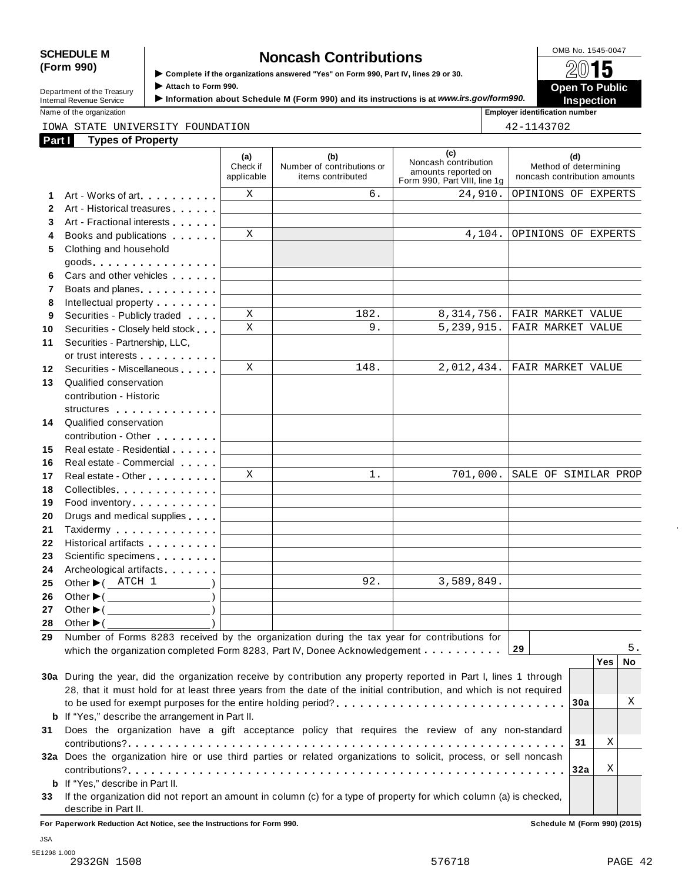**SCHEDULE M (Form 990)**

Department of the Treasury
Internal Revenue Service

# Noncash Contributions

▶ Complete if the organizations answered "Yes" on Form 990, Part IV, lines 29 or 30.
▶ Attach to Form 990.
▶ Information about Schedule M (Form 990) and its instructions is at *www.irs.gov/form990.*

OMB No. 1545-0047

**2015**

**Open To Public Inspection**

Name of the organization: IOWA STATE UNIVERSITY FOUNDATION

Employer identification number: 42-1143702

## Part I Types of Property

| | | (a) Check if applicable | (b) Number of contributions or items contributed | (c) Noncash contribution amounts reported on Form 990, Part VIII, line 1g | (d) Method of determining noncash contribution amounts |
|---|---|---|---|---|---|
| 1 | Art - Works of art | X | 6. | 24,910. | OPINIONS OF EXPERTS |
| 2 | Art - Historical treasures | | | | |
| 3 | Art - Fractional interests | | | | |
| 4 | Books and publications | X | | 4,104. | OPINIONS OF EXPERTS |
| 5 | Clothing and household goods | | | | |
| 6 | Cars and other vehicles | | | | |
| 7 | Boats and planes | | | | |
| 8 | Intellectual property | | | | |
| 9 | Securities - Publicly traded | X | 182. | 8,314,756. | FAIR MARKET VALUE |
| 10 | Securities - Closely held stock | X | 9. | 5,239,915. | FAIR MARKET VALUE |
| 11 | Securities - Partnership, LLC, or trust interests | | | | |
| 12 | Securities - Miscellaneous | X | 148. | 2,012,434. | FAIR MARKET VALUE |
| 13 | Qualified conservation contribution - Historic structures | | | | |
| 14 | Qualified conservation contribution - Other | | | | |
| 15 | Real estate - Residential | | | | |
| 16 | Real estate - Commercial | | | | |
| 17 | Real estate - Other | X | 1. | 701,000. | SALE OF SIMILAR PROP |
| 18 | Collectibles | | | | |
| 19 | Food inventory | | | | |
| 20 | Drugs and medical supplies | | | | |
| 21 | Taxidermy | | | | |
| 22 | Historical artifacts | | | | |
| 23 | Scientific specimens | | | | |
| 24 | Archeological artifacts | | | | |
| 25 | Other ▶ ( ATCH 1 ) | | 92. | 3,589,849. | |
| 26 | Other ▶ ( ) | | | | |
| 27 | Other ▶ ( ) | | | | |
| 28 | Other ▶ ( ) | | | | |

**29** Number of Forms 8283 received by the organization during the tax year for contributions for which the organization completed Form 8283, Part IV, Donee Acknowledgement . . . **29** 5.

| | | | Yes | No |
|---|---|---|---|---|
| **30a** | During the year, did the organization receive by contribution any property reported in Part I, lines 1 through 28, that it must hold for at least three years from the date of the initial contribution, and which is not required to be used for exempt purposes for the entire holding period? | 30a | | X |
| **b** | If "Yes," describe the arrangement in Part II. | | | |
| **31** | Does the organization have a gift acceptance policy that requires the review of any non-standard contributions? | 31 | X | |
| **32a** | Does the organization hire or use third parties or related organizations to solicit, process, or sell noncash contributions? | 32a | X | |
| **b** | If "Yes," describe in Part II. | | | |
| **33** | If the organization did not report an amount in column (c) for a type of property for which column (a) is checked, describe in Part II. | | | |

**For Paperwork Reduction Act Notice, see the Instructions for Form 990.** **Schedule M (Form 990) (2015)**

JSA
5E1298 1.000
2932GN 1508 576718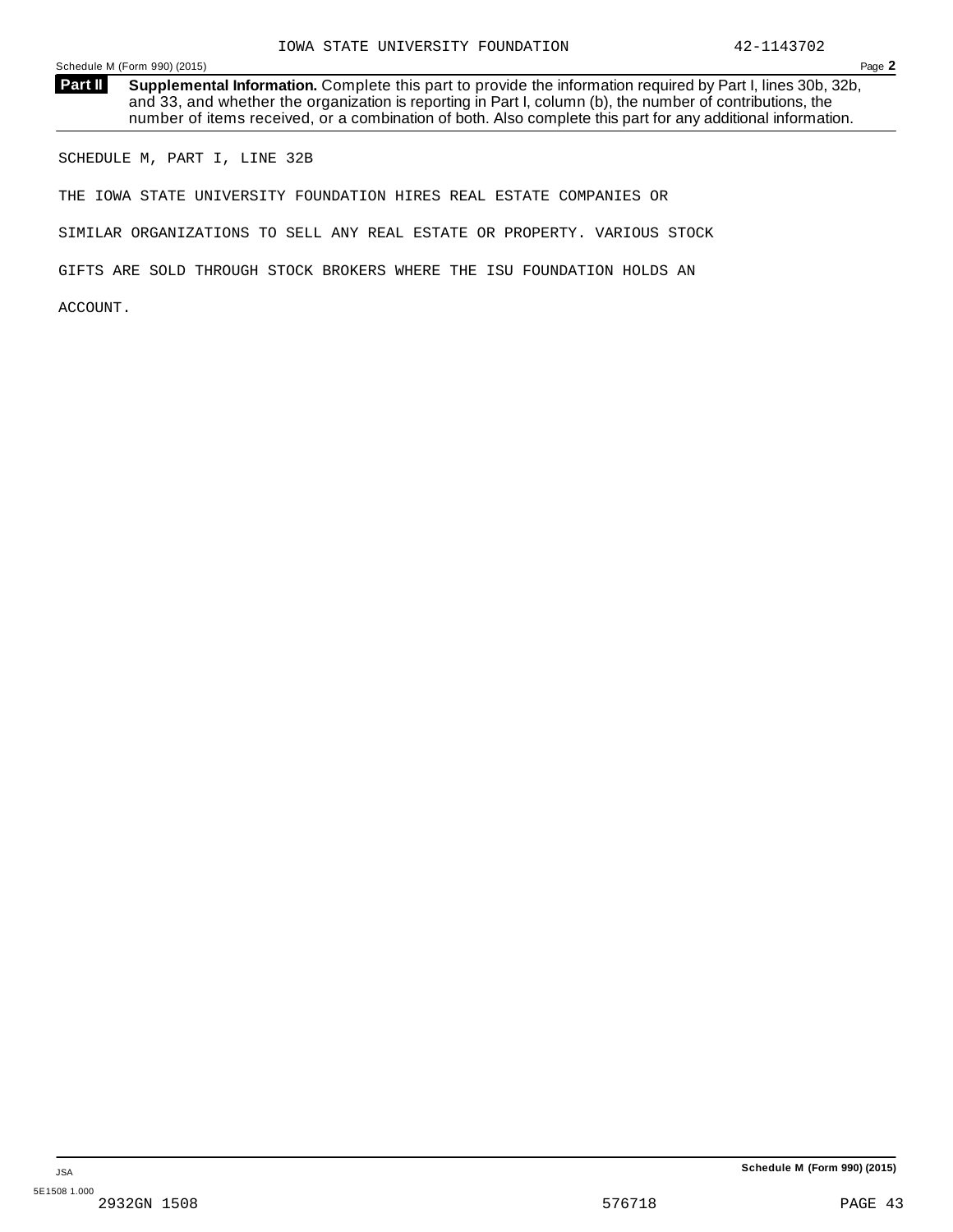IOWA STATE UNIVERSITY FOUNDATION 42-1143702

Schedule M (Form 990) (2015)

**Part II** **Supplemental Information.** Complete this part to provide the information required by Part I, lines 30b, 32b, and 33, and whether the organization is reporting in Part I, column (b), the number of contributions, the number of items received, or a combination of both. Also complete this part for any additional information.

SCHEDULE M, PART I, LINE 32B

THE IOWA STATE UNIVERSITY FOUNDATION HIRES REAL ESTATE COMPANIES OR SIMILAR ORGANIZATIONS TO SELL ANY REAL ESTATE OR PROPERTY. VARIOUS STOCK GIFTS ARE SOLD THROUGH STOCK BROKERS WHERE THE ISU FOUNDATION HOLDS AN ACCOUNT.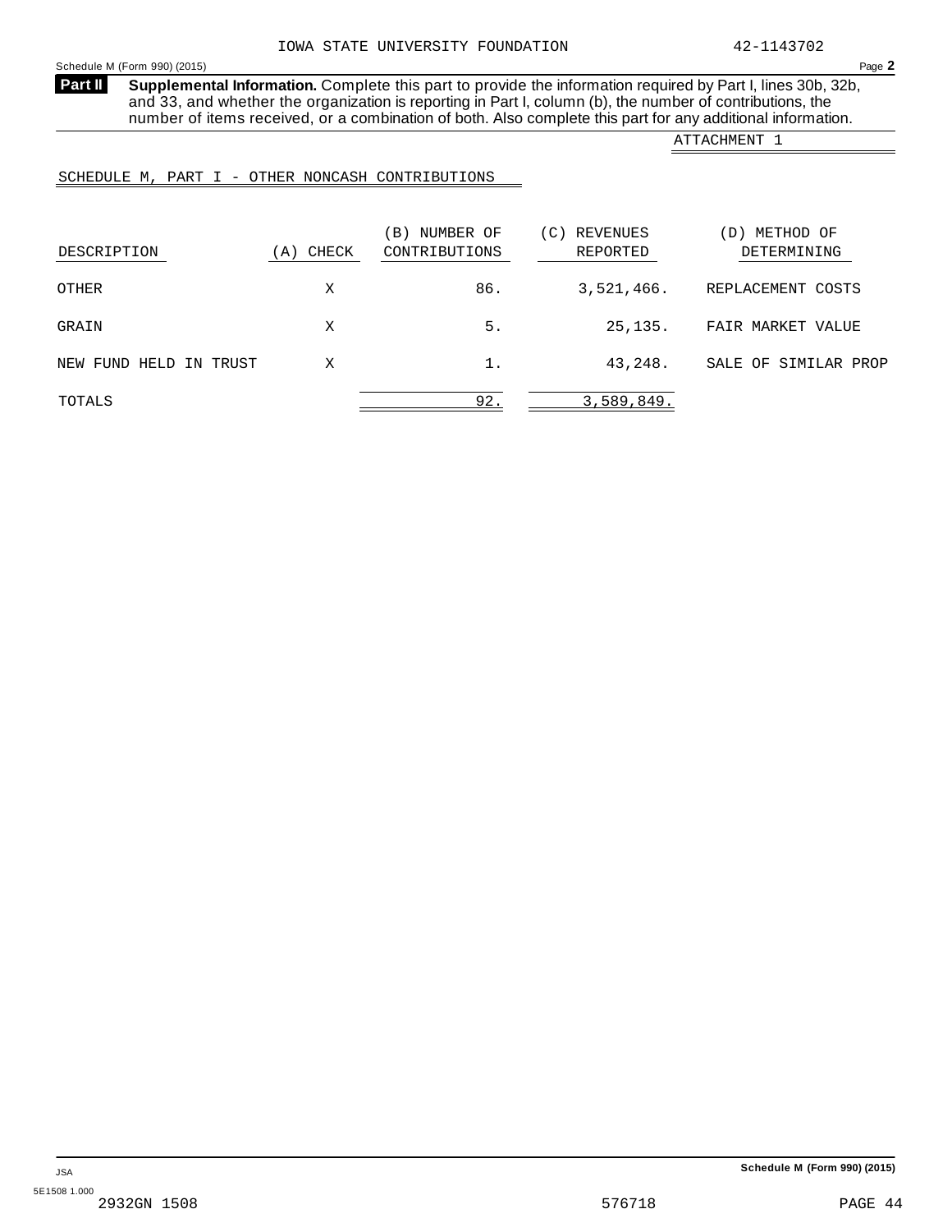IOWA STATE UNIVERSITY FOUNDATION 42-1143702

**Part II** **Supplemental Information.** Complete this part to provide the information required by Part I, lines 30b, 32b, and 33, and whether the organization is reporting in Part I, column (b), the number of contributions, the number of items received, or a combination of both. Also complete this part for any additional information.

ATTACHMENT 1

SCHEDULE M, PART I - OTHER NONCASH CONTRIBUTIONS

| DESCRIPTION | (A) CHECK | (B) NUMBER OF CONTRIBUTIONS | (C) REVENUES REPORTED | (D) METHOD OF DETERMINING |
|---|---|---|---|---|
| OTHER | X | 86. | 3,521,466. | REPLACEMENT COSTS |
| GRAIN | X | 5. | 25,135. | FAIR MARKET VALUE |
| NEW FUND HELD IN TRUST | X | 1. | 43,248. | SALE OF SIMILAR PROP |
| TOTALS | | 92. | 3,589,849. | |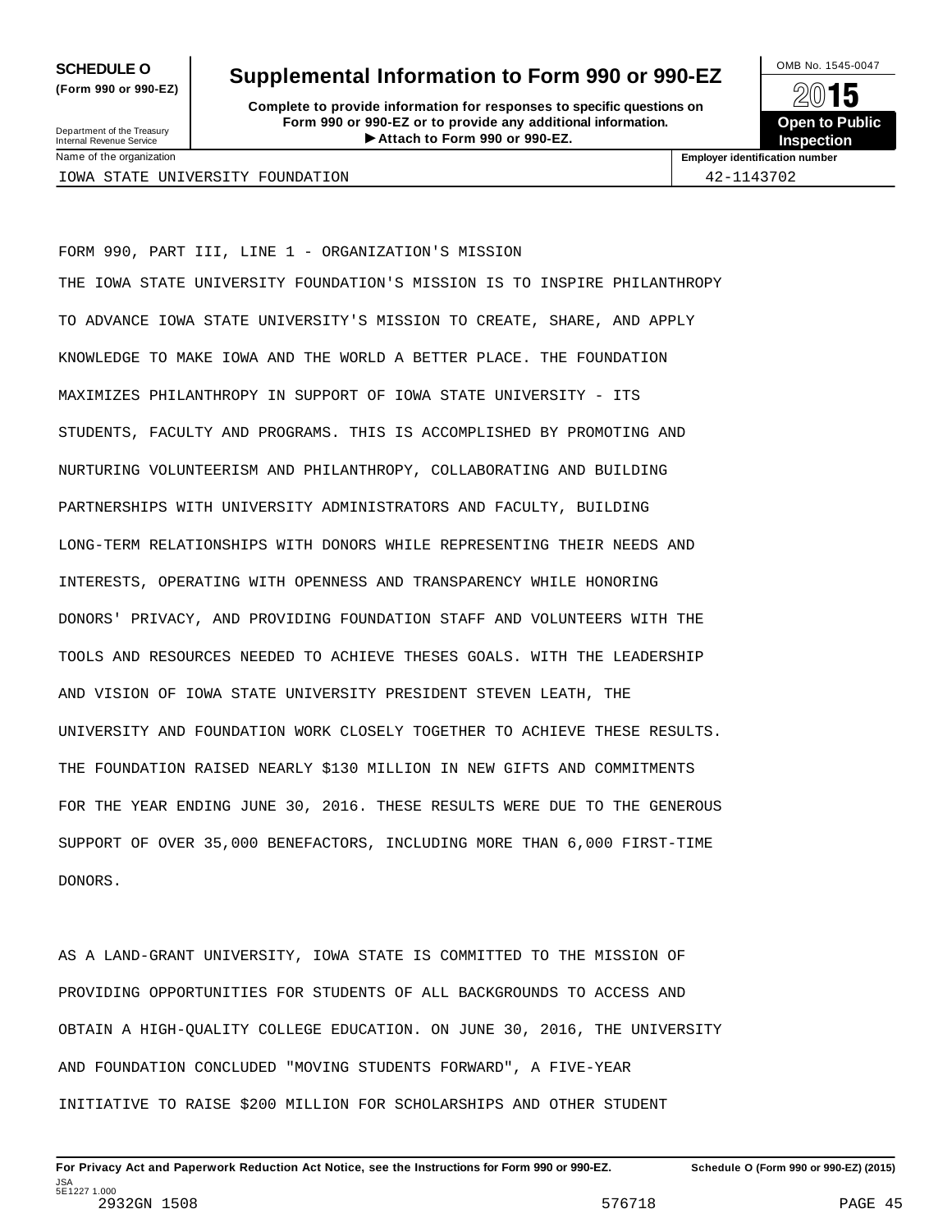**SCHEDULE O**
**(Form 990 or 990-EZ)**

Department of the Treasury
Internal Revenue Service

# Supplemental Information to Form 990 or 990-EZ

**Complete to provide information for responses to specific questions on Form 990 or 990-EZ or to provide any additional information.**
**▶ Attach to Form 990 or 990-EZ.**

OMB No. 1545-0047

**2015**

**Open to Public Inspection**

| Name of the organization | Employer identification number |
|---|---|
| IOWA STATE UNIVERSITY FOUNDATION | 42-1143702 |

FORM 990, PART III, LINE 1 - ORGANIZATION'S MISSION

THE IOWA STATE UNIVERSITY FOUNDATION'S MISSION IS TO INSPIRE PHILANTHROPY TO ADVANCE IOWA STATE UNIVERSITY'S MISSION TO CREATE, SHARE, AND APPLY KNOWLEDGE TO MAKE IOWA AND THE WORLD A BETTER PLACE. THE FOUNDATION MAXIMIZES PHILANTHROPY IN SUPPORT OF IOWA STATE UNIVERSITY - ITS STUDENTS, FACULTY AND PROGRAMS. THIS IS ACCOMPLISHED BY PROMOTING AND NURTURING VOLUNTEERISM AND PHILANTHROPY, COLLABORATING AND BUILDING PARTNERSHIPS WITH UNIVERSITY ADMINISTRATORS AND FACULTY, BUILDING LONG-TERM RELATIONSHIPS WITH DONORS WHILE REPRESENTING THEIR NEEDS AND INTERESTS, OPERATING WITH OPENNESS AND TRANSPARENCY WHILE HONORING DONORS' PRIVACY, AND PROVIDING FOUNDATION STAFF AND VOLUNTEERS WITH THE TOOLS AND RESOURCES NEEDED TO ACHIEVE THESES GOALS. WITH THE LEADERSHIP AND VISION OF IOWA STATE UNIVERSITY PRESIDENT STEVEN LEATH, THE UNIVERSITY AND FOUNDATION WORK CLOSELY TOGETHER TO ACHIEVE THESE RESULTS. THE FOUNDATION RAISED NEARLY $130 MILLION IN NEW GIFTS AND COMMITMENTS FOR THE YEAR ENDING JUNE 30, 2016. THESE RESULTS WERE DUE TO THE GENEROUS SUPPORT OF OVER 35,000 BENEFACTORS, INCLUDING MORE THAN 6,000 FIRST-TIME DONORS.

AS A LAND-GRANT UNIVERSITY, IOWA STATE IS COMMITTED TO THE MISSION OF PROVIDING OPPORTUNITIES FOR STUDENTS OF ALL BACKGROUNDS TO ACCESS AND OBTAIN A HIGH-QUALITY COLLEGE EDUCATION. ON JUNE 30, 2016, THE UNIVERSITY AND FOUNDATION CONCLUDED "MOVING STUDENTS FORWARD", A FIVE-YEAR INITIATIVE TO RAISE $200 MILLION FOR SCHOLARSHIPS AND OTHER STUDENT

**For Privacy Act and Paperwork Reduction Act Notice, see the Instructions for Form 990 or 990-EZ.** **Schedule O (Form 990 or 990-EZ) (2015)**

JSA
5E1227 1.000
2932GN 1508 576718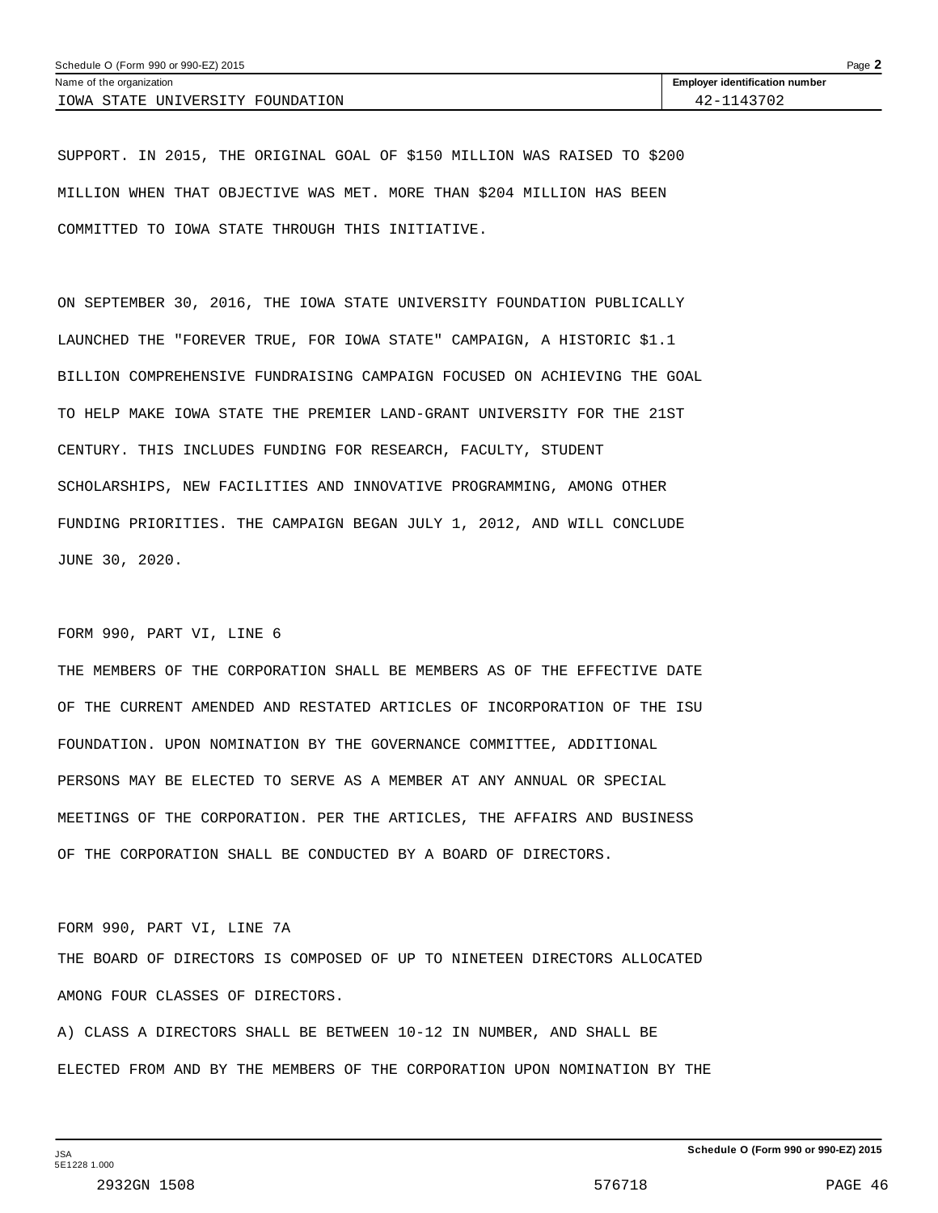Name of the organization: IOWA STATE UNIVERSITY FOUNDATION

Employer identification number: 42-1143702

SUPPORT. IN 2015, THE ORIGINAL GOAL OF $150 MILLION WAS RAISED TO $200 MILLION WHEN THAT OBJECTIVE WAS MET. MORE THAN $204 MILLION HAS BEEN COMMITTED TO IOWA STATE THROUGH THIS INITIATIVE.

ON SEPTEMBER 30, 2016, THE IOWA STATE UNIVERSITY FOUNDATION PUBLICALLY LAUNCHED THE "FOREVER TRUE, FOR IOWA STATE" CAMPAIGN, A HISTORIC $1.1 BILLION COMPREHENSIVE FUNDRAISING CAMPAIGN FOCUSED ON ACHIEVING THE GOAL TO HELP MAKE IOWA STATE THE PREMIER LAND-GRANT UNIVERSITY FOR THE 21ST CENTURY. THIS INCLUDES FUNDING FOR RESEARCH, FACULTY, STUDENT SCHOLARSHIPS, NEW FACILITIES AND INNOVATIVE PROGRAMMING, AMONG OTHER FUNDING PRIORITIES. THE CAMPAIGN BEGAN JULY 1, 2012, AND WILL CONCLUDE JUNE 30, 2020.

FORM 990, PART VI, LINE 6

THE MEMBERS OF THE CORPORATION SHALL BE MEMBERS AS OF THE EFFECTIVE DATE OF THE CURRENT AMENDED AND RESTATED ARTICLES OF INCORPORATION OF THE ISU FOUNDATION. UPON NOMINATION BY THE GOVERNANCE COMMITTEE, ADDITIONAL PERSONS MAY BE ELECTED TO SERVE AS A MEMBER AT ANY ANNUAL OR SPECIAL MEETINGS OF THE CORPORATION. PER THE ARTICLES, THE AFFAIRS AND BUSINESS OF THE CORPORATION SHALL BE CONDUCTED BY A BOARD OF DIRECTORS.

FORM 990, PART VI, LINE 7A

THE BOARD OF DIRECTORS IS COMPOSED OF UP TO NINETEEN DIRECTORS ALLOCATED AMONG FOUR CLASSES OF DIRECTORS.

A) CLASS A DIRECTORS SHALL BE BETWEEN 10-12 IN NUMBER, AND SHALL BE ELECTED FROM AND BY THE MEMBERS OF THE CORPORATION UPON NOMINATION BY THE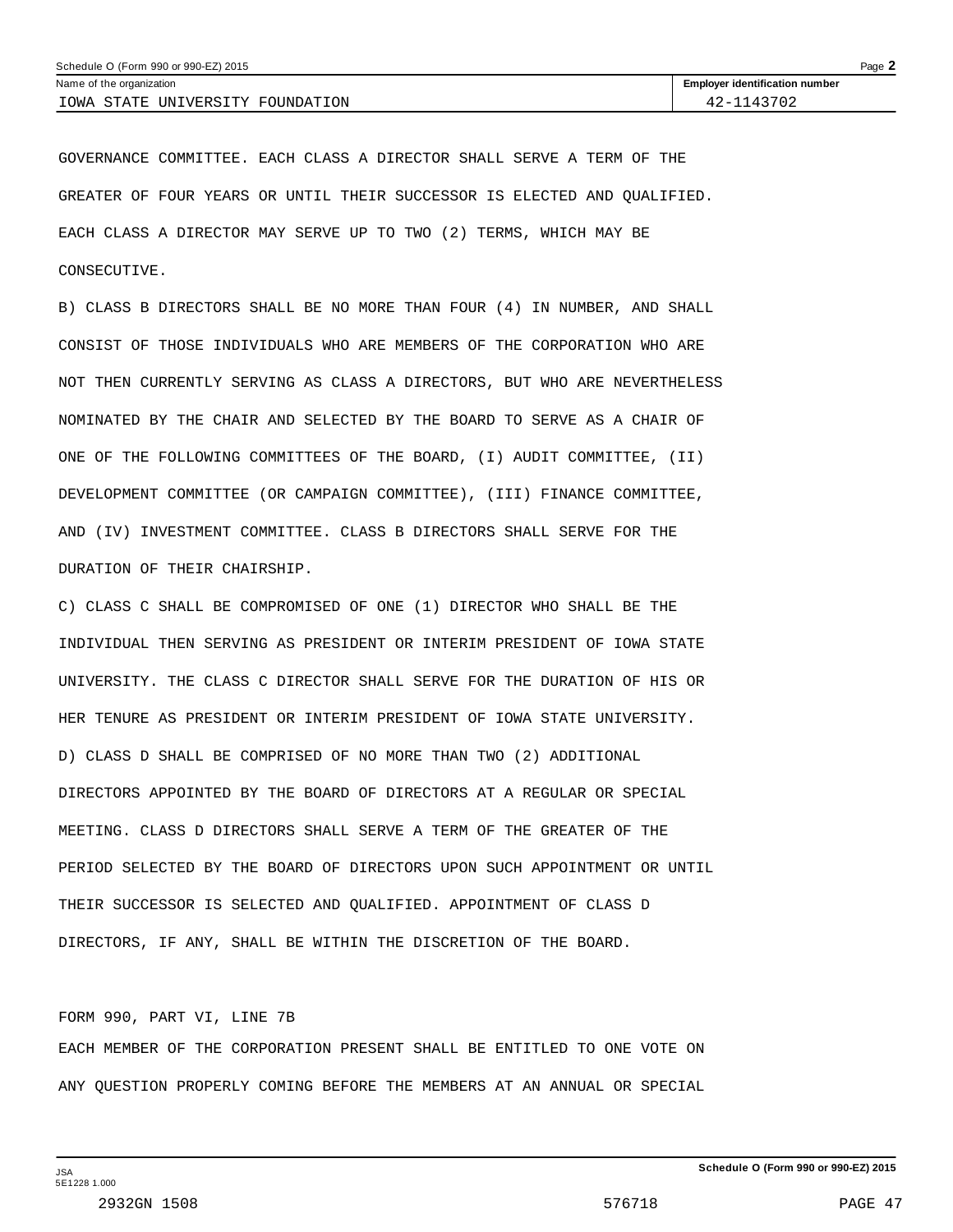GOVERNANCE COMMITTEE. EACH CLASS A DIRECTOR SHALL SERVE A TERM OF THE GREATER OF FOUR YEARS OR UNTIL THEIR SUCCESSOR IS ELECTED AND QUALIFIED. EACH CLASS A DIRECTOR MAY SERVE UP TO TWO (2) TERMS, WHICH MAY BE CONSECUTIVE.

B) CLASS B DIRECTORS SHALL BE NO MORE THAN FOUR (4) IN NUMBER, AND SHALL CONSIST OF THOSE INDIVIDUALS WHO ARE MEMBERS OF THE CORPORATION WHO ARE NOT THEN CURRENTLY SERVING AS CLASS A DIRECTORS, BUT WHO ARE NEVERTHELESS NOMINATED BY THE CHAIR AND SELECTED BY THE BOARD TO SERVE AS A CHAIR OF ONE OF THE FOLLOWING COMMITTEES OF THE BOARD, (I) AUDIT COMMITTEE, (II) DEVELOPMENT COMMITTEE (OR CAMPAIGN COMMITTEE), (III) FINANCE COMMITTEE, AND (IV) INVESTMENT COMMITTEE. CLASS B DIRECTORS SHALL SERVE FOR THE DURATION OF THEIR CHAIRSHIP.

C) CLASS C SHALL BE COMPROMISED OF ONE (1) DIRECTOR WHO SHALL BE THE INDIVIDUAL THEN SERVING AS PRESIDENT OR INTERIM PRESIDENT OF IOWA STATE UNIVERSITY. THE CLASS C DIRECTOR SHALL SERVE FOR THE DURATION OF HIS OR HER TENURE AS PRESIDENT OR INTERIM PRESIDENT OF IOWA STATE UNIVERSITY.

D) CLASS D SHALL BE COMPRISED OF NO MORE THAN TWO (2) ADDITIONAL DIRECTORS APPOINTED BY THE BOARD OF DIRECTORS AT A REGULAR OR SPECIAL MEETING. CLASS D DIRECTORS SHALL SERVE A TERM OF THE GREATER OF THE PERIOD SELECTED BY THE BOARD OF DIRECTORS UPON SUCH APPOINTMENT OR UNTIL THEIR SUCCESSOR IS SELECTED AND QUALIFIED. APPOINTMENT OF CLASS D DIRECTORS, IF ANY, SHALL BE WITHIN THE DISCRETION OF THE BOARD.

FORM 990, PART VI, LINE 7B

EACH MEMBER OF THE CORPORATION PRESENT SHALL BE ENTITLED TO ONE VOTE ON ANY QUESTION PROPERLY COMING BEFORE THE MEMBERS AT AN ANNUAL OR SPECIAL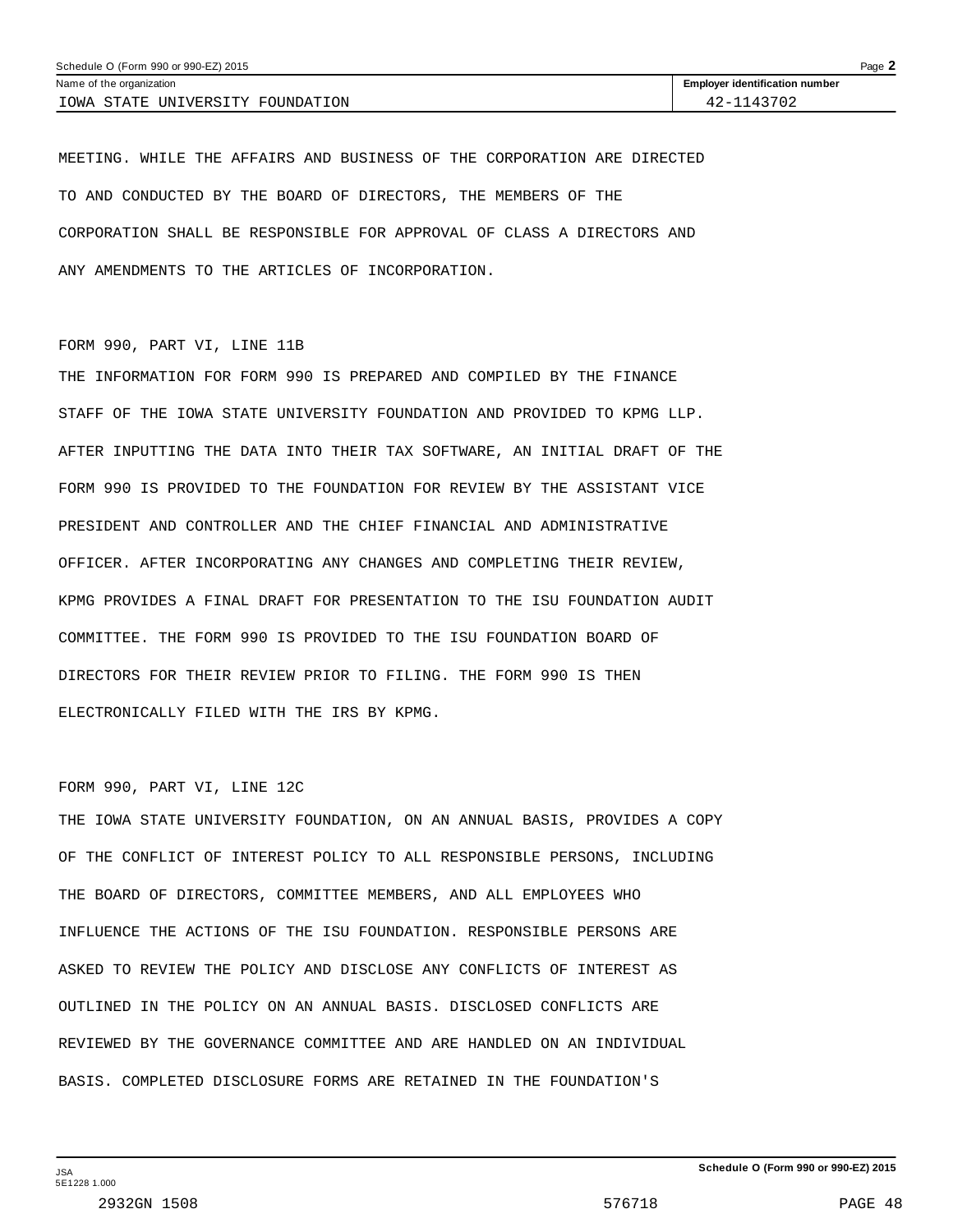MEETING. WHILE THE AFFAIRS AND BUSINESS OF THE CORPORATION ARE DIRECTED TO AND CONDUCTED BY THE BOARD OF DIRECTORS, THE MEMBERS OF THE CORPORATION SHALL BE RESPONSIBLE FOR APPROVAL OF CLASS A DIRECTORS AND ANY AMENDMENTS TO THE ARTICLES OF INCORPORATION.

FORM 990, PART VI, LINE 11B

THE INFORMATION FOR FORM 990 IS PREPARED AND COMPILED BY THE FINANCE STAFF OF THE IOWA STATE UNIVERSITY FOUNDATION AND PROVIDED TO KPMG LLP. AFTER INPUTTING THE DATA INTO THEIR TAX SOFTWARE, AN INITIAL DRAFT OF THE FORM 990 IS PROVIDED TO THE FOUNDATION FOR REVIEW BY THE ASSISTANT VICE PRESIDENT AND CONTROLLER AND THE CHIEF FINANCIAL AND ADMINISTRATIVE OFFICER. AFTER INCORPORATING ANY CHANGES AND COMPLETING THEIR REVIEW, KPMG PROVIDES A FINAL DRAFT FOR PRESENTATION TO THE ISU FOUNDATION AUDIT COMMITTEE. THE FORM 990 IS PROVIDED TO THE ISU FOUNDATION BOARD OF DIRECTORS FOR THEIR REVIEW PRIOR TO FILING. THE FORM 990 IS THEN ELECTRONICALLY FILED WITH THE IRS BY KPMG.

FORM 990, PART VI, LINE 12C

THE IOWA STATE UNIVERSITY FOUNDATION, ON AN ANNUAL BASIS, PROVIDES A COPY OF THE CONFLICT OF INTEREST POLICY TO ALL RESPONSIBLE PERSONS, INCLUDING THE BOARD OF DIRECTORS, COMMITTEE MEMBERS, AND ALL EMPLOYEES WHO INFLUENCE THE ACTIONS OF THE ISU FOUNDATION. RESPONSIBLE PERSONS ARE ASKED TO REVIEW THE POLICY AND DISCLOSE ANY CONFLICTS OF INTEREST AS OUTLINED IN THE POLICY ON AN ANNUAL BASIS. DISCLOSED CONFLICTS ARE REVIEWED BY THE GOVERNANCE COMMITTEE AND ARE HANDLED ON AN INDIVIDUAL BASIS. COMPLETED DISCLOSURE FORMS ARE RETAINED IN THE FOUNDATION'S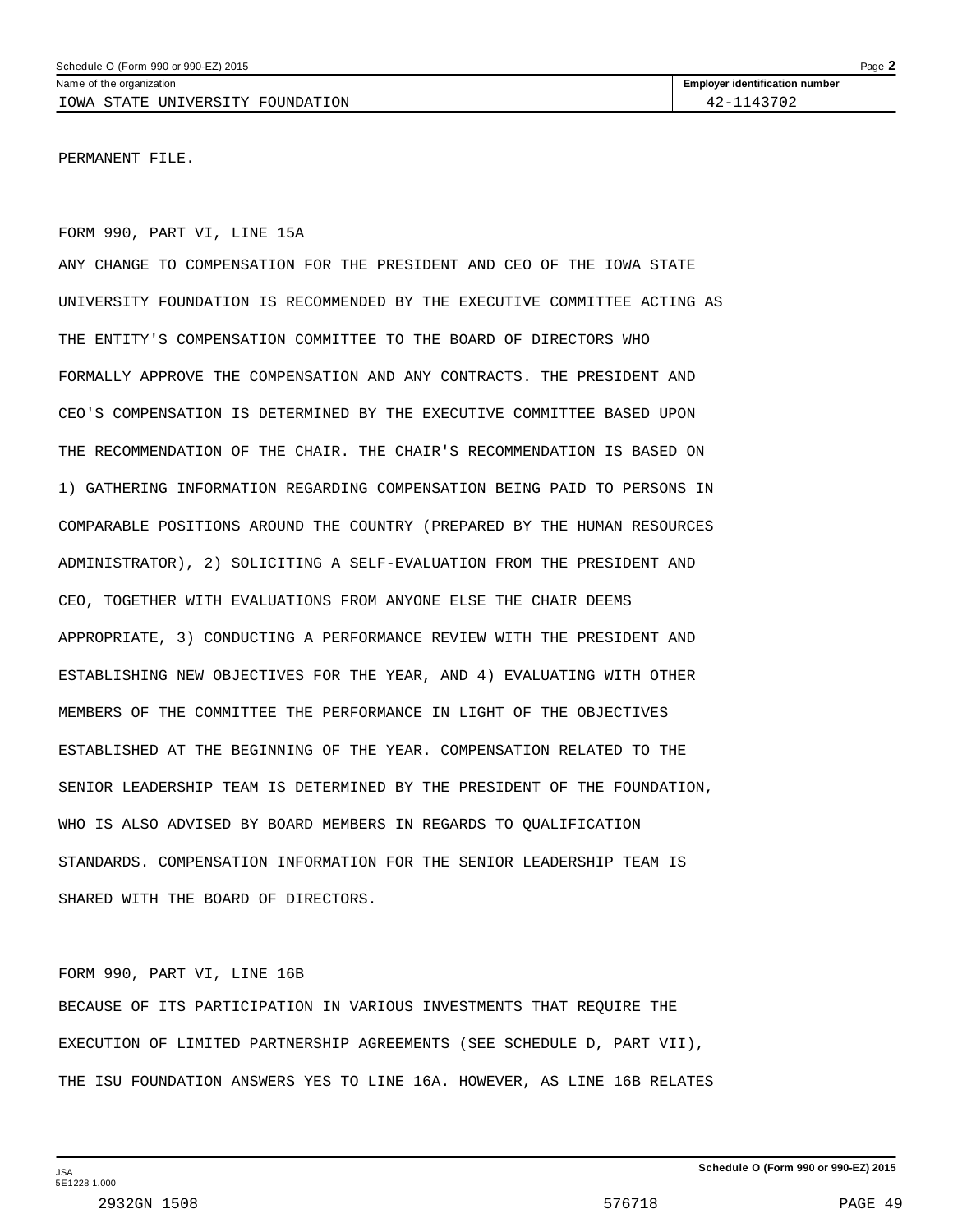Name of the organization: IOWA STATE UNIVERSITY FOUNDATION

Employer identification number: 42-1143702

PERMANENT FILE.

FORM 990, PART VI, LINE 15A

ANY CHANGE TO COMPENSATION FOR THE PRESIDENT AND CEO OF THE IOWA STATE UNIVERSITY FOUNDATION IS RECOMMENDED BY THE EXECUTIVE COMMITTEE ACTING AS THE ENTITY'S COMPENSATION COMMITTEE TO THE BOARD OF DIRECTORS WHO FORMALLY APPROVE THE COMPENSATION AND ANY CONTRACTS. THE PRESIDENT AND CEO'S COMPENSATION IS DETERMINED BY THE EXECUTIVE COMMITTEE BASED UPON THE RECOMMENDATION OF THE CHAIR. THE CHAIR'S RECOMMENDATION IS BASED ON 1) GATHERING INFORMATION REGARDING COMPENSATION BEING PAID TO PERSONS IN COMPARABLE POSITIONS AROUND THE COUNTRY (PREPARED BY THE HUMAN RESOURCES ADMINISTRATOR), 2) SOLICITING A SELF-EVALUATION FROM THE PRESIDENT AND CEO, TOGETHER WITH EVALUATIONS FROM ANYONE ELSE THE CHAIR DEEMS APPROPRIATE, 3) CONDUCTING A PERFORMANCE REVIEW WITH THE PRESIDENT AND ESTABLISHING NEW OBJECTIVES FOR THE YEAR, AND 4) EVALUATING WITH OTHER MEMBERS OF THE COMMITTEE THE PERFORMANCE IN LIGHT OF THE OBJECTIVES ESTABLISHED AT THE BEGINNING OF THE YEAR. COMPENSATION RELATED TO THE SENIOR LEADERSHIP TEAM IS DETERMINED BY THE PRESIDENT OF THE FOUNDATION, WHO IS ALSO ADVISED BY BOARD MEMBERS IN REGARDS TO QUALIFICATION STANDARDS. COMPENSATION INFORMATION FOR THE SENIOR LEADERSHIP TEAM IS SHARED WITH THE BOARD OF DIRECTORS.

FORM 990, PART VI, LINE 16B

BECAUSE OF ITS PARTICIPATION IN VARIOUS INVESTMENTS THAT REQUIRE THE EXECUTION OF LIMITED PARTNERSHIP AGREEMENTS (SEE SCHEDULE D, PART VII), THE ISU FOUNDATION ANSWERS YES TO LINE 16A. HOWEVER, AS LINE 16B RELATES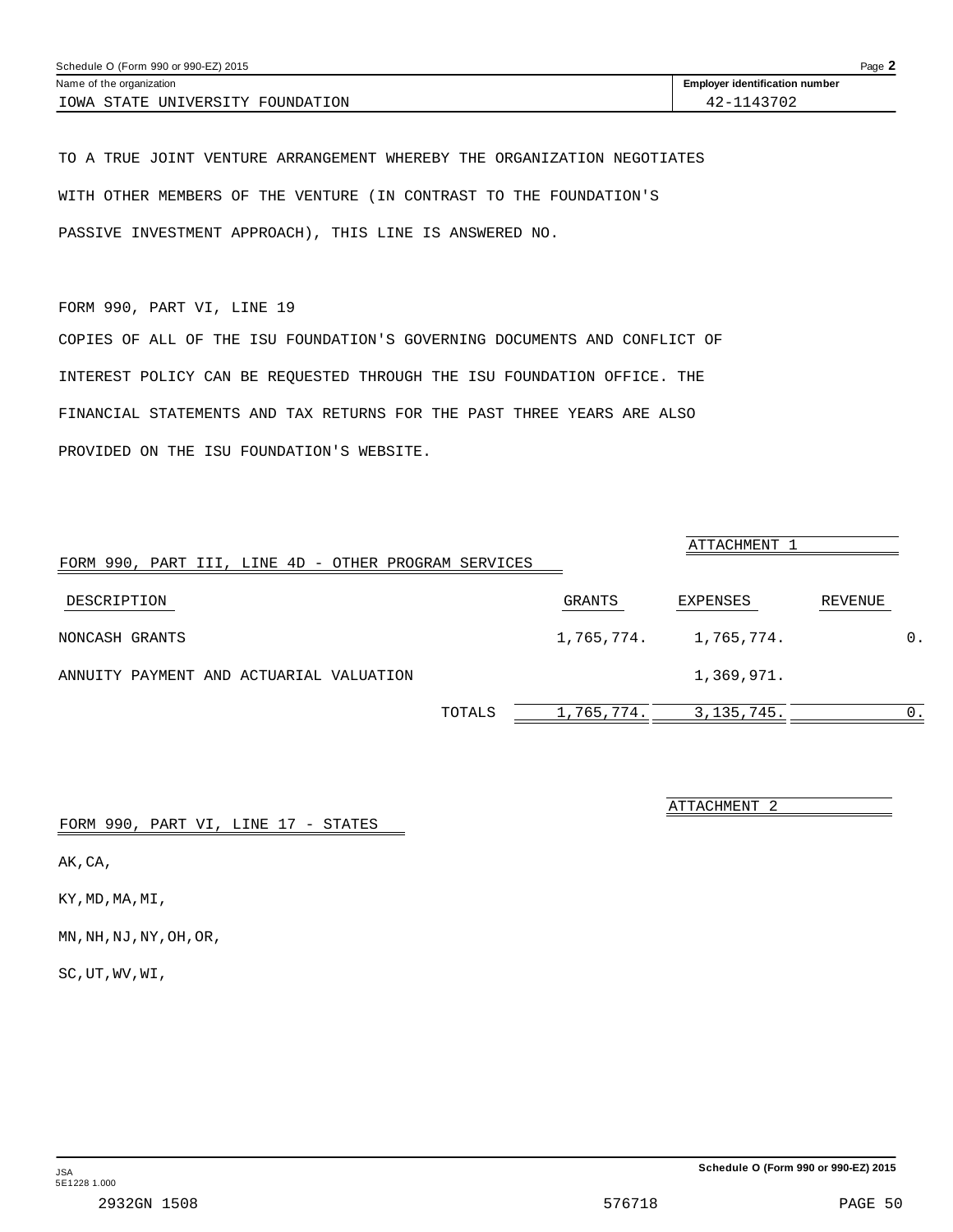Schedule O (Form 990 or 990-EZ) 2015

Name of the organization: IOWA STATE UNIVERSITY FOUNDATION

Employer identification number: 42-1143702

TO A TRUE JOINT VENTURE ARRANGEMENT WHEREBY THE ORGANIZATION NEGOTIATES WITH OTHER MEMBERS OF THE VENTURE (IN CONTRAST TO THE FOUNDATION'S PASSIVE INVESTMENT APPROACH), THIS LINE IS ANSWERED NO.

FORM 990, PART VI, LINE 19

COPIES OF ALL OF THE ISU FOUNDATION'S GOVERNING DOCUMENTS AND CONFLICT OF INTEREST POLICY CAN BE REQUESTED THROUGH THE ISU FOUNDATION OFFICE. THE FINANCIAL STATEMENTS AND TAX RETURNS FOR THE PAST THREE YEARS ARE ALSO PROVIDED ON THE ISU FOUNDATION'S WEBSITE.

ATTACHMENT 1

FORM 990, PART III, LINE 4D - OTHER PROGRAM SERVICES

| DESCRIPTION | GRANTS | EXPENSES | REVENUE |
|---|---|---|---|
| NONCASH GRANTS | 1,765,774. | 1,765,774. | 0. |
| ANNUITY PAYMENT AND ACTUARIAL VALUATION | | 1,369,971. | |
| TOTALS | 1,765,774. | 3,135,745. | 0. |

ATTACHMENT 2

FORM 990, PART VI, LINE 17 - STATES

AK,CA,

KY,MD,MA,MI,

MN,NH,NJ,NY,OH,OR,

SC,UT,WV,WI,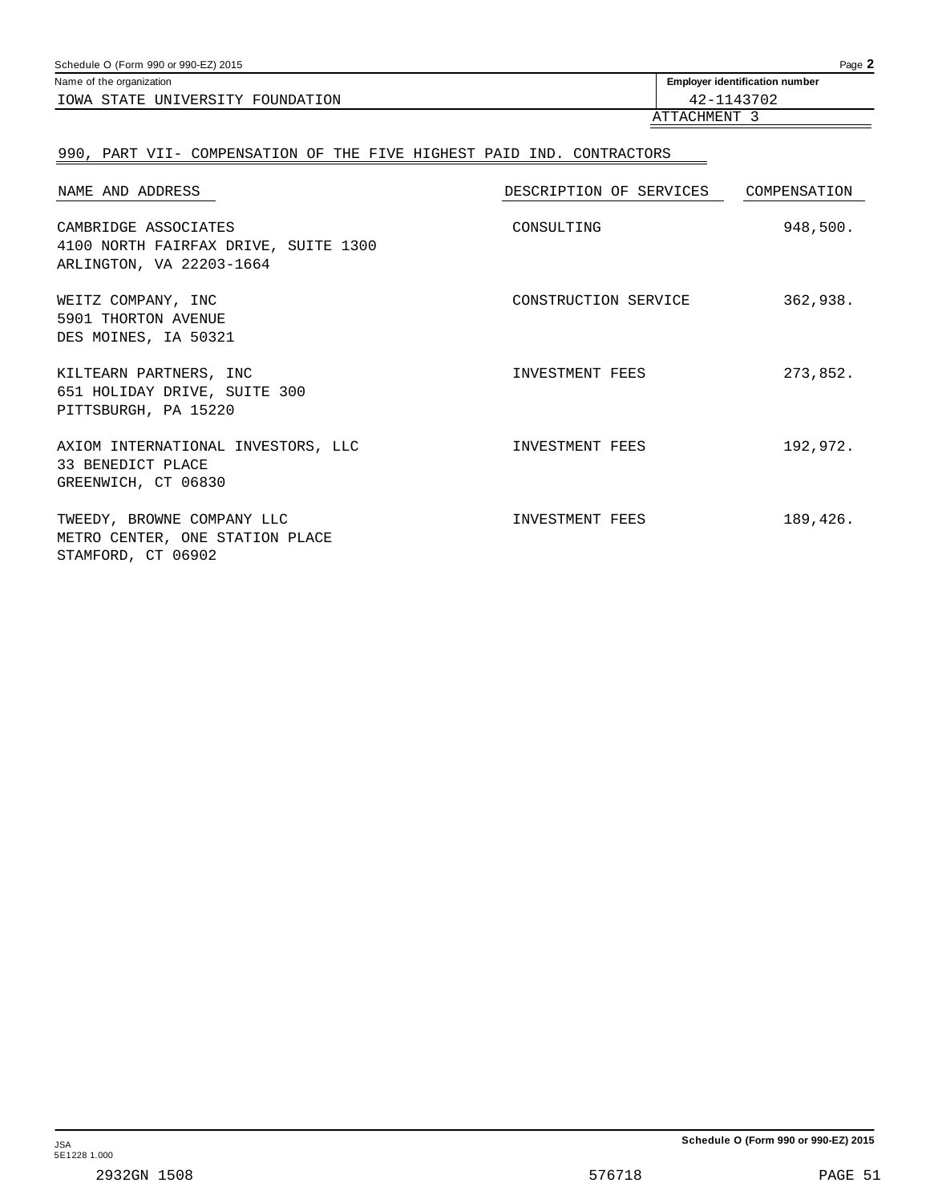Name of the organization: IOWA STATE UNIVERSITY FOUNDATION

Employer identification number: 42-1143702

ATTACHMENT 3

## 990, PART VII- COMPENSATION OF THE FIVE HIGHEST PAID IND. CONTRACTORS

| NAME AND ADDRESS | DESCRIPTION OF SERVICES | COMPENSATION |
|---|---|---|
| CAMBRIDGE ASSOCIATES<br>4100 NORTH FAIRFAX DRIVE, SUITE 1300<br>ARLINGTON, VA 22203-1664 | CONSULTING | 948,500. |
| WEITZ COMPANY, INC<br>5901 THORTON AVENUE<br>DES MOINES, IA 50321 | CONSTRUCTION SERVICE | 362,938. |
| KILTEARN PARTNERS, INC<br>651 HOLIDAY DRIVE, SUITE 300<br>PITTSBURGH, PA 15220 | INVESTMENT FEES | 273,852. |
| AXIOM INTERNATIONAL INVESTORS, LLC<br>33 BENEDICT PLACE<br>GREENWICH, CT 06830 | INVESTMENT FEES | 192,972. |
| TWEEDY, BROWNE COMPANY LLC<br>METRO CENTER, ONE STATION PLACE<br>STAMFORD, CT 06902 | INVESTMENT FEES | 189,426. |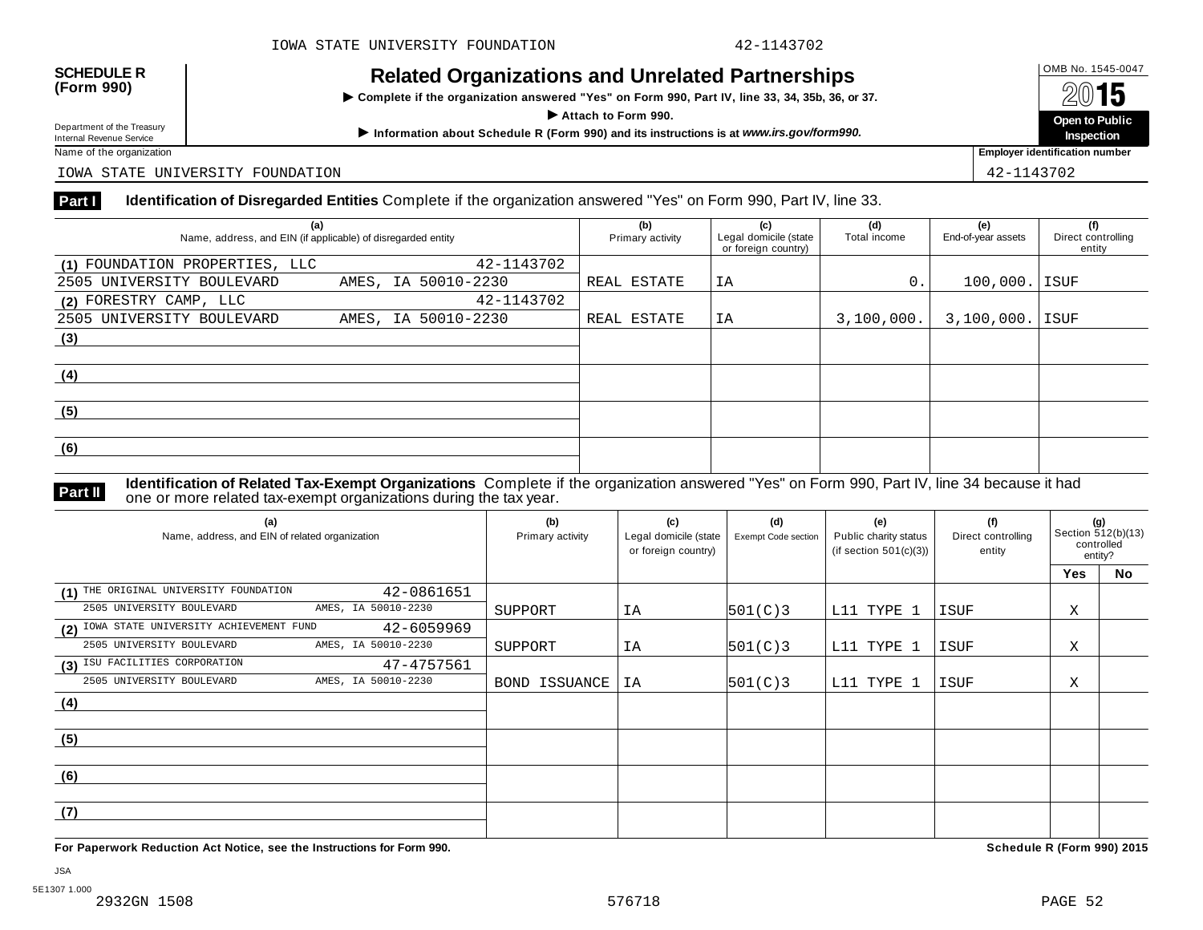IOWA STATE UNIVERSITY FOUNDATION 42-1143702

**SCHEDULE R (Form 990)**

Department of the Treasury
Internal Revenue Service

# Related Organizations and Unrelated Partnerships

▶ Complete if the organization answered "Yes" on Form 990, Part IV, line 33, 34, 35b, 36, or 37.

▶ Attach to Form 990.

▶ Information about Schedule R (Form 990) and its instructions is at *www.irs.gov/form990.*

OMB No. 1545-0047

**2015**

**Open to Public Inspection**

Name of the organization: IOWA STATE UNIVERSITY FOUNDATION

Employer identification number: 42-1143702

**Part I** **Identification of Disregarded Entities** Complete if the organization answered "Yes" on Form 990, Part IV, line 33.

| (a) Name, address, and EIN (if applicable) of disregarded entity | (b) Primary activity | (c) Legal domicile (state or foreign country) | (d) Total income | (e) End-of-year assets | (f) Direct controlling entity |
|---|---|---|---|---|---|
| (1) FOUNDATION PROPERTIES, LLC 42-1143702<br>2505 UNIVERSITY BOULEVARD AMES, IA 50010-2230 | REAL ESTATE | IA | 0. | 100,000. | ISUF |
| (2) FORESTRY CAMP, LLC 42-1143702<br>2505 UNIVERSITY BOULEVARD AMES, IA 50010-2230 | REAL ESTATE | IA | 3,100,000. | 3,100,000. | ISUF |
| (3) | | | | | |
| (4) | | | | | |
| (5) | | | | | |
| (6) | | | | | |

**Part II** **Identification of Related Tax-Exempt Organizations** Complete if the organization answered "Yes" on Form 990, Part IV, line 34 because it had one or more related tax-exempt organizations during the tax year.

| (a) Name, address, and EIN of related organization | (b) Primary activity | (c) Legal domicile (state or foreign country) | (d) Exempt Code section | (e) Public charity status (if section 501(c)(3)) | (f) Direct controlling entity | (g) Section 512(b)(13) controlled entity? Yes | No |
|---|---|---|---|---|---|---|---|
| (1) THE ORIGINAL UNIVERSITY FOUNDATION 42-0861651<br>2505 UNIVERSITY BOULEVARD AMES, IA 50010-2230 | SUPPORT | IA | 501(C)3 | L11 TYPE 1 | ISUF | X | |
| (2) IOWA STATE UNIVERSITY ACHIEVEMENT FUND 42-6059969<br>2505 UNIVERSITY BOULEVARD AMES, IA 50010-2230 | SUPPORT | IA | 501(C)3 | L11 TYPE 1 | ISUF | X | |
| (3) ISU FACILITIES CORPORATION 47-4757561<br>2505 UNIVERSITY BOULEVARD AMES, IA 50010-2230 | BOND ISSUANCE | IA | 501(C)3 | L11 TYPE 1 | ISUF | X | |
| (4) | | | | | | | |
| (5) | | | | | | | |
| (6) | | | | | | | |
| (7) | | | | | | | |

**For Paperwork Reduction Act Notice, see the Instructions for Form 990.** **Schedule R (Form 990) 2015**

JSA
5E1307 1.000
2932GN 1508 576718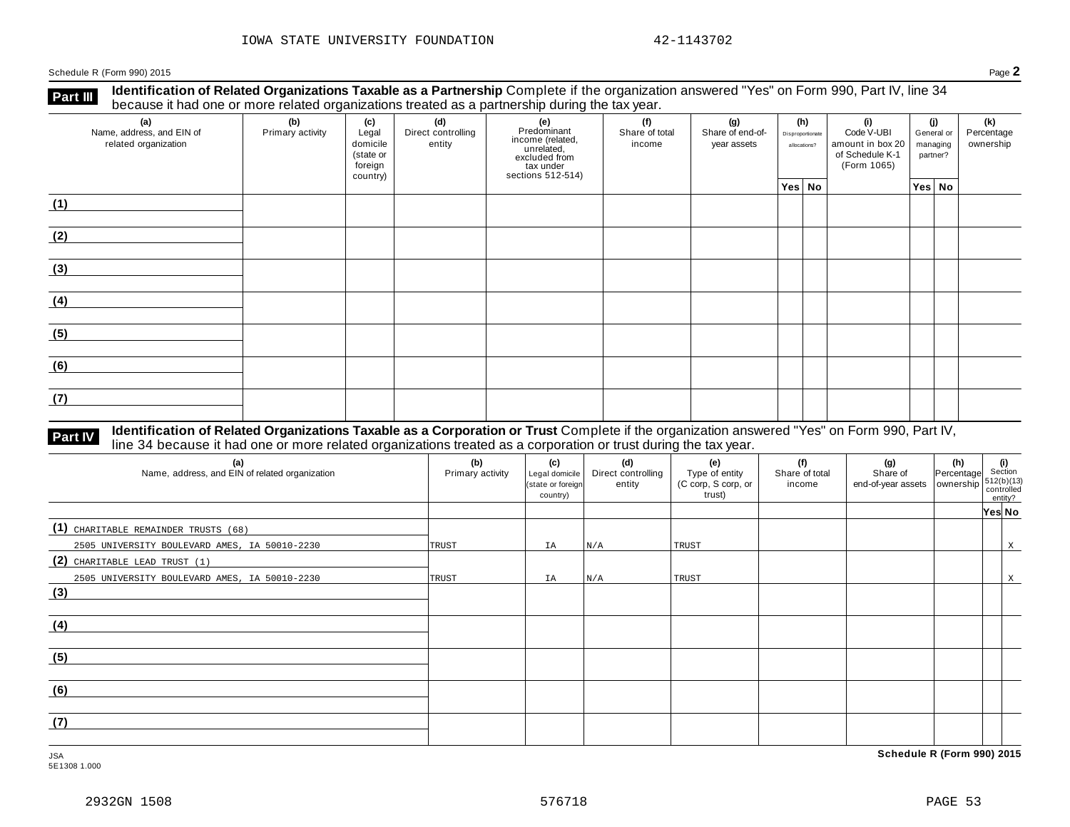IOWA STATE UNIVERSITY FOUNDATION 42-1143702

Schedule R (Form 990) 2015

## Part III Identification of Related Organizations Taxable as a Partnership

Complete if the organization answered "Yes" on Form 990, Part IV, line 34 because it had one or more related organizations treated as a partnership during the tax year.

| (a) Name, address, and EIN of related organization | (b) Primary activity | (c) Legal domicile (state or foreign country) | (d) Direct controlling entity | (e) Predominant income (related, unrelated, excluded from tax under sections 512-514) | (f) Share of total income | (g) Share of end-of-year assets | (h) Disproportionate allocations? Yes | (h) No | (i) Code V-UBI amount in box 20 of Schedule K-1 (Form 1065) | (j) General or managing partner? Yes | (j) No | (k) Percentage ownership |
|---|---|---|---|---|---|---|---|---|---|---|---|---|
| (1) | | | | | | | | | | | | |
| (2) | | | | | | | | | | | | |
| (3) | | | | | | | | | | | | |
| (4) | | | | | | | | | | | | |
| (5) | | | | | | | | | | | | |
| (6) | | | | | | | | | | | | |
| (7) | | | | | | | | | | | | |

## Part IV Identification of Related Organizations Taxable as a Corporation or Trust

Complete if the organization answered "Yes" on Form 990, Part IV, line 34 because it had one or more related organizations treated as a corporation or trust during the tax year.

| (a) Name, address, and EIN of related organization | (b) Primary activity | (c) Legal domicile (state or foreign country) | (d) Direct controlling entity | (e) Type of entity (C corp, S corp, or trust) | (f) Share of total income | (g) Share of end-of-year assets | (h) Percentage ownership | (i) Section 512(b)(13) controlled entity? Yes | No |
|---|---|---|---|---|---|---|---|---|---|
| (1) CHARITABLE REMAINDER TRUSTS (68) 2505 UNIVERSITY BOULEVARD AMES, IA 50010-2230 | TRUST | IA | N/A | TRUST | | | | | X |
| (2) CHARITABLE LEAD TRUST (1) 2505 UNIVERSITY BOULEVARD AMES, IA 50010-2230 | TRUST | IA | N/A | TRUST | | | | | X |
| (3) | | | | | | | | | |
| (4) | | | | | | | | | |
| (5) | | | | | | | | | |
| (6) | | | | | | | | | |
| (7) | | | | | | | | | |

JSA 5E1308 1.000

Schedule R (Form 990) 2015

2932GN 1508 576718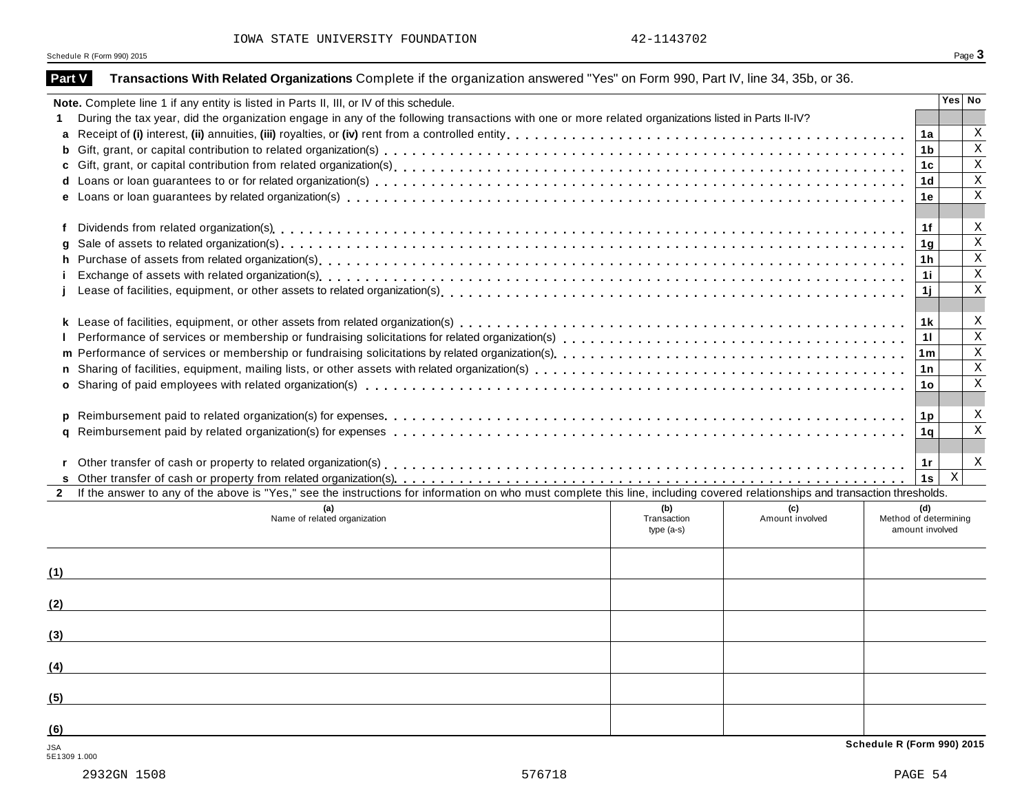IOWA STATE UNIVERSITY FOUNDATION 42-1143702

Schedule R (Form 990) 2015

## Part V Transactions With Related Organizations

Complete if the organization answered "Yes" on Form 990, Part IV, line 34, 35b, or 36.

**Note.** Complete line 1 if any entity is listed in Parts II, III, or IV of this schedule.

| | | Line | Yes | No |
|---|---|---|---|---|
| **1** | During the tax year, did the organization engage in any of the following transactions with one or more related organizations listed in Parts II-IV? | | | |
| **a** | Receipt of **(i)** interest, **(ii)** annuities, **(iii)** royalties, or **(iv)** rent from a controlled entity | **1a** | | X |
| **b** | Gift, grant, or capital contribution to related organization(s) | **1b** | | X |
| **c** | Gift, grant, or capital contribution from related organization(s) | **1c** | | X |
| **d** | Loans or loan guarantees to or for related organization(s) | **1d** | | X |
| **e** | Loans or loan guarantees by related organization(s) | **1e** | | X |
| **f** | Dividends from related organization(s) | **1f** | | X |
| **g** | Sale of assets to related organization(s) | **1g** | | X |
| **h** | Purchase of assets from related organization(s) | **1h** | | X |
| **i** | Exchange of assets with related organization(s) | **1i** | | X |
| **j** | Lease of facilities, equipment, or other assets to related organization(s) | **1j** | | X |
| **k** | Lease of facilities, equipment, or other assets from related organization(s) | **1k** | | X |
| **l** | Performance of services or membership or fundraising solicitations for related organization(s) | **1l** | | X |
| **m** | Performance of services or membership or fundraising solicitations by related organization(s) | **1m** | | X |
| **n** | Sharing of facilities, equipment, mailing lists, or other assets with related organization(s) | **1n** | | X |
| **o** | Sharing of paid employees with related organization(s) | **1o** | | X |
| **p** | Reimbursement paid to related organization(s) for expenses | **1p** | | X |
| **q** | Reimbursement paid by related organization(s) for expenses | **1q** | | X |
| **r** | Other transfer of cash or property to related organization(s) | **1r** | | X |
| **s** | Other transfer of cash or property from related organization(s) | **1s** | X | |

**2** If the answer to any of the above is "Yes," see the instructions for information on who must complete this line, including covered relationships and transaction thresholds.

| | (a) Name of related organization | (b) Transaction type (a-s) | (c) Amount involved | (d) Method of determining amount involved |
|---|---|---|---|---|
| (1) | | | | |
| (2) | | | | |
| (3) | | | | |
| (4) | | | | |
| (5) | | | | |
| (6) | | | | |

JSA
5E1309 1.000

Schedule R (Form 990) 2015

2932GN 1508 576718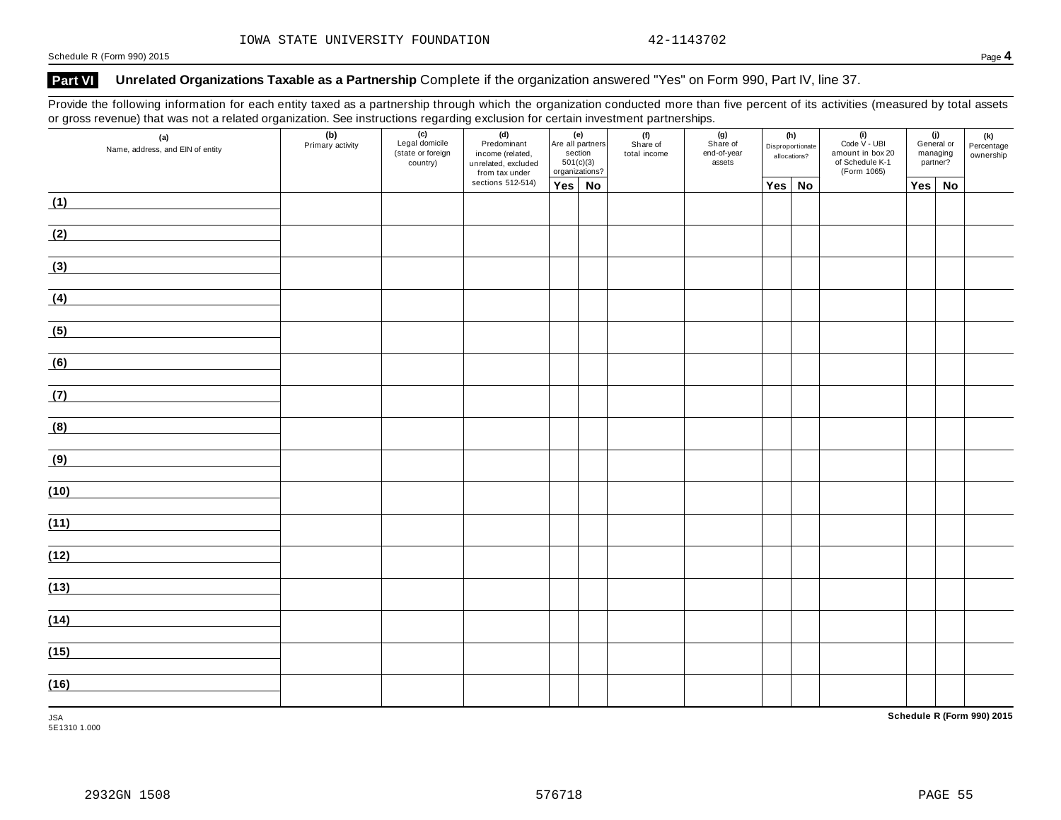IOWA STATE UNIVERSITY FOUNDATION 42-1143702

Schedule R (Form 990) 2015 Page **4**

## Part VI Unrelated Organizations Taxable as a Partnership

Complete if the organization answered "Yes" on Form 990, Part IV, line 37.

Provide the following information for each entity taxed as a partnership through which the organization conducted more than five percent of its activities (measured by total assets or gross revenue) that was not a related organization. See instructions regarding exclusion for certain investment partnerships.

| (a) Name, address, and EIN of entity | (b) Primary activity | (c) Legal domicile (state or foreign country) | (d) Predominant income (related, unrelated, excluded from tax under sections 512-514) | (e) Are all partners section 501(c)(3) organizations? | | (f) Share of total income | (g) Share of end-of-year assets | (h) Disproportionate allocations? | | (i) Code V - UBI amount in box 20 of Schedule K-1 (Form 1065) | (j) General or managing partner? | | (k) Percentage ownership |
|---|---|---|---|---|---|---|---|---|---|---|---|---|---|
| | | | | Yes | No | | | Yes | No | | Yes | No | |
| (1) | | | | | | | | | | | | | |
| (2) | | | | | | | | | | | | | |
| (3) | | | | | | | | | | | | | |
| (4) | | | | | | | | | | | | | |
| (5) | | | | | | | | | | | | | |
| (6) | | | | | | | | | | | | | |
| (7) | | | | | | | | | | | | | |
| (8) | | | | | | | | | | | | | |
| (9) | | | | | | | | | | | | | |
| (10) | | | | | | | | | | | | | |
| (11) | | | | | | | | | | | | | |
| (12) | | | | | | | | | | | | | |
| (13) | | | | | | | | | | | | | |
| (14) | | | | | | | | | | | | | |
| (15) | | | | | | | | | | | | | |
| (16) | | | | | | | | | | | | | |

JSA
5E1310 1.000

**Schedule R (Form 990) 2015**

2932GN 1508 576718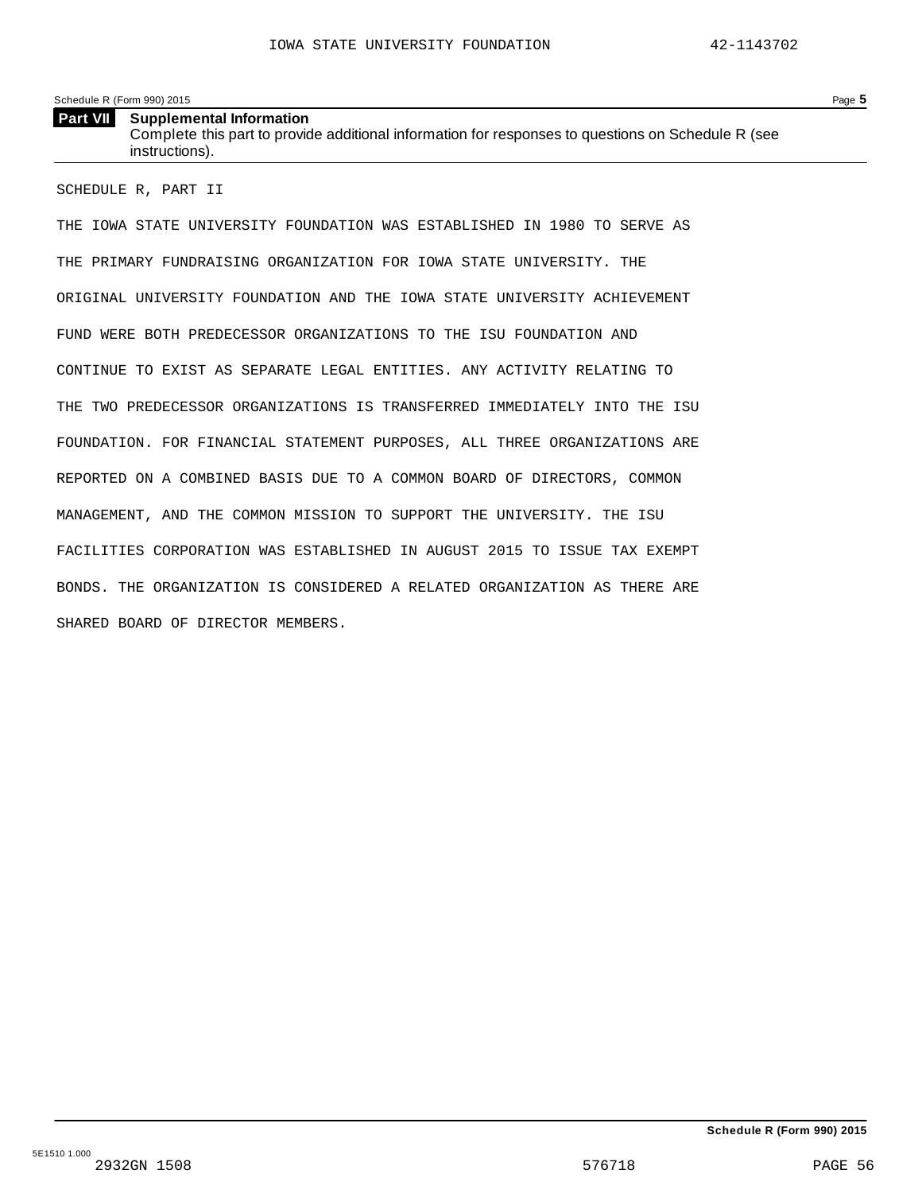## Part VII Supplemental Information

Complete this part to provide additional information for responses to questions on Schedule R (see instructions).

SCHEDULE R, PART II

THE IOWA STATE UNIVERSITY FOUNDATION WAS ESTABLISHED IN 1980 TO SERVE AS THE PRIMARY FUNDRAISING ORGANIZATION FOR IOWA STATE UNIVERSITY. THE ORIGINAL UNIVERSITY FOUNDATION AND THE IOWA STATE UNIVERSITY ACHIEVEMENT FUND WERE BOTH PREDECESSOR ORGANIZATIONS TO THE ISU FOUNDATION AND CONTINUE TO EXIST AS SEPARATE LEGAL ENTITIES. ANY ACTIVITY RELATING TO THE TWO PREDECESSOR ORGANIZATIONS IS TRANSFERRED IMMEDIATELY INTO THE ISU FOUNDATION. FOR FINANCIAL STATEMENT PURPOSES, ALL THREE ORGANIZATIONS ARE REPORTED ON A COMBINED BASIS DUE TO A COMMON BOARD OF DIRECTORS, COMMON MANAGEMENT, AND THE COMMON MISSION TO SUPPORT THE UNIVERSITY. THE ISU FACILITIES CORPORATION WAS ESTABLISHED IN AUGUST 2015 TO ISSUE TAX EXEMPT BONDS. THE ORGANIZATION IS CONSIDERED A RELATED ORGANIZATION AS THERE ARE SHARED BOARD OF DIRECTOR MEMBERS.